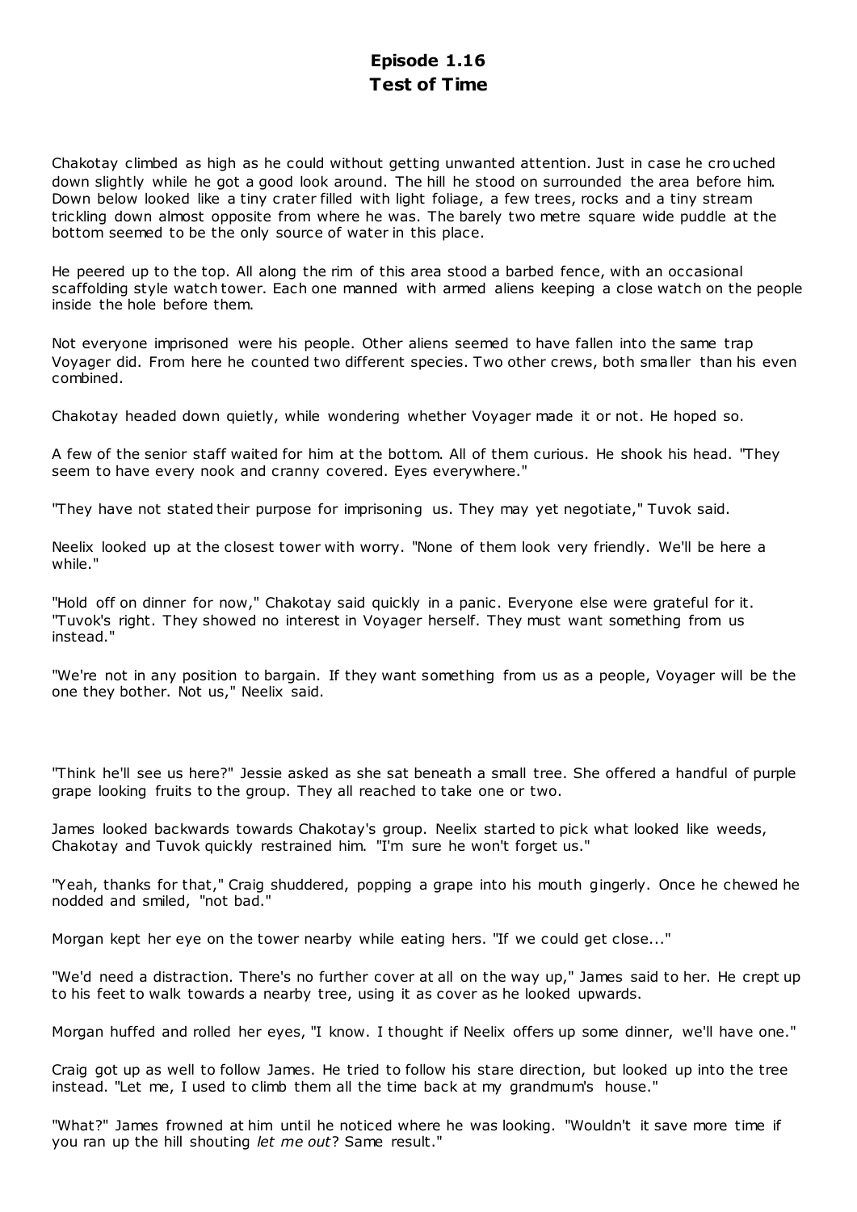# Episode 1.16
# Test of Time

Chakotay climbed as high as he could without getting unwanted attention. Just in case he crouched down slightly while he got a good look around. The hill he stood on surrounded the area before him. Down below looked like a tiny crater filled with light foliage, a few trees, rocks and a tiny stream trickling down almost opposite from where he was. The barely two metre square wide puddle at the bottom seemed to be the only source of water in this place.

He peered up to the top. All along the rim of this area stood a barbed fence, with an occasional scaffolding style watch tower. Each one manned with armed aliens keeping a close watch on the people inside the hole before them.

Not everyone imprisoned were his people. Other aliens seemed to have fallen into the same trap Voyager did. From here he counted two different species. Two other crews, both smaller than his even combined.

Chakotay headed down quietly, while wondering whether Voyager made it or not. He hoped so.

A few of the senior staff waited for him at the bottom. All of them curious. He shook his head. "They seem to have every nook and cranny covered. Eyes everywhere."

"They have not stated their purpose for imprisoning us. They may yet negotiate," Tuvok said.

Neelix looked up at the closest tower with worry. "None of them look very friendly. We'll be here a while."

"Hold off on dinner for now," Chakotay said quickly in a panic. Everyone else were grateful for it. "Tuvok's right. They showed no interest in Voyager herself. They must want something from us instead."

"We're not in any position to bargain. If they want something from us as a people, Voyager will be the one they bother. Not us," Neelix said.

"Think he'll see us here?" Jessie asked as she sat beneath a small tree. She offered a handful of purple grape looking fruits to the group. They all reached to take one or two.

James looked backwards towards Chakotay's group. Neelix started to pick what looked like weeds, Chakotay and Tuvok quickly restrained him. "I'm sure he won't forget us."

"Yeah, thanks for that," Craig shuddered, popping a grape into his mouth gingerly. Once he chewed he nodded and smiled, "not bad."

Morgan kept her eye on the tower nearby while eating hers. "If we could get close..."

"We'd need a distraction. There's no further cover at all on the way up," James said to her. He crept up to his feet to walk towards a nearby tree, using it as cover as he looked upwards.

Morgan huffed and rolled her eyes, "I know. I thought if Neelix offers up some dinner, we'll have one."

Craig got up as well to follow James. He tried to follow his stare direction, but looked up into the tree instead. "Let me, I used to climb them all the time back at my grandmum's house."

"What?" James frowned at him until he noticed where he was looking. "Wouldn't it save more time if you ran up the hill shouting *let me out*? Same result."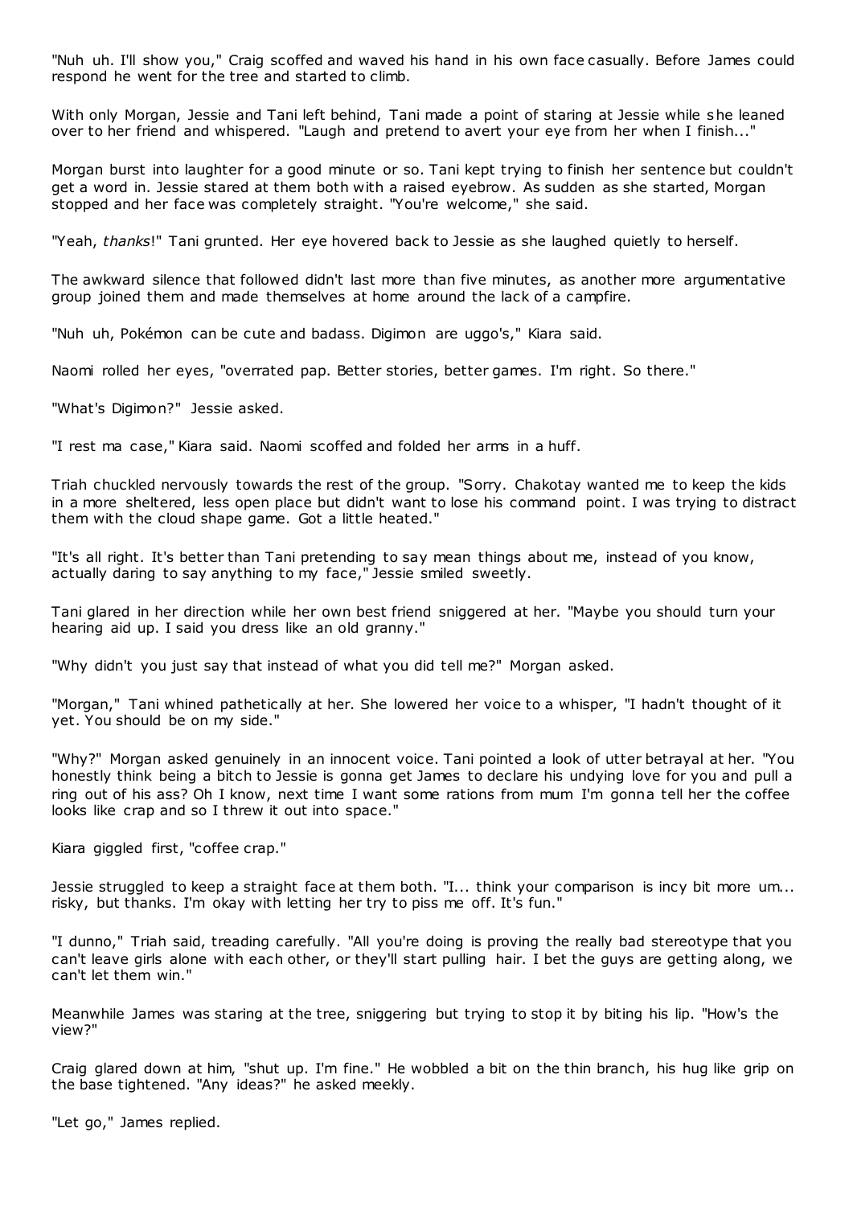"Nuh uh. I'll show you," Craig scoffed and waved his hand in his own face casually. Before James could respond he went for the tree and started to climb.

With only Morgan, Jessie and Tani left behind, Tani made a point of staring at Jessie while she leaned over to her friend and whispered. "Laugh and pretend to avert your eye from her when I finish..."

Morgan burst into laughter for a good minute or so. Tani kept trying to finish her sentence but couldn't get a word in. Jessie stared at them both with a raised eyebrow. As sudden as she started, Morgan stopped and her face was completely straight. "You're welcome," she said.

"Yeah, *thanks*!" Tani grunted. Her eye hovered back to Jessie as she laughed quietly to herself.

The awkward silence that followed didn't last more than five minutes, as another more argumentative group joined them and made themselves at home around the lack of a campfire.

"Nuh uh, Pokémon can be cute and badass. Digimon are uggo's," Kiara said.

Naomi rolled her eyes, "overrated pap. Better stories, better games. I'm right. So there."

"What's Digimon?" Jessie asked.

"I rest ma case," Kiara said. Naomi scoffed and folded her arms in a huff.

Triah chuckled nervously towards the rest of the group. "Sorry. Chakotay wanted me to keep the kids in a more sheltered, less open place but didn't want to lose his command point. I was trying to distract them with the cloud shape game. Got a little heated."

"It's all right. It's better than Tani pretending to say mean things about me, instead of you know, actually daring to say anything to my face," Jessie smiled sweetly.

Tani glared in her direction while her own best friend sniggered at her. "Maybe you should turn your hearing aid up. I said you dress like an old granny."

"Why didn't you just say that instead of what you did tell me?" Morgan asked.

"Morgan," Tani whined pathetically at her. She lowered her voice to a whisper, "I hadn't thought of it yet. You should be on my side."

"Why?" Morgan asked genuinely in an innocent voice. Tani pointed a look of utter betrayal at her. "You honestly think being a bitch to Jessie is gonna get James to declare his undying love for you and pull a ring out of his ass? Oh I know, next time I want some rations from mum I'm gonna tell her the coffee looks like crap and so I threw it out into space."

Kiara giggled first, "coffee crap."

Jessie struggled to keep a straight face at them both. "I... think your comparison is incy bit more um... risky, but thanks. I'm okay with letting her try to piss me off. It's fun."

"I dunno," Triah said, treading carefully. "All you're doing is proving the really bad stereotype that you can't leave girls alone with each other, or they'll start pulling hair. I bet the guys are getting along, we can't let them win."

Meanwhile James was staring at the tree, sniggering but trying to stop it by biting his lip. "How's the view?"

Craig glared down at him, "shut up. I'm fine." He wobbled a bit on the thin branch, his hug like grip on the base tightened. "Any ideas?" he asked meekly.

"Let go," James replied.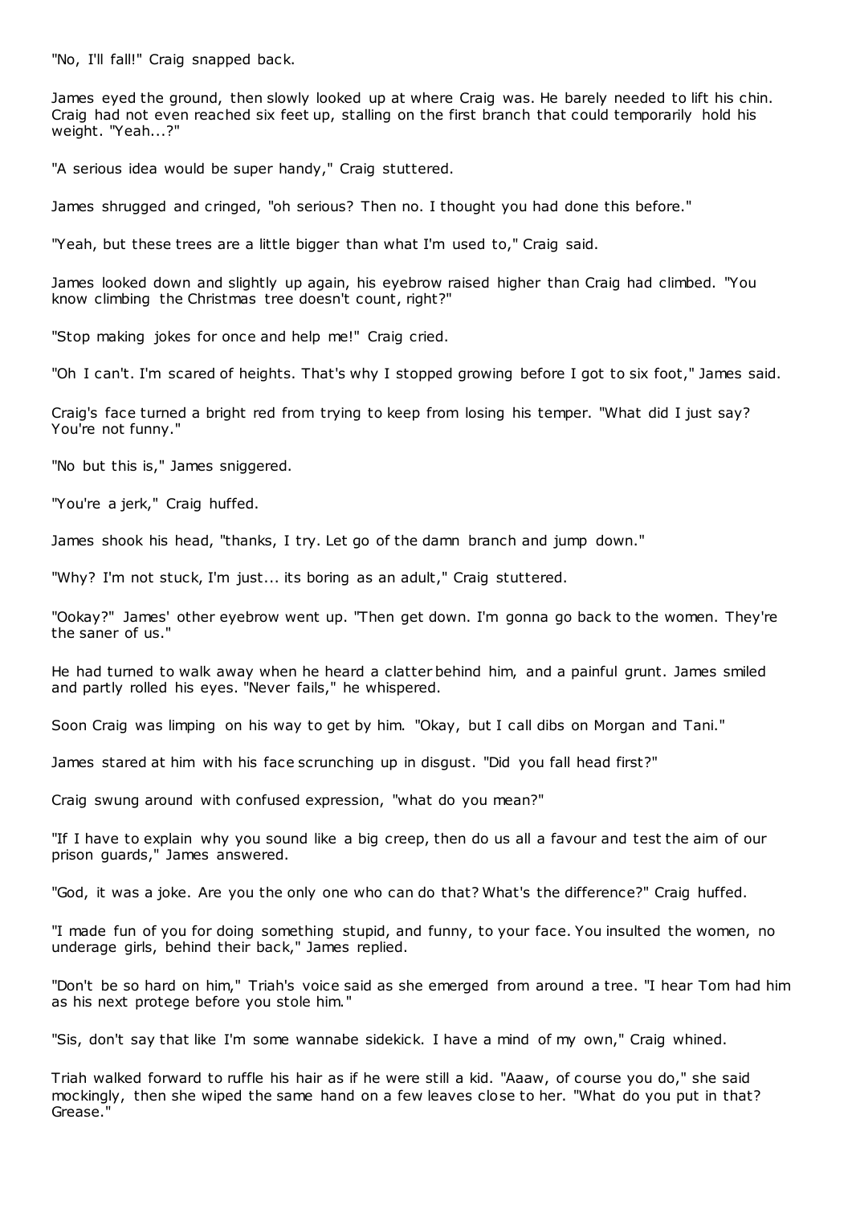"No, I'll fall!" Craig snapped back.

James eyed the ground, then slowly looked up at where Craig was. He barely needed to lift his chin. Craig had not even reached six feet up, stalling on the first branch that could temporarily hold his weight. "Yeah...?"

"A serious idea would be super handy," Craig stuttered.

James shrugged and cringed, "oh serious? Then no. I thought you had done this before."

"Yeah, but these trees are a little bigger than what I'm used to," Craig said.

James looked down and slightly up again, his eyebrow raised higher than Craig had climbed. "You know climbing the Christmas tree doesn't count, right?"

"Stop making jokes for once and help me!" Craig cried.

"Oh I can't. I'm scared of heights. That's why I stopped growing before I got to six foot," James said.

Craig's face turned a bright red from trying to keep from losing his temper. "What did I just say? You're not funny."

"No but this is," James sniggered.

"You're a jerk," Craig huffed.

James shook his head, "thanks, I try. Let go of the damn branch and jump down."

"Why? I'm not stuck, I'm just... its boring as an adult," Craig stuttered.

"Ookay?" James' other eyebrow went up. "Then get down. I'm gonna go back to the women. They're the saner of us."

He had turned to walk away when he heard a clatter behind him, and a painful grunt. James smiled and partly rolled his eyes. "Never fails," he whispered.

Soon Craig was limping on his way to get by him. "Okay, but I call dibs on Morgan and Tani."

James stared at him with his face scrunching up in disgust. "Did you fall head first?"

Craig swung around with confused expression, "what do you mean?"

"If I have to explain why you sound like a big creep, then do us all a favour and test the aim of our prison guards," James answered.

"God, it was a joke. Are you the only one who can do that? What's the difference?" Craig huffed.

"I made fun of you for doing something stupid, and funny, to your face. You insulted the women, no underage girls, behind their back," James replied.

"Don't be so hard on him," Triah's voice said as she emerged from around a tree. "I hear Tom had him as his next protege before you stole him."

"Sis, don't say that like I'm some wannabe sidekick. I have a mind of my own," Craig whined.

Triah walked forward to ruffle his hair as if he were still a kid. "Aaaw, of course you do," she said mockingly, then she wiped the same hand on a few leaves close to her. "What do you put in that? Grease."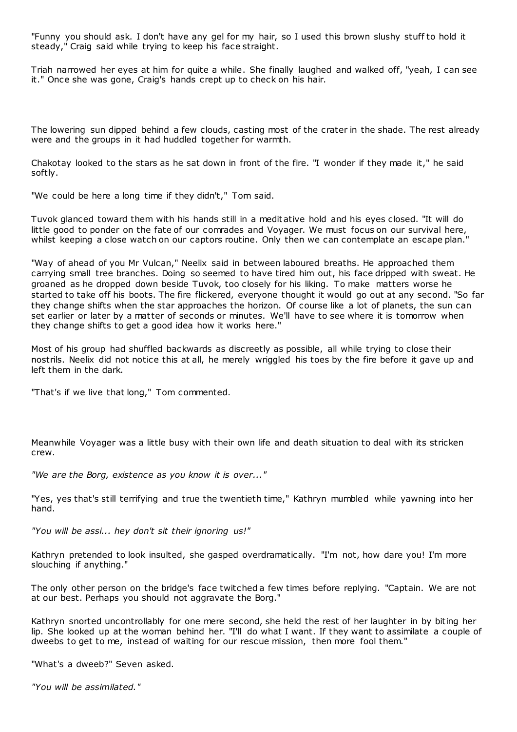"Funny you should ask. I don't have any gel for my hair, so I used this brown slushy stuff to hold it steady," Craig said while trying to keep his face straight.

Triah narrowed her eyes at him for quite a while. She finally laughed and walked off, "yeah, I can see it." Once she was gone, Craig's hands crept up to check on his hair.

The lowering sun dipped behind a few clouds, casting most of the crater in the shade. The rest already were and the groups in it had huddled together for warmth.

Chakotay looked to the stars as he sat down in front of the fire. "I wonder if they made it," he said softly.

"We could be here a long time if they didn't," Tom said.

Tuvok glanced toward them with his hands still in a meditative hold and his eyes closed. "It will do little good to ponder on the fate of our comrades and Voyager. We must focus on our survival here, whilst keeping a close watch on our captors routine. Only then we can contemplate an escape plan."

"Way of ahead of you Mr Vulcan," Neelix said in between laboured breaths. He approached them carrying small tree branches. Doing so seemed to have tired him out, his face dripped with sweat. He groaned as he dropped down beside Tuvok, too closely for his liking. To make matters worse he started to take off his boots. The fire flickered, everyone thought it would go out at any second. "So far they change shifts when the star approaches the horizon. Of course like a lot of planets, the sun can set earlier or later by a matter of seconds or minutes. We'll have to see where it is tomorrow when they change shifts to get a good idea how it works here."

Most of his group had shuffled backwards as discreetly as possible, all while trying to close their nostrils. Neelix did not notice this at all, he merely wriggled his toes by the fire before it gave up and left them in the dark.

"That's if we live that long," Tom commented.

Meanwhile Voyager was a little busy with their own life and death situation to deal with its stricken crew.

*"We are the Borg, existence as you know it is over..."*

"Yes, yes that's still terrifying and true the twentieth time," Kathryn mumbled while yawning into her hand.

*"You will be assi... hey don't sit their ignoring us!"*

Kathryn pretended to look insulted, she gasped overdramatically. "I'm not, how dare you! I'm more slouching if anything."

The only other person on the bridge's face twitched a few times before replying. "Captain. We are not at our best. Perhaps you should not aggravate the Borg."

Kathryn snorted uncontrollably for one mere second, she held the rest of her laughter in by biting her lip. She looked up at the woman behind her. "I'll do what I want. If they want to assimilate a couple of dweebs to get to me, instead of waiting for our rescue mission, then more fool them."

"What's a dweeb?" Seven asked.

*"You will be assimilated."*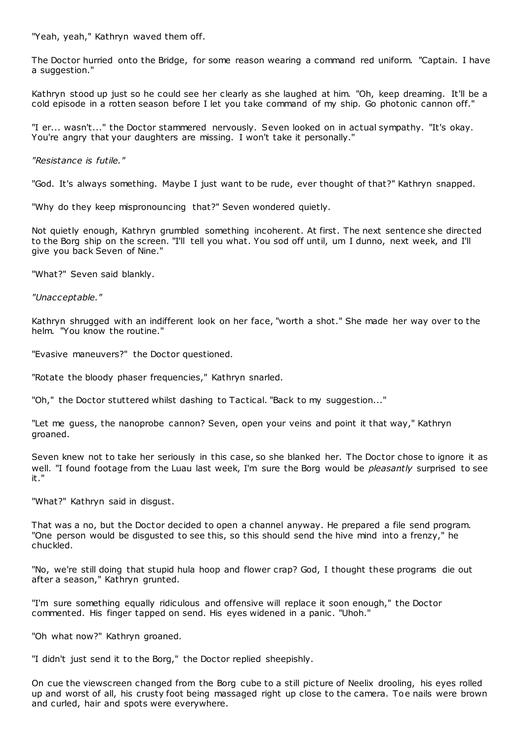"Yeah, yeah," Kathryn waved them off.

The Doctor hurried onto the Bridge, for some reason wearing a command red uniform. "Captain. I have a suggestion."

Kathryn stood up just so he could see her clearly as she laughed at him. "Oh, keep dreaming. It'll be a cold episode in a rotten season before I let you take command of my ship. Go photonic cannon off."

"I er... wasn't..." the Doctor stammered nervously. Seven looked on in actual sympathy. "It's okay. You're angry that your daughters are missing. I won't take it personally."

*"Resistance is futile."*

"God. It's always something. Maybe I just want to be rude, ever thought of that?" Kathryn snapped.

"Why do they keep mispronouncing that?" Seven wondered quietly.

Not quietly enough, Kathryn grumbled something incoherent. At first. The next sentence she directed to the Borg ship on the screen. "I'll tell you what. You sod off until, um I dunno, next week, and I'll give you back Seven of Nine."

"What?" Seven said blankly.

*"Unacceptable."*

Kathryn shrugged with an indifferent look on her face, "worth a shot." She made her way over to the helm. "You know the routine."

"Evasive maneuvers?" the Doctor questioned.

"Rotate the bloody phaser frequencies," Kathryn snarled.

"Oh," the Doctor stuttered whilst dashing to Tactical. "Back to my suggestion..."

"Let me guess, the nanoprobe cannon? Seven, open your veins and point it that way," Kathryn groaned.

Seven knew not to take her seriously in this case, so she blanked her. The Doctor chose to ignore it as well. "I found footage from the Luau last week, I'm sure the Borg would be *pleasantly* surprised to see it."

"What?" Kathryn said in disgust.

That was a no, but the Doctor decided to open a channel anyway. He prepared a file send program. "One person would be disgusted to see this, so this should send the hive mind into a frenzy," he chuckled.

"No, we're still doing that stupid hula hoop and flower crap? God, I thought these programs die out after a season," Kathryn grunted.

"I'm sure something equally ridiculous and offensive will replace it soon enough," the Doctor commented. His finger tapped on send. His eyes widened in a panic. "Uhoh."

"Oh what now?" Kathryn groaned.

"I didn't just send it to the Borg," the Doctor replied sheepishly.

On cue the viewscreen changed from the Borg cube to a still picture of Neelix drooling, his eyes rolled up and worst of all, his crusty foot being massaged right up close to the camera. Toe nails were brown and curled, hair and spots were everywhere.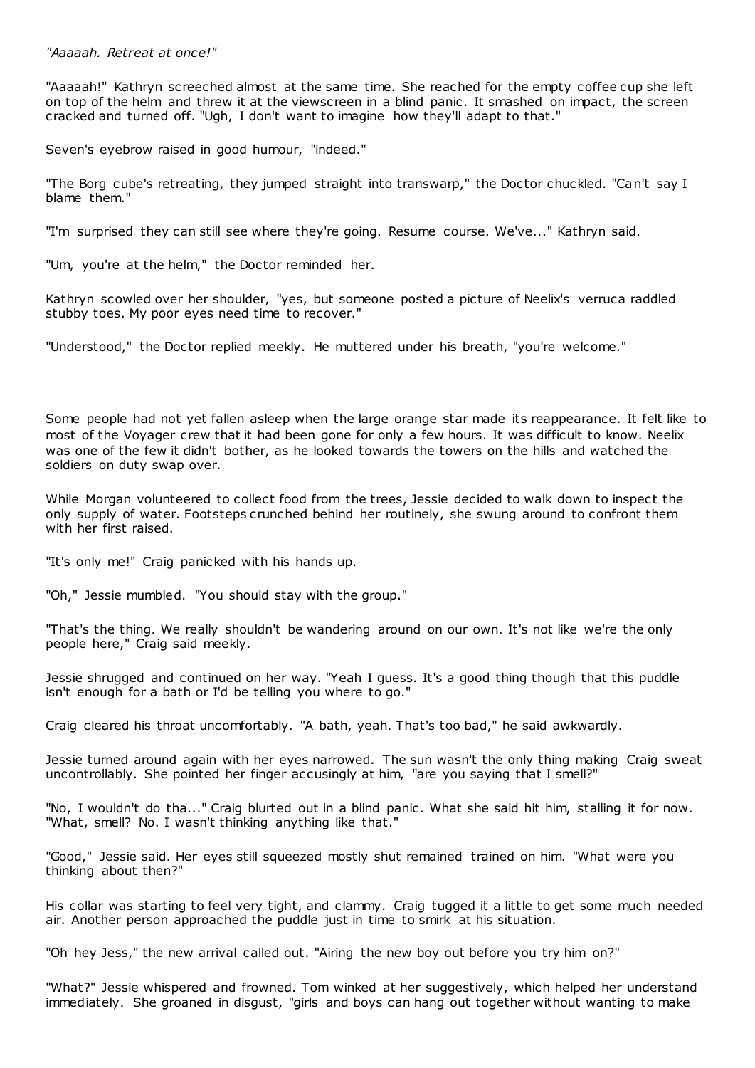*"Aaaaah. Retreat at once!"*

"Aaaaah!" Kathryn screeched almost at the same time. She reached for the empty coffee cup she left on top of the helm and threw it at the viewscreen in a blind panic. It smashed on impact, the screen cracked and turned off. "Ugh, I don't want to imagine how they'll adapt to that."

Seven's eyebrow raised in good humour, "indeed."

"The Borg cube's retreating, they jumped straight into transwarp," the Doctor chuckled. "Can't say I blame them."

"I'm surprised they can still see where they're going. Resume course. We've..." Kathryn said.

"Um, you're at the helm," the Doctor reminded her.

Kathryn scowled over her shoulder, "yes, but someone posted a picture of Neelix's verruca raddled stubby toes. My poor eyes need time to recover."

"Understood," the Doctor replied meekly. He muttered under his breath, "you're welcome."

Some people had not yet fallen asleep when the large orange star made its reappearance. It felt like to most of the Voyager crew that it had been gone for only a few hours. It was difficult to know. Neelix was one of the few it didn't bother, as he looked towards the towers on the hills and watched the soldiers on duty swap over.

While Morgan volunteered to collect food from the trees, Jessie decided to walk down to inspect the only supply of water. Footsteps crunched behind her routinely, she swung around to confront them with her first raised.

"It's only me!" Craig panicked with his hands up.

"Oh," Jessie mumbled. "You should stay with the group."

"That's the thing. We really shouldn't be wandering around on our own. It's not like we're the only people here," Craig said meekly.

Jessie shrugged and continued on her way. "Yeah I guess. It's a good thing though that this puddle isn't enough for a bath or I'd be telling you where to go."

Craig cleared his throat uncomfortably. "A bath, yeah. That's too bad," he said awkwardly.

Jessie turned around again with her eyes narrowed. The sun wasn't the only thing making Craig sweat uncontrollably. She pointed her finger accusingly at him, "are you saying that I smell?"

"No, I wouldn't do tha..." Craig blurted out in a blind panic. What she said hit him, stalling it for now. "What, smell? No. I wasn't thinking anything like that."

"Good," Jessie said. Her eyes still squeezed mostly shut remained trained on him. "What were you thinking about then?"

His collar was starting to feel very tight, and clammy. Craig tugged it a little to get some much needed air. Another person approached the puddle just in time to smirk at his situation.

"Oh hey Jess," the new arrival called out. "Airing the new boy out before you try him on?"

"What?" Jessie whispered and frowned. Tom winked at her suggestively, which helped her understand immediately. She groaned in disgust, "girls and boys can hang out together without wanting to make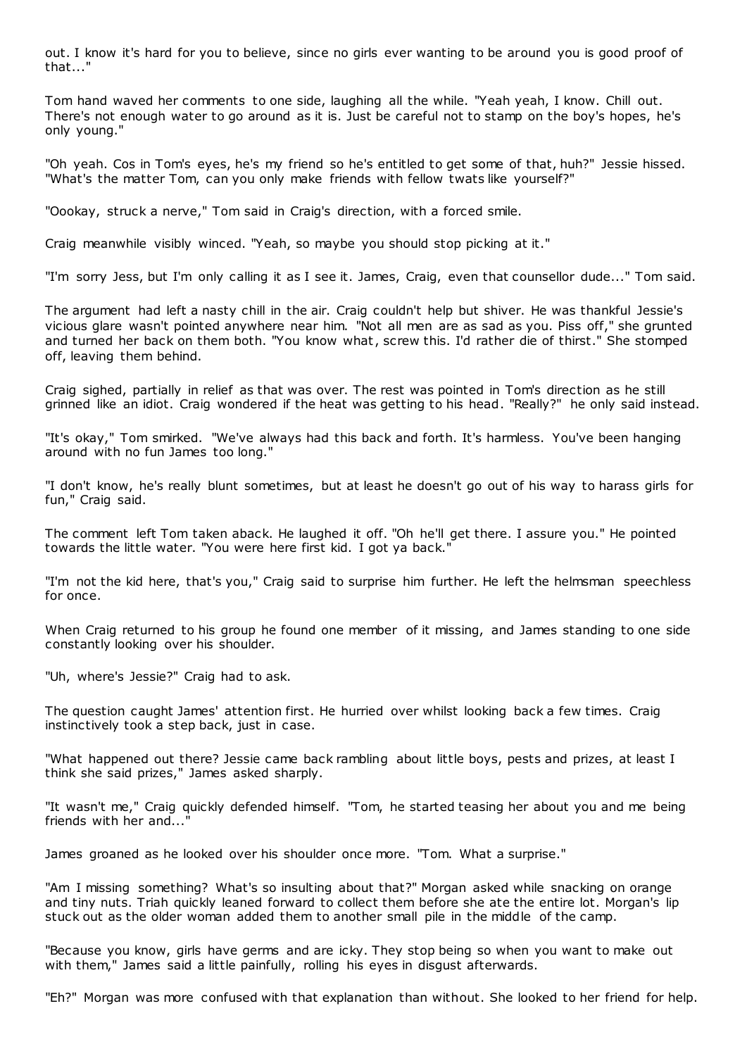out. I know it's hard for you to believe, since no girls ever wanting to be around you is good proof of that..."

Tom hand waved her comments to one side, laughing all the while. "Yeah yeah, I know. Chill out. There's not enough water to go around as it is. Just be careful not to stamp on the boy's hopes, he's only young."

"Oh yeah. Cos in Tom's eyes, he's my friend so he's entitled to get some of that, huh?" Jessie hissed. "What's the matter Tom, can you only make friends with fellow twats like yourself?"

"Oookay, struck a nerve," Tom said in Craig's direction, with a forced smile.

Craig meanwhile visibly winced. "Yeah, so maybe you should stop picking at it."

"I'm sorry Jess, but I'm only calling it as I see it. James, Craig, even that counsellor dude..." Tom said.

The argument had left a nasty chill in the air. Craig couldn't help but shiver. He was thankful Jessie's vicious glare wasn't pointed anywhere near him. "Not all men are as sad as you. Piss off," she grunted and turned her back on them both. "You know what, screw this. I'd rather die of thirst." She stomped off, leaving them behind.

Craig sighed, partially in relief as that was over. The rest was pointed in Tom's direction as he still grinned like an idiot. Craig wondered if the heat was getting to his head. "Really?" he only said instead.

"It's okay," Tom smirked. "We've always had this back and forth. It's harmless. You've been hanging around with no fun James too long."

"I don't know, he's really blunt sometimes, but at least he doesn't go out of his way to harass girls for fun," Craig said.

The comment left Tom taken aback. He laughed it off. "Oh he'll get there. I assure you." He pointed towards the little water. "You were here first kid. I got ya back."

"I'm not the kid here, that's you," Craig said to surprise him further. He left the helmsman speechless for once.

When Craig returned to his group he found one member of it missing, and James standing to one side constantly looking over his shoulder.

"Uh, where's Jessie?" Craig had to ask.

The question caught James' attention first. He hurried over whilst looking back a few times. Craig instinctively took a step back, just in case.

"What happened out there? Jessie came back rambling about little boys, pests and prizes, at least I think she said prizes," James asked sharply.

"It wasn't me," Craig quickly defended himself. "Tom, he started teasing her about you and me being friends with her and..."

James groaned as he looked over his shoulder once more. "Tom. What a surprise."

"Am I missing something? What's so insulting about that?" Morgan asked while snacking on orange and tiny nuts. Triah quickly leaned forward to collect them before she ate the entire lot. Morgan's lip stuck out as the older woman added them to another small pile in the middle of the camp.

"Because you know, girls have germs and are icky. They stop being so when you want to make out with them," James said a little painfully, rolling his eyes in disgust afterwards.

"Eh?" Morgan was more confused with that explanation than without. She looked to her friend for help.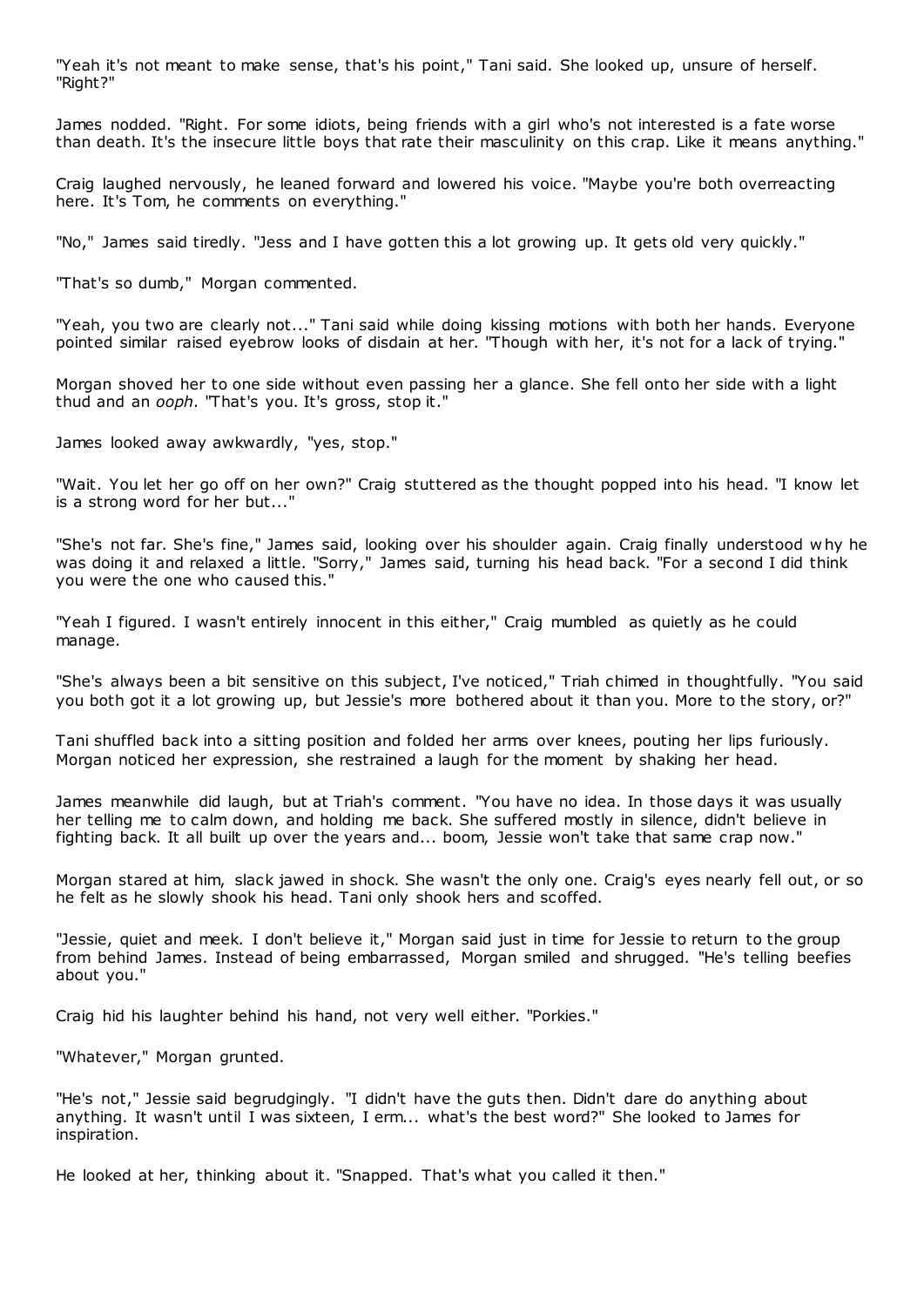"Yeah it's not meant to make sense, that's his point," Tani said. She looked up, unsure of herself. "Right?"

James nodded. "Right. For some idiots, being friends with a girl who's not interested is a fate worse than death. It's the insecure little boys that rate their masculinity on this crap. Like it means anything."

Craig laughed nervously, he leaned forward and lowered his voice. "Maybe you're both overreacting here. It's Tom, he comments on everything."

"No," James said tiredly. "Jess and I have gotten this a lot growing up. It gets old very quickly."

"That's so dumb," Morgan commented.

"Yeah, you two are clearly not..." Tani said while doing kissing motions with both her hands. Everyone pointed similar raised eyebrow looks of disdain at her. "Though with her, it's not for a lack of trying."

Morgan shoved her to one side without even passing her a glance. She fell onto her side with a light thud and an *ooph*. "That's you. It's gross, stop it."

James looked away awkwardly, "yes, stop."

"Wait. You let her go off on her own?" Craig stuttered as the thought popped into his head. "I know let is a strong word for her but..."

"She's not far. She's fine," James said, looking over his shoulder again. Craig finally understood why he was doing it and relaxed a little. "Sorry," James said, turning his head back. "For a second I did think you were the one who caused this."

"Yeah I figured. I wasn't entirely innocent in this either," Craig mumbled as quietly as he could manage.

"She's always been a bit sensitive on this subject, I've noticed," Triah chimed in thoughtfully. "You said you both got it a lot growing up, but Jessie's more bothered about it than you. More to the story, or?"

Tani shuffled back into a sitting position and folded her arms over knees, pouting her lips furiously. Morgan noticed her expression, she restrained a laugh for the moment by shaking her head.

James meanwhile did laugh, but at Triah's comment. "You have no idea. In those days it was usually her telling me to calm down, and holding me back. She suffered mostly in silence, didn't believe in fighting back. It all built up over the years and... boom, Jessie won't take that same crap now."

Morgan stared at him, slack jawed in shock. She wasn't the only one. Craig's eyes nearly fell out, or so he felt as he slowly shook his head. Tani only shook hers and scoffed.

"Jessie, quiet and meek. I don't believe it," Morgan said just in time for Jessie to return to the group from behind James. Instead of being embarrassed, Morgan smiled and shrugged. "He's telling beefies about you."

Craig hid his laughter behind his hand, not very well either. "Porkies."

"Whatever," Morgan grunted.

"He's not," Jessie said begrudgingly. "I didn't have the guts then. Didn't dare do anything about anything. It wasn't until I was sixteen, I erm... what's the best word?" She looked to James for inspiration.

He looked at her, thinking about it. "Snapped. That's what you called it then."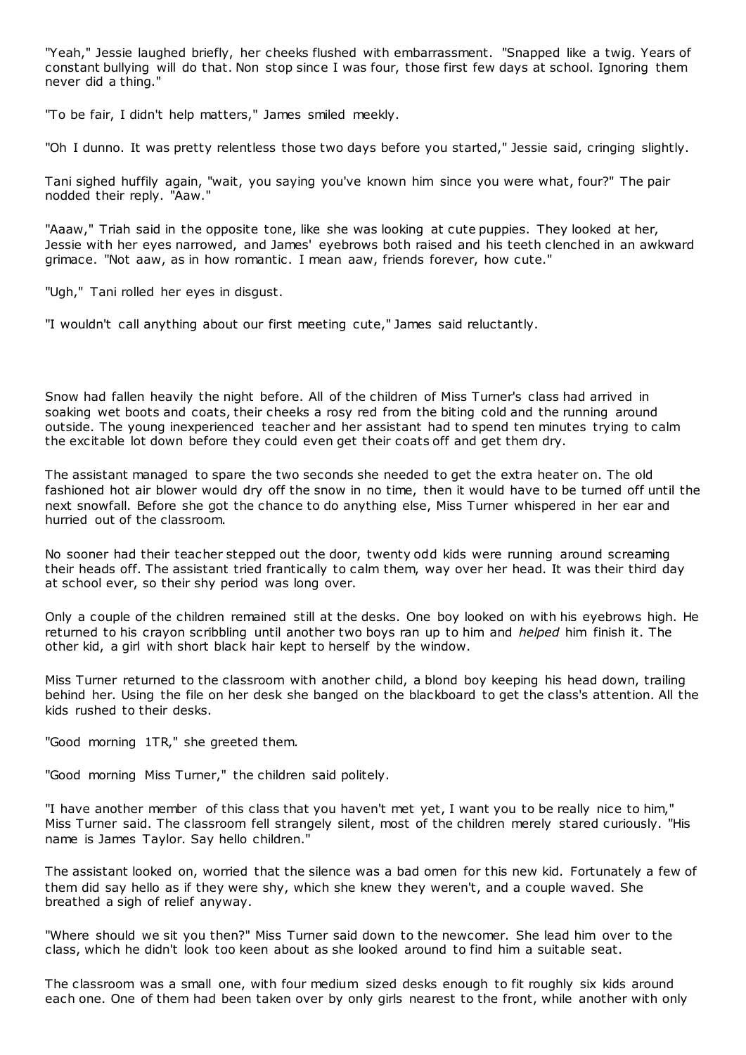"Yeah," Jessie laughed briefly, her cheeks flushed with embarrassment. "Snapped like a twig. Years of constant bullying will do that. Non stop since I was four, those first few days at school. Ignoring them never did a thing."

"To be fair, I didn't help matters," James smiled meekly.

"Oh I dunno. It was pretty relentless those two days before you started," Jessie said, cringing slightly.

Tani sighed huffily again, "wait, you saying you've known him since you were what, four?" The pair nodded their reply. "Aaw."

"Aaaw," Triah said in the opposite tone, like she was looking at cute puppies. They looked at her, Jessie with her eyes narrowed, and James' eyebrows both raised and his teeth clenched in an awkward grimace. "Not aaw, as in how romantic. I mean aaw, friends forever, how cute."

"Ugh," Tani rolled her eyes in disgust.

"I wouldn't call anything about our first meeting cute," James said reluctantly.

Snow had fallen heavily the night before. All of the children of Miss Turner's class had arrived in soaking wet boots and coats, their cheeks a rosy red from the biting cold and the running around outside. The young inexperienced teacher and her assistant had to spend ten minutes trying to calm the excitable lot down before they could even get their coats off and get them dry.

The assistant managed to spare the two seconds she needed to get the extra heater on. The old fashioned hot air blower would dry off the snow in no time, then it would have to be turned off until the next snowfall. Before she got the chance to do anything else, Miss Turner whispered in her ear and hurried out of the classroom.

No sooner had their teacher stepped out the door, twenty odd kids were running around screaming their heads off. The assistant tried frantically to calm them, way over her head. It was their third day at school ever, so their shy period was long over.

Only a couple of the children remained still at the desks. One boy looked on with his eyebrows high. He returned to his crayon scribbling until another two boys ran up to him and *helped* him finish it. The other kid, a girl with short black hair kept to herself by the window.

Miss Turner returned to the classroom with another child, a blond boy keeping his head down, trailing behind her. Using the file on her desk she banged on the blackboard to get the class's attention. All the kids rushed to their desks.

"Good morning 1TR," she greeted them.

"Good morning Miss Turner," the children said politely.

"I have another member of this class that you haven't met yet, I want you to be really nice to him," Miss Turner said. The classroom fell strangely silent, most of the children merely stared curiously. "His name is James Taylor. Say hello children."

The assistant looked on, worried that the silence was a bad omen for this new kid. Fortunately a few of them did say hello as if they were shy, which she knew they weren't, and a couple waved. She breathed a sigh of relief anyway.

"Where should we sit you then?" Miss Turner said down to the newcomer. She lead him over to the class, which he didn't look too keen about as she looked around to find him a suitable seat.

The classroom was a small one, with four medium sized desks enough to fit roughly six kids around each one. One of them had been taken over by only girls nearest to the front, while another with only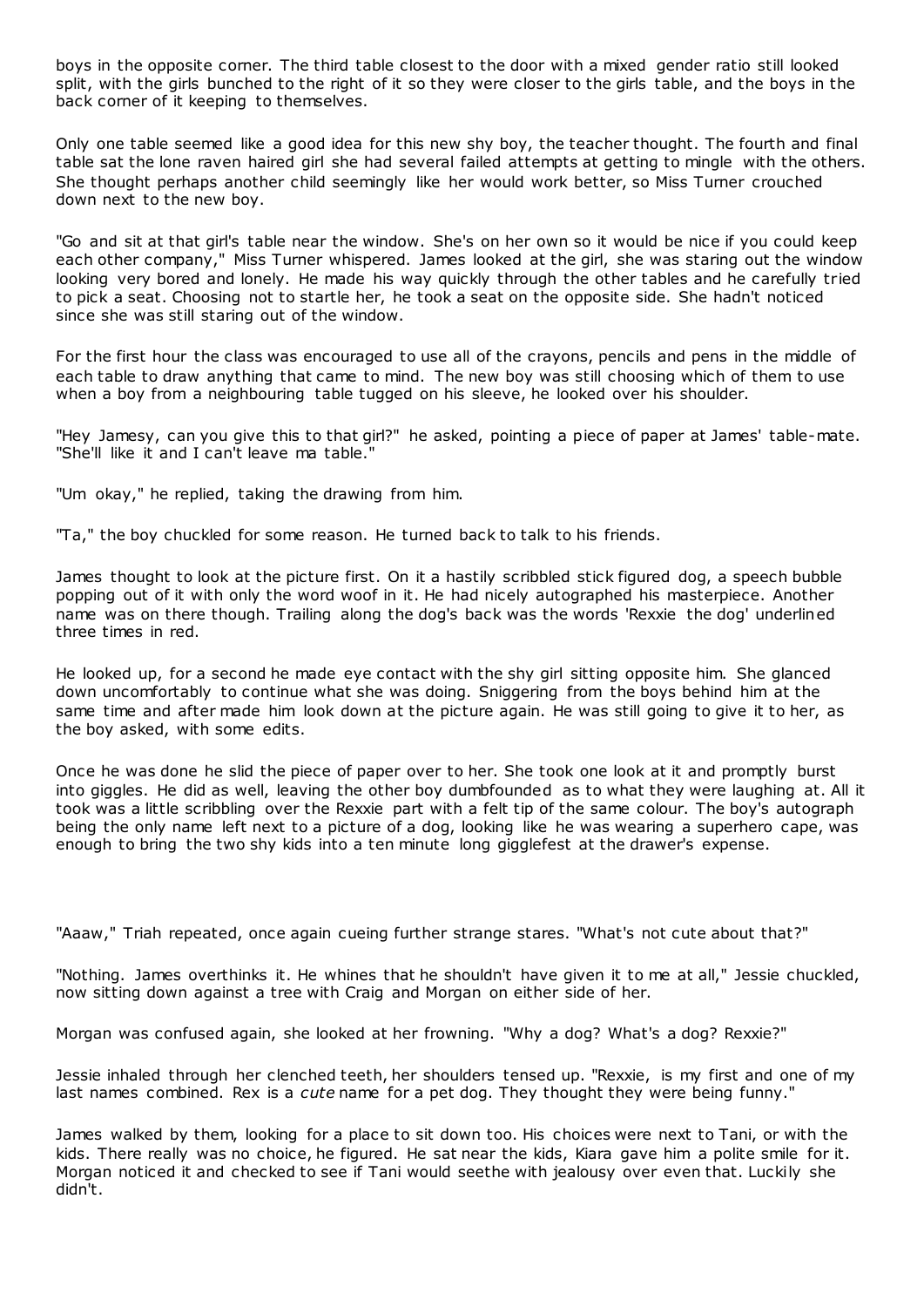boys in the opposite corner. The third table closest to the door with a mixed gender ratio still looked split, with the girls bunched to the right of it so they were closer to the girls table, and the boys in the back corner of it keeping to themselves.

Only one table seemed like a good idea for this new shy boy, the teacher thought. The fourth and final table sat the lone raven haired girl she had several failed attempts at getting to mingle with the others. She thought perhaps another child seemingly like her would work better, so Miss Turner crouched down next to the new boy.

"Go and sit at that girl's table near the window. She's on her own so it would be nice if you could keep each other company," Miss Turner whispered. James looked at the girl, she was staring out the window looking very bored and lonely. He made his way quickly through the other tables and he carefully tried to pick a seat. Choosing not to startle her, he took a seat on the opposite side. She hadn't noticed since she was still staring out of the window.

For the first hour the class was encouraged to use all of the crayons, pencils and pens in the middle of each table to draw anything that came to mind. The new boy was still choosing which of them to use when a boy from a neighbouring table tugged on his sleeve, he looked over his shoulder.

"Hey Jamesy, can you give this to that girl?" he asked, pointing a piece of paper at James' table-mate. "She'll like it and I can't leave ma table."

"Um okay," he replied, taking the drawing from him.

"Ta," the boy chuckled for some reason. He turned back to talk to his friends.

James thought to look at the picture first. On it a hastily scribbled stick figured dog, a speech bubble popping out of it with only the word woof in it. He had nicely autographed his masterpiece. Another name was on there though. Trailing along the dog's back was the words 'Rexxie the dog' underlined three times in red.

He looked up, for a second he made eye contact with the shy girl sitting opposite him. She glanced down uncomfortably to continue what she was doing. Sniggering from the boys behind him at the same time and after made him look down at the picture again. He was still going to give it to her, as the boy asked, with some edits.

Once he was done he slid the piece of paper over to her. She took one look at it and promptly burst into giggles. He did as well, leaving the other boy dumbfounded as to what they were laughing at. All it took was a little scribbling over the Rexxie part with a felt tip of the same colour. The boy's autograph being the only name left next to a picture of a dog, looking like he was wearing a superhero cape, was enough to bring the two shy kids into a ten minute long gigglefest at the drawer's expense.

"Aaaw," Triah repeated, once again cueing further strange stares. "What's not cute about that?"

"Nothing. James overthinks it. He whines that he shouldn't have given it to me at all," Jessie chuckled, now sitting down against a tree with Craig and Morgan on either side of her.

Morgan was confused again, she looked at her frowning. "Why a dog? What's a dog? Rexxie?"

Jessie inhaled through her clenched teeth, her shoulders tensed up. "Rexxie, is my first and one of my last names combined. Rex is a *cute* name for a pet dog. They thought they were being funny."

James walked by them, looking for a place to sit down too. His choices were next to Tani, or with the kids. There really was no choice, he figured. He sat near the kids, Kiara gave him a polite smile for it. Morgan noticed it and checked to see if Tani would seethe with jealousy over even that. Luckily she didn't.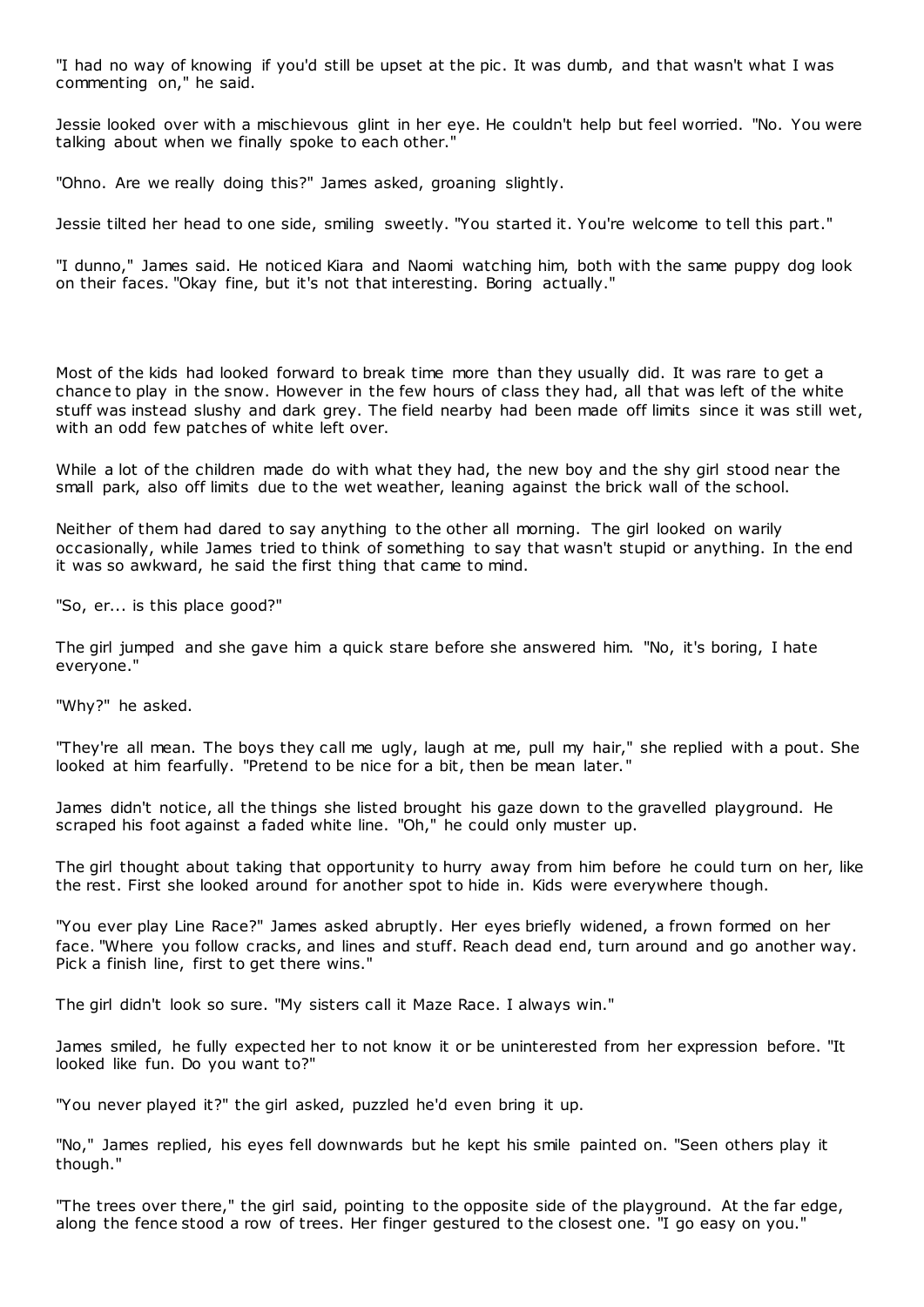"I had no way of knowing if you'd still be upset at the pic. It was dumb, and that wasn't what I was commenting on," he said.

Jessie looked over with a mischievous glint in her eye. He couldn't help but feel worried. "No. You were talking about when we finally spoke to each other."

"Ohno. Are we really doing this?" James asked, groaning slightly.

Jessie tilted her head to one side, smiling sweetly. "You started it. You're welcome to tell this part."

"I dunno," James said. He noticed Kiara and Naomi watching him, both with the same puppy dog look on their faces. "Okay fine, but it's not that interesting. Boring actually."

Most of the kids had looked forward to break time more than they usually did. It was rare to get a chance to play in the snow. However in the few hours of class they had, all that was left of the white stuff was instead slushy and dark grey. The field nearby had been made off limits since it was still wet, with an odd few patches of white left over.

While a lot of the children made do with what they had, the new boy and the shy girl stood near the small park, also off limits due to the wet weather, leaning against the brick wall of the school.

Neither of them had dared to say anything to the other all morning. The girl looked on warily occasionally, while James tried to think of something to say that wasn't stupid or anything. In the end it was so awkward, he said the first thing that came to mind.

"So, er... is this place good?"

The girl jumped and she gave him a quick stare before she answered him. "No, it's boring, I hate everyone."

"Why?" he asked.

"They're all mean. The boys they call me ugly, laugh at me, pull my hair," she replied with a pout. She looked at him fearfully. "Pretend to be nice for a bit, then be mean later."

James didn't notice, all the things she listed brought his gaze down to the gravelled playground. He scraped his foot against a faded white line. "Oh," he could only muster up.

The girl thought about taking that opportunity to hurry away from him before he could turn on her, like the rest. First she looked around for another spot to hide in. Kids were everywhere though.

"You ever play Line Race?" James asked abruptly. Her eyes briefly widened, a frown formed on her face. "Where you follow cracks, and lines and stuff. Reach dead end, turn around and go another way. Pick a finish line, first to get there wins."

The girl didn't look so sure. "My sisters call it Maze Race. I always win."

James smiled, he fully expected her to not know it or be uninterested from her expression before. "It looked like fun. Do you want to?"

"You never played it?" the girl asked, puzzled he'd even bring it up.

"No," James replied, his eyes fell downwards but he kept his smile painted on. "Seen others play it though."

"The trees over there," the girl said, pointing to the opposite side of the playground. At the far edge, along the fence stood a row of trees. Her finger gestured to the closest one. "I go easy on you."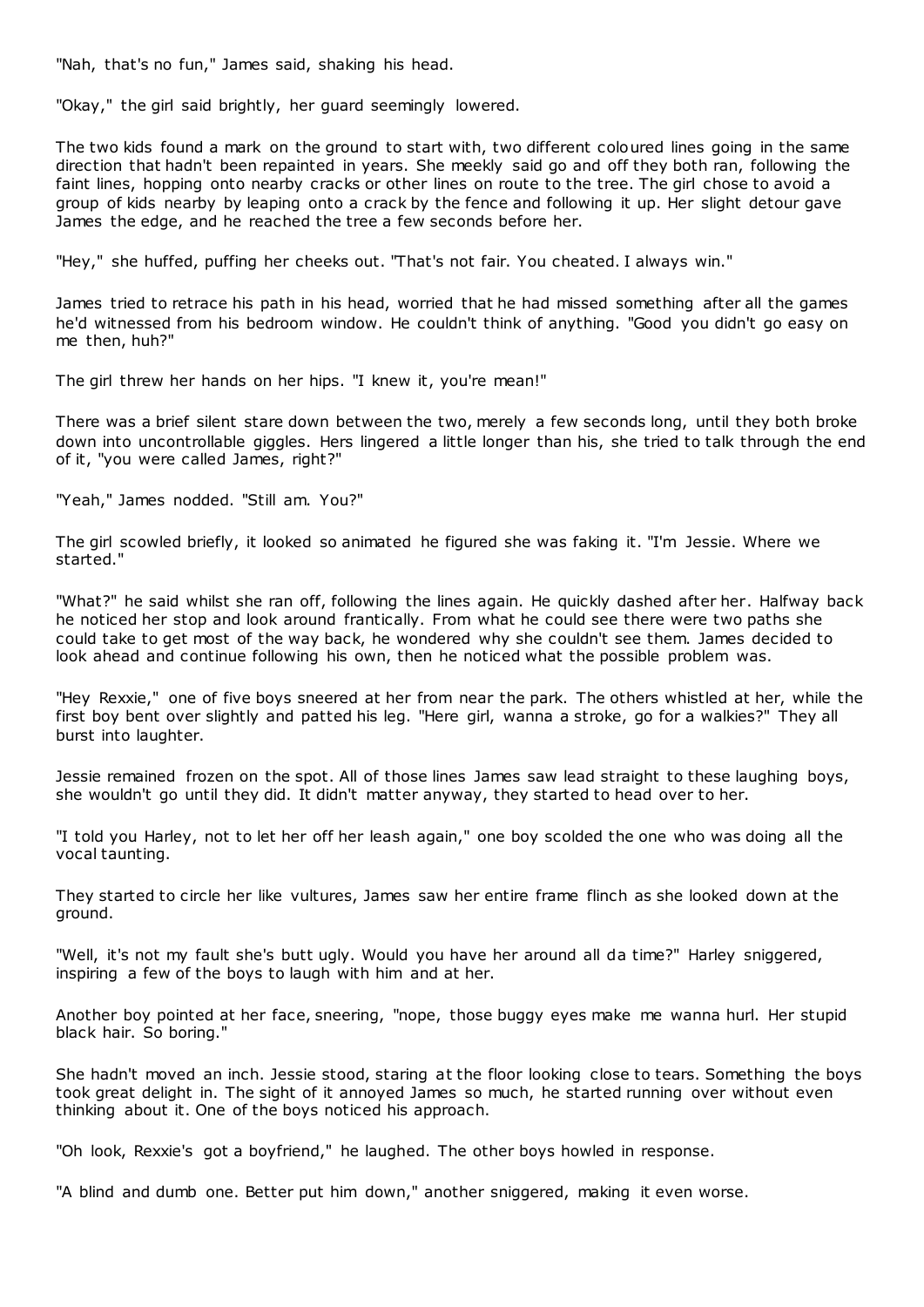"Nah, that's no fun," James said, shaking his head.

"Okay," the girl said brightly, her guard seemingly lowered.

The two kids found a mark on the ground to start with, two different coloured lines going in the same direction that hadn't been repainted in years. She meekly said go and off they both ran, following the faint lines, hopping onto nearby cracks or other lines on route to the tree. The girl chose to avoid a group of kids nearby by leaping onto a crack by the fence and following it up. Her slight detour gave James the edge, and he reached the tree a few seconds before her.

"Hey," she huffed, puffing her cheeks out. "That's not fair. You cheated. I always win."

James tried to retrace his path in his head, worried that he had missed something after all the games he'd witnessed from his bedroom window. He couldn't think of anything. "Good you didn't go easy on me then, huh?"

The girl threw her hands on her hips. "I knew it, you're mean!"

There was a brief silent stare down between the two, merely a few seconds long, until they both broke down into uncontrollable giggles. Hers lingered a little longer than his, she tried to talk through the end of it, "you were called James, right?"

"Yeah," James nodded. "Still am. You?"

The girl scowled briefly, it looked so animated he figured she was faking it. "I'm Jessie. Where we started."

"What?" he said whilst she ran off, following the lines again. He quickly dashed after her. Halfway back he noticed her stop and look around frantically. From what he could see there were two paths she could take to get most of the way back, he wondered why she couldn't see them. James decided to look ahead and continue following his own, then he noticed what the possible problem was.

"Hey Rexxie," one of five boys sneered at her from near the park. The others whistled at her, while the first boy bent over slightly and patted his leg. "Here girl, wanna a stroke, go for a walkies?" They all burst into laughter.

Jessie remained frozen on the spot. All of those lines James saw lead straight to these laughing boys, she wouldn't go until they did. It didn't matter anyway, they started to head over to her.

"I told you Harley, not to let her off her leash again," one boy scolded the one who was doing all the vocal taunting.

They started to circle her like vultures, James saw her entire frame flinch as she looked down at the ground.

"Well, it's not my fault she's butt ugly. Would you have her around all da time?" Harley sniggered, inspiring a few of the boys to laugh with him and at her.

Another boy pointed at her face, sneering, "nope, those buggy eyes make me wanna hurl. Her stupid black hair. So boring."

She hadn't moved an inch. Jessie stood, staring at the floor looking close to tears. Something the boys took great delight in. The sight of it annoyed James so much, he started running over without even thinking about it. One of the boys noticed his approach.

"Oh look, Rexxie's got a boyfriend," he laughed. The other boys howled in response.

"A blind and dumb one. Better put him down," another sniggered, making it even worse.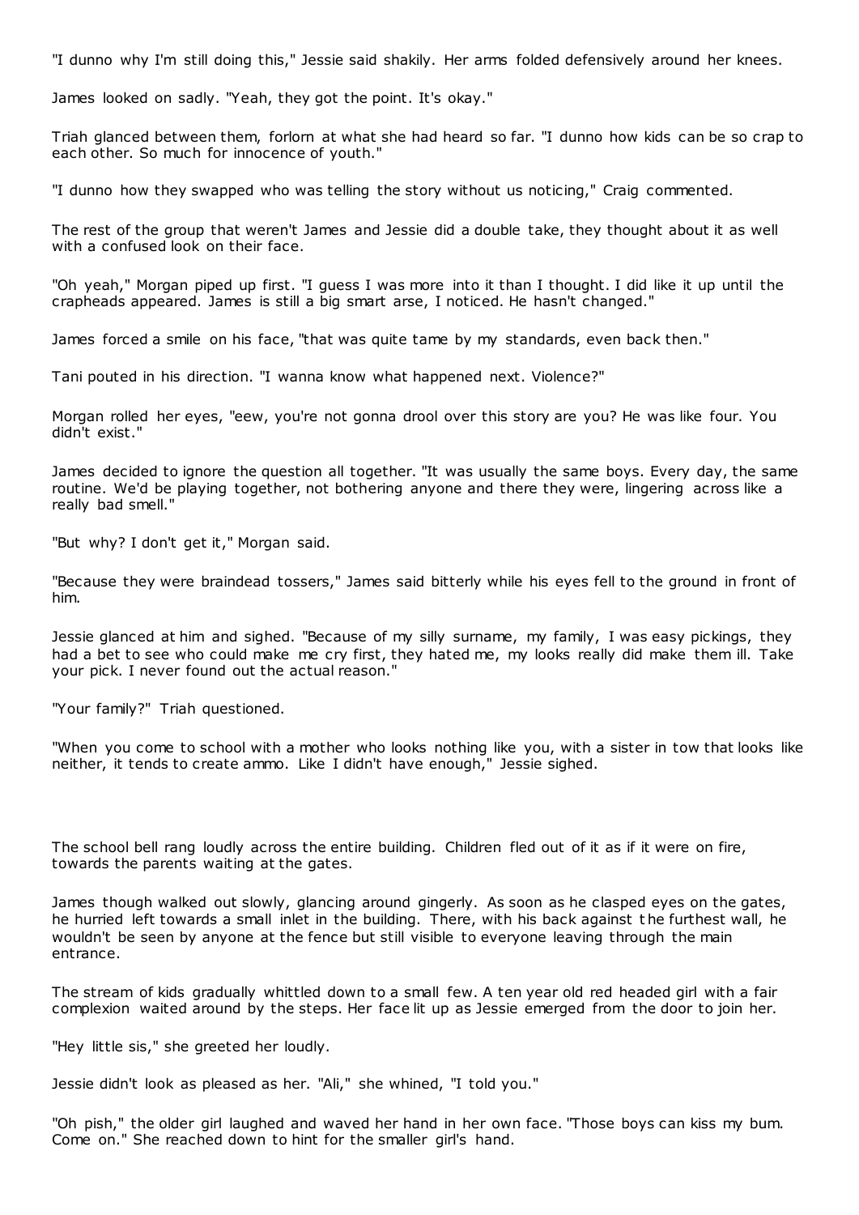"I dunno why I'm still doing this," Jessie said shakily. Her arms folded defensively around her knees.

James looked on sadly. "Yeah, they got the point. It's okay."

Triah glanced between them, forlorn at what she had heard so far. "I dunno how kids can be so crap to each other. So much for innocence of youth."

"I dunno how they swapped who was telling the story without us noticing," Craig commented.

The rest of the group that weren't James and Jessie did a double take, they thought about it as well with a confused look on their face.

"Oh yeah," Morgan piped up first. "I guess I was more into it than I thought. I did like it up until the crapheads appeared. James is still a big smart arse, I noticed. He hasn't changed."

James forced a smile on his face, "that was quite tame by my standards, even back then."

Tani pouted in his direction. "I wanna know what happened next. Violence?"

Morgan rolled her eyes, "eew, you're not gonna drool over this story are you? He was like four. You didn't exist."

James decided to ignore the question all together. "It was usually the same boys. Every day, the same routine. We'd be playing together, not bothering anyone and there they were, lingering across like a really bad smell."

"But why? I don't get it," Morgan said.

"Because they were braindead tossers," James said bitterly while his eyes fell to the ground in front of him.

Jessie glanced at him and sighed. "Because of my silly surname, my family, I was easy pickings, they had a bet to see who could make me cry first, they hated me, my looks really did make them ill. Take your pick. I never found out the actual reason."

"Your family?" Triah questioned.

"When you come to school with a mother who looks nothing like you, with a sister in tow that looks like neither, it tends to create ammo. Like I didn't have enough," Jessie sighed.

The school bell rang loudly across the entire building. Children fled out of it as if it were on fire, towards the parents waiting at the gates.

James though walked out slowly, glancing around gingerly. As soon as he clasped eyes on the gates, he hurried left towards a small inlet in the building. There, with his back against the furthest wall, he wouldn't be seen by anyone at the fence but still visible to everyone leaving through the main entrance.

The stream of kids gradually whittled down to a small few. A ten year old red headed girl with a fair complexion waited around by the steps. Her face lit up as Jessie emerged from the door to join her.

"Hey little sis," she greeted her loudly.

Jessie didn't look as pleased as her. "Ali," she whined, "I told you."

"Oh pish," the older girl laughed and waved her hand in her own face. "Those boys can kiss my bum. Come on." She reached down to hint for the smaller girl's hand.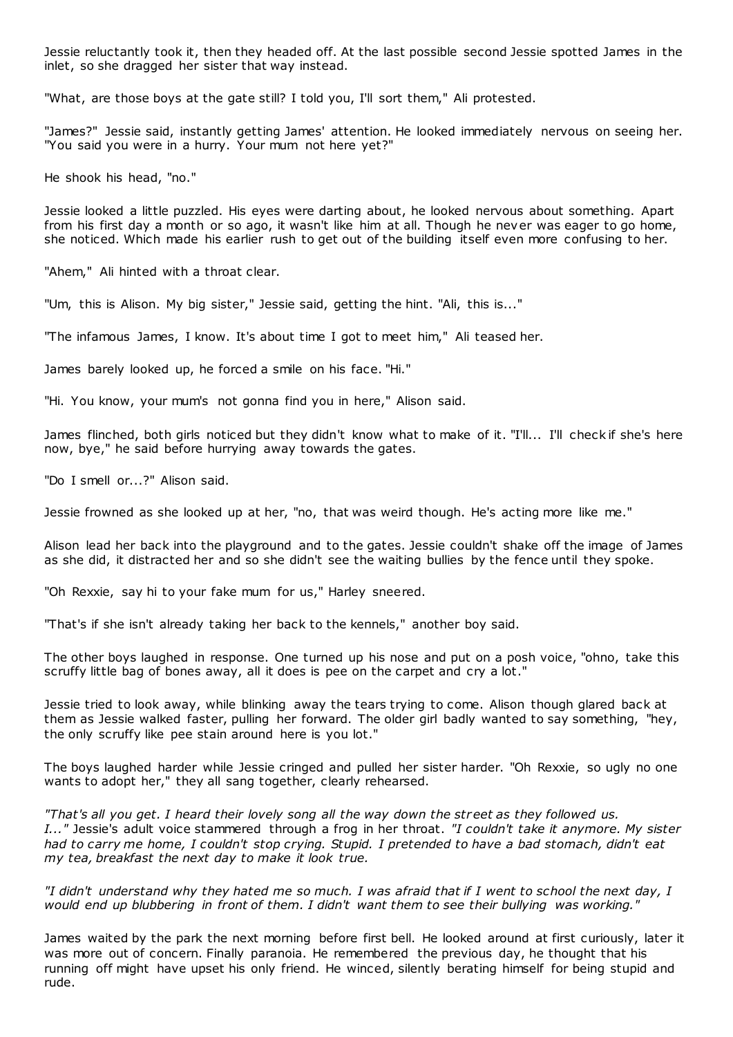Jessie reluctantly took it, then they headed off. At the last possible second Jessie spotted James in the inlet, so she dragged her sister that way instead.

"What, are those boys at the gate still? I told you, I'll sort them," Ali protested.

"James?" Jessie said, instantly getting James' attention. He looked immediately nervous on seeing her. "You said you were in a hurry. Your mum not here yet?"

He shook his head, "no."

Jessie looked a little puzzled. His eyes were darting about, he looked nervous about something. Apart from his first day a month or so ago, it wasn't like him at all. Though he never was eager to go home, she noticed. Which made his earlier rush to get out of the building itself even more confusing to her.

"Ahem," Ali hinted with a throat clear.

"Um, this is Alison. My big sister," Jessie said, getting the hint. "Ali, this is..."

"The infamous James, I know. It's about time I got to meet him," Ali teased her.

James barely looked up, he forced a smile on his face. "Hi."

"Hi. You know, your mum's not gonna find you in here," Alison said.

James flinched, both girls noticed but they didn't know what to make of it. "I'll... I'll check if she's here now, bye," he said before hurrying away towards the gates.

"Do I smell or...?" Alison said.

Jessie frowned as she looked up at her, "no, that was weird though. He's acting more like me."

Alison lead her back into the playground and to the gates. Jessie couldn't shake off the image of James as she did, it distracted her and so she didn't see the waiting bullies by the fence until they spoke.

"Oh Rexxie, say hi to your fake mum for us," Harley sneered.

"That's if she isn't already taking her back to the kennels," another boy said.

The other boys laughed in response. One turned up his nose and put on a posh voice, "ohno, take this scruffy little bag of bones away, all it does is pee on the carpet and cry a lot."

Jessie tried to look away, while blinking away the tears trying to come. Alison though glared back at them as Jessie walked faster, pulling her forward. The older girl badly wanted to say something, "hey, the only scruffy like pee stain around here is you lot."

The boys laughed harder while Jessie cringed and pulled her sister harder. "Oh Rexxie, so ugly no one wants to adopt her," they all sang together, clearly rehearsed.

*"That's all you get. I heard their lovely song all the way down the street as they followed us. I..."* Jessie's adult voice stammered through a frog in her throat. *"I couldn't take it anymore. My sister had to carry me home, I couldn't stop crying. Stupid. I pretended to have a bad stomach, didn't eat my tea, breakfast the next day to make it look true.*

*"I didn't understand why they hated me so much. I was afraid that if I went to school the next day, I would end up blubbering in front of them. I didn't want them to see their bullying was working."*

James waited by the park the next morning before first bell. He looked around at first curiously, later it was more out of concern. Finally paranoia. He remembered the previous day, he thought that his running off might have upset his only friend. He winced, silently berating himself for being stupid and rude.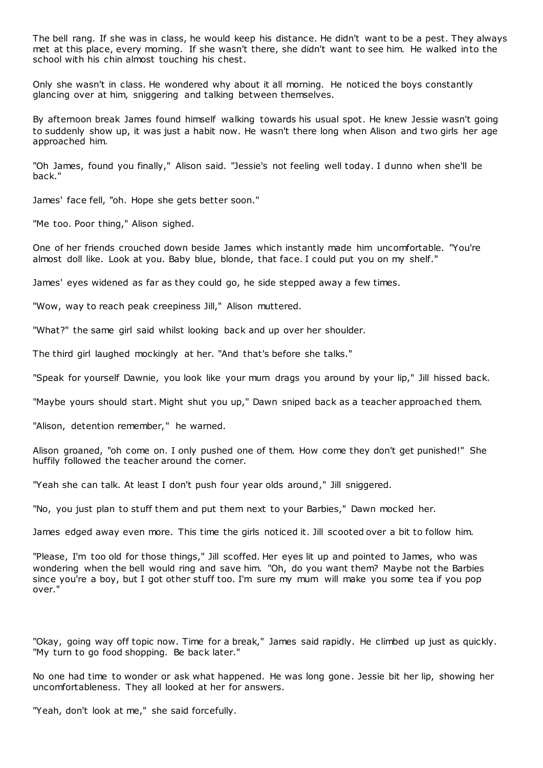The bell rang. If she was in class, he would keep his distance. He didn't want to be a pest. They always met at this place, every morning. If she wasn't there, she didn't want to see him. He walked into the school with his chin almost touching his chest.

Only she wasn't in class. He wondered why about it all morning. He noticed the boys constantly glancing over at him, sniggering and talking between themselves.

By afternoon break James found himself walking towards his usual spot. He knew Jessie wasn't going to suddenly show up, it was just a habit now. He wasn't there long when Alison and two girls her age approached him.

"Oh James, found you finally," Alison said. "Jessie's not feeling well today. I dunno when she'll be back."

James' face fell, "oh. Hope she gets better soon."

"Me too. Poor thing," Alison sighed.

One of her friends crouched down beside James which instantly made him uncomfortable. "You're almost doll like. Look at you. Baby blue, blonde, that face. I could put you on my shelf."

James' eyes widened as far as they could go, he side stepped away a few times.

"Wow, way to reach peak creepiness Jill," Alison muttered.

"What?" the same girl said whilst looking back and up over her shoulder.

The third girl laughed mockingly at her. "And that's before she talks."

"Speak for yourself Dawnie, you look like your mum drags you around by your lip," Jill hissed back.

"Maybe yours should start. Might shut you up," Dawn sniped back as a teacher approached them.

"Alison, detention remember," he warned.

Alison groaned, "oh come on. I only pushed one of them. How come they don't get punished!" She huffily followed the teacher around the corner.

"Yeah she can talk. At least I don't push four year olds around," Jill sniggered.

"No, you just plan to stuff them and put them next to your Barbies," Dawn mocked her.

James edged away even more. This time the girls noticed it. Jill scooted over a bit to follow him.

"Please, I'm too old for those things," Jill scoffed. Her eyes lit up and pointed to James, who was wondering when the bell would ring and save him. "Oh, do you want them? Maybe not the Barbies since you're a boy, but I got other stuff too. I'm sure my mum will make you some tea if you pop over."

"Okay, going way off topic now. Time for a break," James said rapidly. He climbed up just as quickly. "My turn to go food shopping. Be back later."

No one had time to wonder or ask what happened. He was long gone. Jessie bit her lip, showing her uncomfortableness. They all looked at her for answers.

"Yeah, don't look at me," she said forcefully.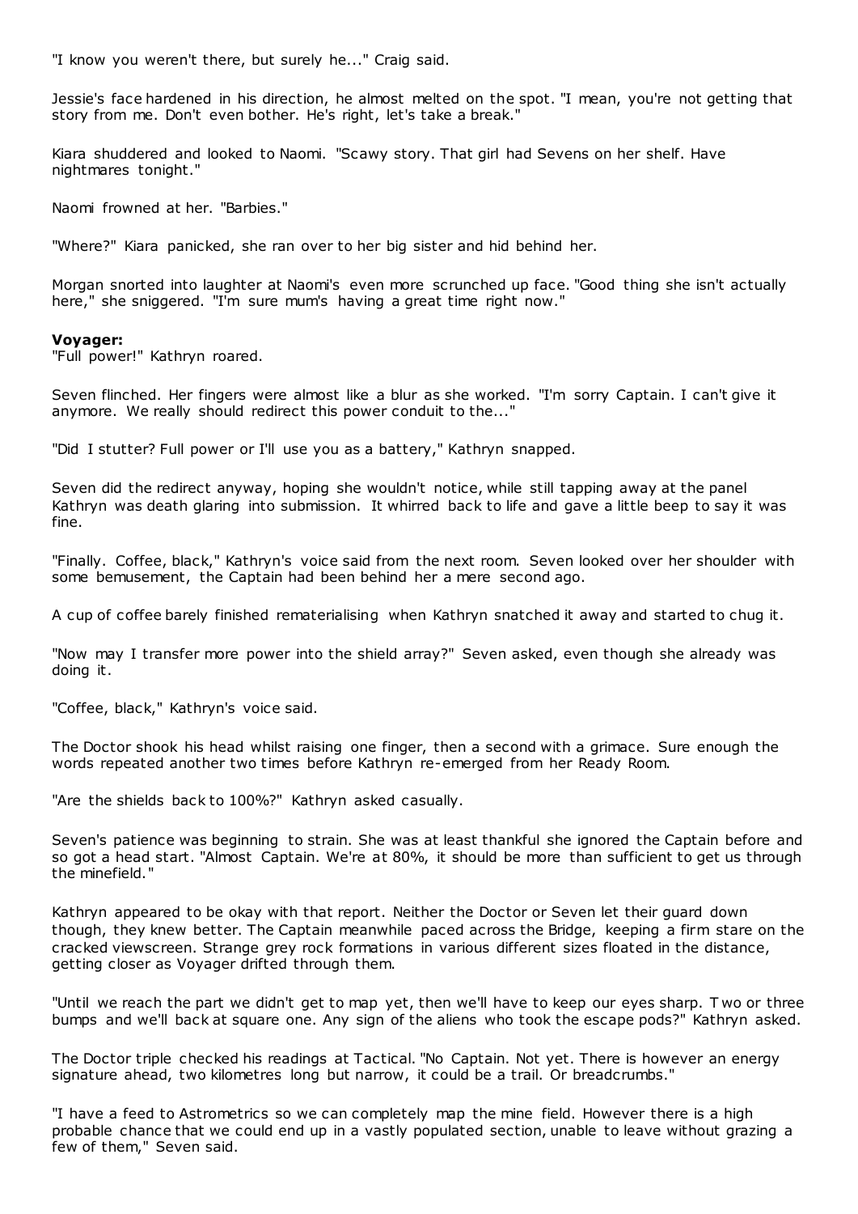"I know you weren't there, but surely he..." Craig said.

Jessie's face hardened in his direction, he almost melted on the spot. "I mean, you're not getting that story from me. Don't even bother. He's right, let's take a break."

Kiara shuddered and looked to Naomi. "Scawy story. That girl had Sevens on her shelf. Have nightmares tonight."

Naomi frowned at her. "Barbies."

"Where?" Kiara panicked, she ran over to her big sister and hid behind her.

Morgan snorted into laughter at Naomi's even more scrunched up face. "Good thing she isn't actually here," she sniggered. "I'm sure mum's having a great time right now."

**Voyager:**
"Full power!" Kathryn roared.

Seven flinched. Her fingers were almost like a blur as she worked. "I'm sorry Captain. I can't give it anymore. We really should redirect this power conduit to the..."

"Did I stutter? Full power or I'll use you as a battery," Kathryn snapped.

Seven did the redirect anyway, hoping she wouldn't notice, while still tapping away at the panel Kathryn was death glaring into submission. It whirred back to life and gave a little beep to say it was fine.

"Finally. Coffee, black," Kathryn's voice said from the next room. Seven looked over her shoulder with some bemusement, the Captain had been behind her a mere second ago.

A cup of coffee barely finished rematerialising when Kathryn snatched it away and started to chug it.

"Now may I transfer more power into the shield array?" Seven asked, even though she already was doing it.

"Coffee, black," Kathryn's voice said.

The Doctor shook his head whilst raising one finger, then a second with a grimace. Sure enough the words repeated another two times before Kathryn re-emerged from her Ready Room.

"Are the shields back to 100%?" Kathryn asked casually.

Seven's patience was beginning to strain. She was at least thankful she ignored the Captain before and so got a head start. "Almost Captain. We're at 80%, it should be more than sufficient to get us through the minefield."

Kathryn appeared to be okay with that report. Neither the Doctor or Seven let their guard down though, they knew better. The Captain meanwhile paced across the Bridge, keeping a firm stare on the cracked viewscreen. Strange grey rock formations in various different sizes floated in the distance, getting closer as Voyager drifted through them.

"Until we reach the part we didn't get to map yet, then we'll have to keep our eyes sharp. Two or three bumps and we'll back at square one. Any sign of the aliens who took the escape pods?" Kathryn asked.

The Doctor triple checked his readings at Tactical. "No Captain. Not yet. There is however an energy signature ahead, two kilometres long but narrow, it could be a trail. Or breadcrumbs."

"I have a feed to Astrometrics so we can completely map the mine field. However there is a high probable chance that we could end up in a vastly populated section, unable to leave without grazing a few of them," Seven said.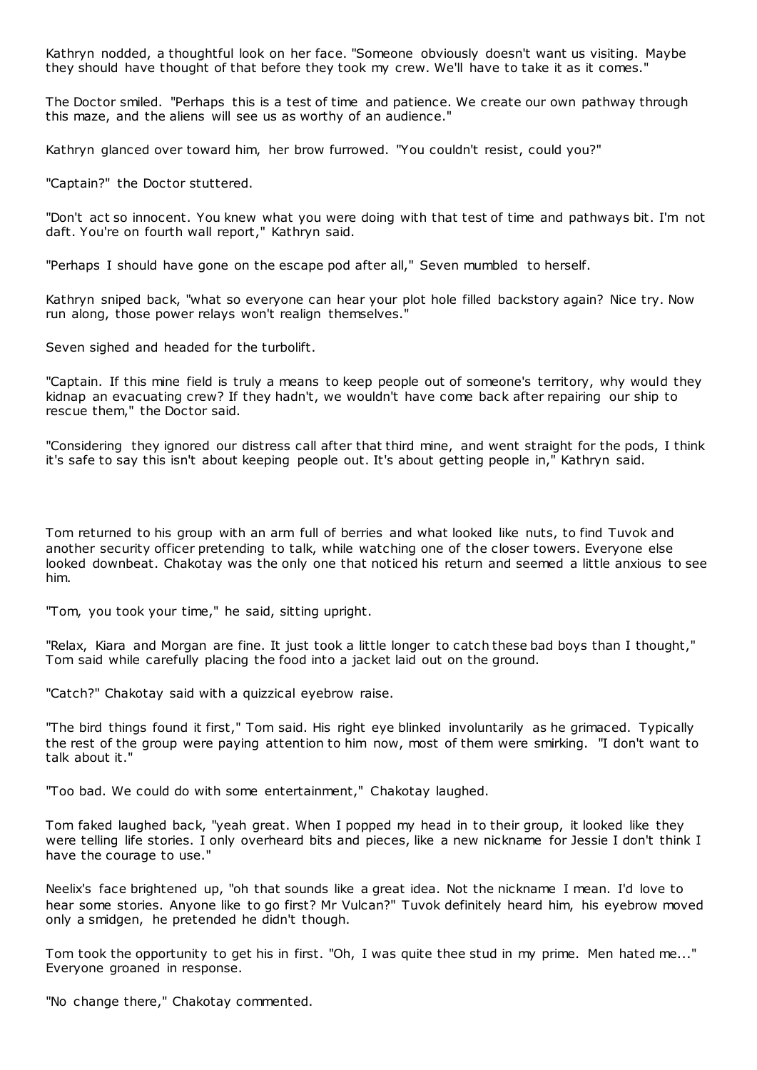Kathryn nodded, a thoughtful look on her face. "Someone obviously doesn't want us visiting. Maybe they should have thought of that before they took my crew. We'll have to take it as it comes."

The Doctor smiled. "Perhaps this is a test of time and patience. We create our own pathway through this maze, and the aliens will see us as worthy of an audience."

Kathryn glanced over toward him, her brow furrowed. "You couldn't resist, could you?"

"Captain?" the Doctor stuttered.

"Don't act so innocent. You knew what you were doing with that test of time and pathways bit. I'm not daft. You're on fourth wall report," Kathryn said.

"Perhaps I should have gone on the escape pod after all," Seven mumbled to herself.

Kathryn sniped back, "what so everyone can hear your plot hole filled backstory again? Nice try. Now run along, those power relays won't realign themselves."

Seven sighed and headed for the turbolift.

"Captain. If this mine field is truly a means to keep people out of someone's territory, why would they kidnap an evacuating crew? If they hadn't, we wouldn't have come back after repairing our ship to rescue them," the Doctor said.

"Considering they ignored our distress call after that third mine, and went straight for the pods, I think it's safe to say this isn't about keeping people out. It's about getting people in," Kathryn said.

Tom returned to his group with an arm full of berries and what looked like nuts, to find Tuvok and another security officer pretending to talk, while watching one of the closer towers. Everyone else looked downbeat. Chakotay was the only one that noticed his return and seemed a little anxious to see him.

"Tom, you took your time," he said, sitting upright.

"Relax, Kiara and Morgan are fine. It just took a little longer to catch these bad boys than I thought," Tom said while carefully placing the food into a jacket laid out on the ground.

"Catch?" Chakotay said with a quizzical eyebrow raise.

"The bird things found it first," Tom said. His right eye blinked involuntarily as he grimaced. Typically the rest of the group were paying attention to him now, most of them were smirking. "I don't want to talk about it."

"Too bad. We could do with some entertainment," Chakotay laughed.

Tom faked laughed back, "yeah great. When I popped my head in to their group, it looked like they were telling life stories. I only overheard bits and pieces, like a new nickname for Jessie I don't think I have the courage to use."

Neelix's face brightened up, "oh that sounds like a great idea. Not the nickname I mean. I'd love to hear some stories. Anyone like to go first? Mr Vulcan?" Tuvok definitely heard him, his eyebrow moved only a smidgen, he pretended he didn't though.

Tom took the opportunity to get his in first. "Oh, I was quite thee stud in my prime. Men hated me..." Everyone groaned in response.

"No change there," Chakotay commented.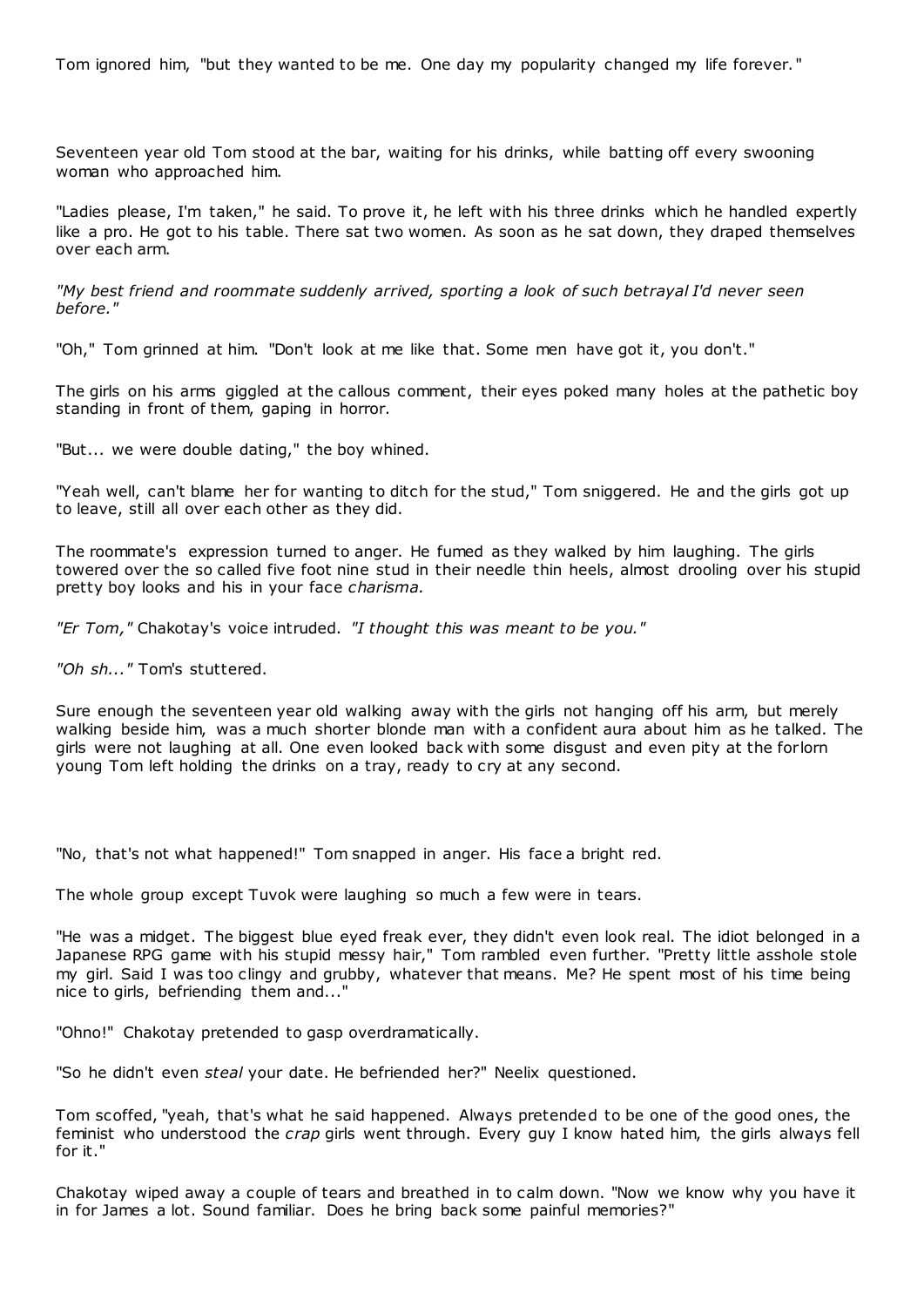Tom ignored him, "but they wanted to be me. One day my popularity changed my life forever."

Seventeen year old Tom stood at the bar, waiting for his drinks, while batting off every swooning woman who approached him.

"Ladies please, I'm taken," he said. To prove it, he left with his three drinks which he handled expertly like a pro. He got to his table. There sat two women. As soon as he sat down, they draped themselves over each arm.

*"My best friend and roommate suddenly arrived, sporting a look of such betrayal I'd never seen before."*

"Oh," Tom grinned at him. "Don't look at me like that. Some men have got it, you don't."

The girls on his arms giggled at the callous comment, their eyes poked many holes at the pathetic boy standing in front of them, gaping in horror.

"But... we were double dating," the boy whined.

"Yeah well, can't blame her for wanting to ditch for the stud," Tom sniggered. He and the girls got up to leave, still all over each other as they did.

The roommate's expression turned to anger. He fumed as they walked by him laughing. The girls towered over the so called five foot nine stud in their needle thin heels, almost drooling over his stupid pretty boy looks and his in your face *charisma.*

*"Er Tom,"* Chakotay's voice intruded. *"I thought this was meant to be you."*

*"Oh sh..."* Tom's stuttered.

Sure enough the seventeen year old walking away with the girls not hanging off his arm, but merely walking beside him, was a much shorter blonde man with a confident aura about him as he talked. The girls were not laughing at all. One even looked back with some disgust and even pity at the forlorn young Tom left holding the drinks on a tray, ready to cry at any second.

"No, that's not what happened!" Tom snapped in anger. His face a bright red.

The whole group except Tuvok were laughing so much a few were in tears.

"He was a midget. The biggest blue eyed freak ever, they didn't even look real. The idiot belonged in a Japanese RPG game with his stupid messy hair," Tom rambled even further. "Pretty little asshole stole my girl. Said I was too clingy and grubby, whatever that means. Me? He spent most of his time being nice to girls, befriending them and..."

"Ohno!" Chakotay pretended to gasp overdramatically.

"So he didn't even *steal* your date. He befriended her?" Neelix questioned.

Tom scoffed, "yeah, that's what he said happened. Always pretended to be one of the good ones, the feminist who understood the *crap* girls went through. Every guy I know hated him, the girls always fell for it."

Chakotay wiped away a couple of tears and breathed in to calm down. "Now we know why you have it in for James a lot. Sound familiar. Does he bring back some painful memories?"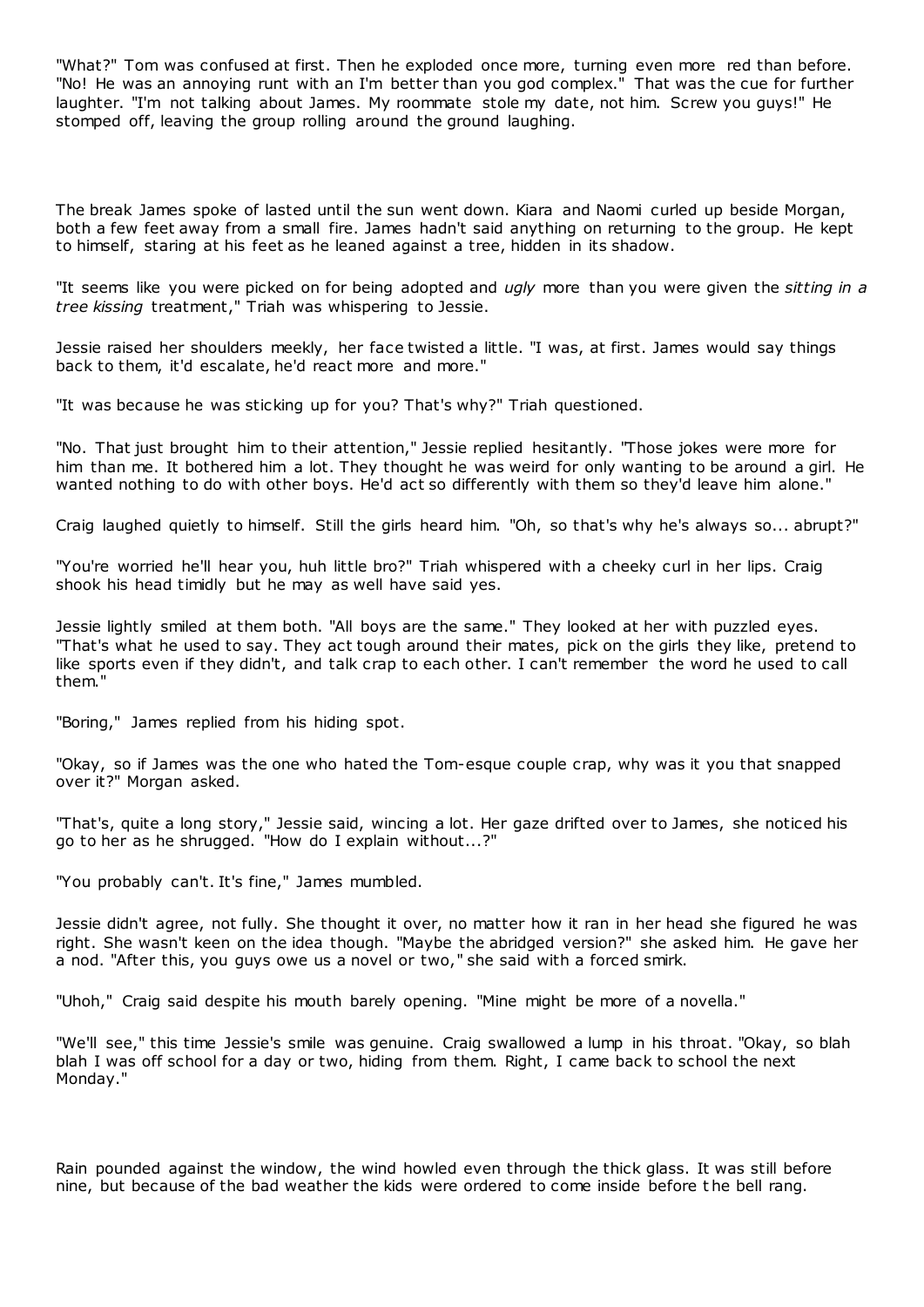"What?" Tom was confused at first. Then he exploded once more, turning even more red than before. "No! He was an annoying runt with an I'm better than you god complex." That was the cue for further laughter. "I'm not talking about James. My roommate stole my date, not him. Screw you guys!" He stomped off, leaving the group rolling around the ground laughing.

The break James spoke of lasted until the sun went down. Kiara and Naomi curled up beside Morgan, both a few feet away from a small fire. James hadn't said anything on returning to the group. He kept to himself, staring at his feet as he leaned against a tree, hidden in its shadow.

"It seems like you were picked on for being adopted and *ugly* more than you were given the *sitting in a tree kissing* treatment," Triah was whispering to Jessie.

Jessie raised her shoulders meekly, her face twisted a little. "I was, at first. James would say things back to them, it'd escalate, he'd react more and more."

"It was because he was sticking up for you? That's why?" Triah questioned.

"No. That just brought him to their attention," Jessie replied hesitantly. "Those jokes were more for him than me. It bothered him a lot. They thought he was weird for only wanting to be around a girl. He wanted nothing to do with other boys. He'd act so differently with them so they'd leave him alone."

Craig laughed quietly to himself. Still the girls heard him. "Oh, so that's why he's always so... abrupt?"

"You're worried he'll hear you, huh little bro?" Triah whispered with a cheeky curl in her lips. Craig shook his head timidly but he may as well have said yes.

Jessie lightly smiled at them both. "All boys are the same." They looked at her with puzzled eyes. "That's what he used to say. They act tough around their mates, pick on the girls they like, pretend to like sports even if they didn't, and talk crap to each other. I can't remember the word he used to call them."

"Boring," James replied from his hiding spot.

"Okay, so if James was the one who hated the Tom-esque couple crap, why was it you that snapped over it?" Morgan asked.

"That's, quite a long story," Jessie said, wincing a lot. Her gaze drifted over to James, she noticed his go to her as he shrugged. "How do I explain without...?"

"You probably can't. It's fine," James mumbled.

Jessie didn't agree, not fully. She thought it over, no matter how it ran in her head she figured he was right. She wasn't keen on the idea though. "Maybe the abridged version?" she asked him. He gave her a nod. "After this, you guys owe us a novel or two," she said with a forced smirk.

"Uhoh," Craig said despite his mouth barely opening. "Mine might be more of a novella."

"We'll see," this time Jessie's smile was genuine. Craig swallowed a lump in his throat. "Okay, so blah blah I was off school for a day or two, hiding from them. Right, I came back to school the next Monday."

Rain pounded against the window, the wind howled even through the thick glass. It was still before nine, but because of the bad weather the kids were ordered to come inside before the bell rang.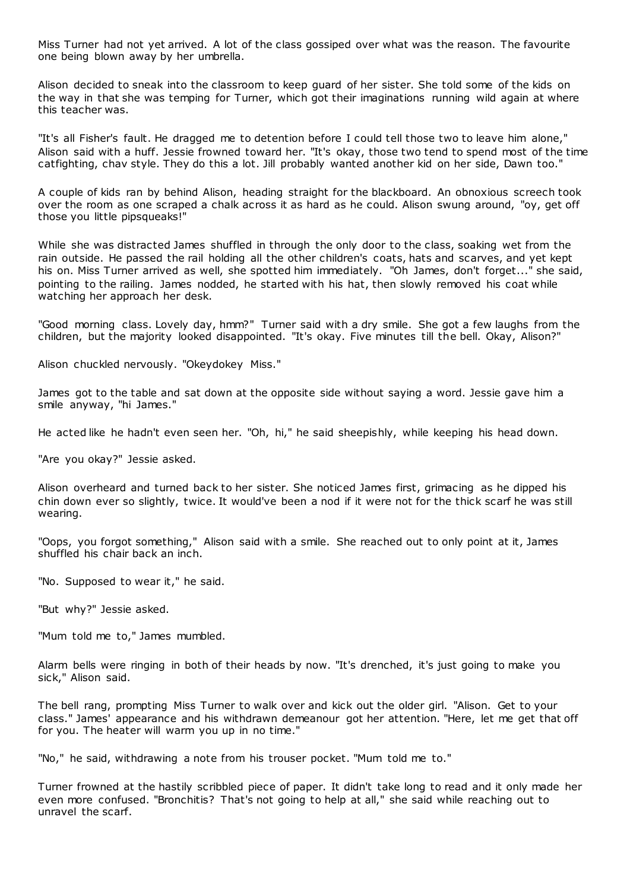Miss Turner had not yet arrived. A lot of the class gossiped over what was the reason. The favourite one being blown away by her umbrella.

Alison decided to sneak into the classroom to keep guard of her sister. She told some of the kids on the way in that she was temping for Turner, which got their imaginations running wild again at where this teacher was.

"It's all Fisher's fault. He dragged me to detention before I could tell those two to leave him alone," Alison said with a huff. Jessie frowned toward her. "It's okay, those two tend to spend most of the time catfighting, chav style. They do this a lot. Jill probably wanted another kid on her side, Dawn too."

A couple of kids ran by behind Alison, heading straight for the blackboard. An obnoxious screech took over the room as one scraped a chalk across it as hard as he could. Alison swung around, "oy, get off those you little pipsqueaks!"

While she was distracted James shuffled in through the only door to the class, soaking wet from the rain outside. He passed the rail holding all the other children's coats, hats and scarves, and yet kept his on. Miss Turner arrived as well, she spotted him immediately. "Oh James, don't forget..." she said, pointing to the railing. James nodded, he started with his hat, then slowly removed his coat while watching her approach her desk.

"Good morning class. Lovely day, hmm?" Turner said with a dry smile. She got a few laughs from the children, but the majority looked disappointed. "It's okay. Five minutes till the bell. Okay, Alison?"

Alison chuckled nervously. "Okeydokey Miss."

James got to the table and sat down at the opposite side without saying a word. Jessie gave him a smile anyway, "hi James."

He acted like he hadn't even seen her. "Oh, hi," he said sheepishly, while keeping his head down.

"Are you okay?" Jessie asked.

Alison overheard and turned back to her sister. She noticed James first, grimacing as he dipped his chin down ever so slightly, twice. It would've been a nod if it were not for the thick scarf he was still wearing.

"Oops, you forgot something," Alison said with a smile. She reached out to only point at it, James shuffled his chair back an inch.

"No. Supposed to wear it," he said.

"But why?" Jessie asked.

"Mum told me to," James mumbled.

Alarm bells were ringing in both of their heads by now. "It's drenched, it's just going to make you sick," Alison said.

The bell rang, prompting Miss Turner to walk over and kick out the older girl. "Alison. Get to your class." James' appearance and his withdrawn demeanour got her attention. "Here, let me get that off for you. The heater will warm you up in no time."

"No," he said, withdrawing a note from his trouser pocket. "Mum told me to."

Turner frowned at the hastily scribbled piece of paper. It didn't take long to read and it only made her even more confused. "Bronchitis? That's not going to help at all," she said while reaching out to unravel the scarf.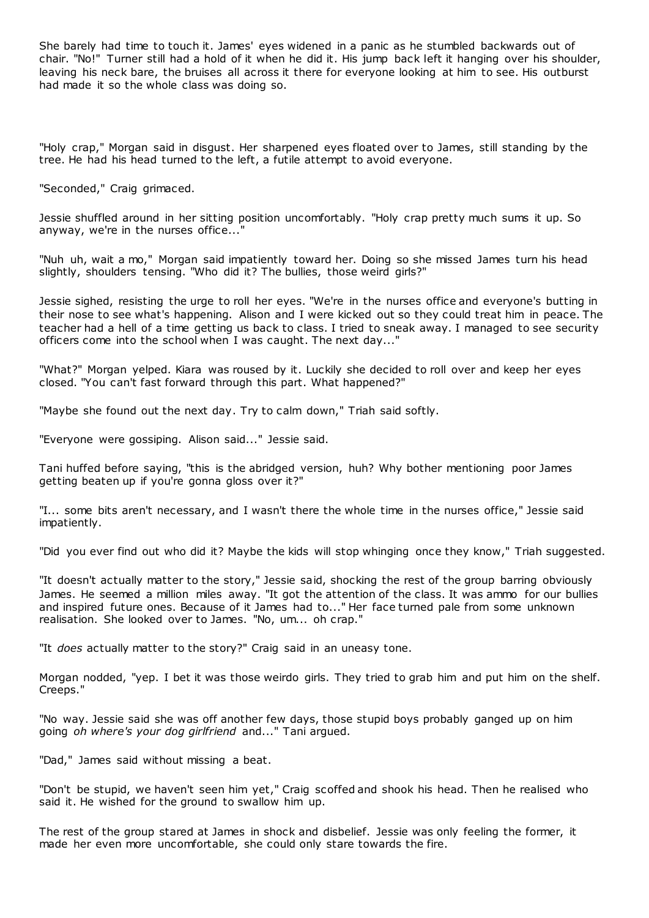She barely had time to touch it. James' eyes widened in a panic as he stumbled backwards out of chair. "No!" Turner still had a hold of it when he did it. His jump back left it hanging over his shoulder, leaving his neck bare, the bruises all across it there for everyone looking at him to see. His outburst had made it so the whole class was doing so.

"Holy crap," Morgan said in disgust. Her sharpened eyes floated over to James, still standing by the tree. He had his head turned to the left, a futile attempt to avoid everyone.

"Seconded," Craig grimaced.

Jessie shuffled around in her sitting position uncomfortably. "Holy crap pretty much sums it up. So anyway, we're in the nurses office..."

"Nuh uh, wait a mo," Morgan said impatiently toward her. Doing so she missed James turn his head slightly, shoulders tensing. "Who did it? The bullies, those weird girls?"

Jessie sighed, resisting the urge to roll her eyes. "We're in the nurses office and everyone's butting in their nose to see what's happening. Alison and I were kicked out so they could treat him in peace. The teacher had a hell of a time getting us back to class. I tried to sneak away. I managed to see security officers come into the school when I was caught. The next day..."

"What?" Morgan yelped. Kiara was roused by it. Luckily she decided to roll over and keep her eyes closed. "You can't fast forward through this part. What happened?"

"Maybe she found out the next day. Try to calm down," Triah said softly.

"Everyone were gossiping. Alison said..." Jessie said.

Tani huffed before saying, "this is the abridged version, huh? Why bother mentioning poor James getting beaten up if you're gonna gloss over it?"

"I... some bits aren't necessary, and I wasn't there the whole time in the nurses office," Jessie said impatiently.

"Did you ever find out who did it? Maybe the kids will stop whinging once they know," Triah suggested.

"It doesn't actually matter to the story," Jessie said, shocking the rest of the group barring obviously James. He seemed a million miles away. "It got the attention of the class. It was ammo for our bullies and inspired future ones. Because of it James had to..." Her face turned pale from some unknown realisation. She looked over to James. "No, um... oh crap."

"It *does* actually matter to the story?" Craig said in an uneasy tone.

Morgan nodded, "yep. I bet it was those weirdo girls. They tried to grab him and put him on the shelf. Creeps."

"No way. Jessie said she was off another few days, those stupid boys probably ganged up on him going *oh where's your dog girlfriend* and..." Tani argued.

"Dad," James said without missing a beat.

"Don't be stupid, we haven't seen him yet," Craig scoffed and shook his head. Then he realised who said it. He wished for the ground to swallow him up.

The rest of the group stared at James in shock and disbelief. Jessie was only feeling the former, it made her even more uncomfortable, she could only stare towards the fire.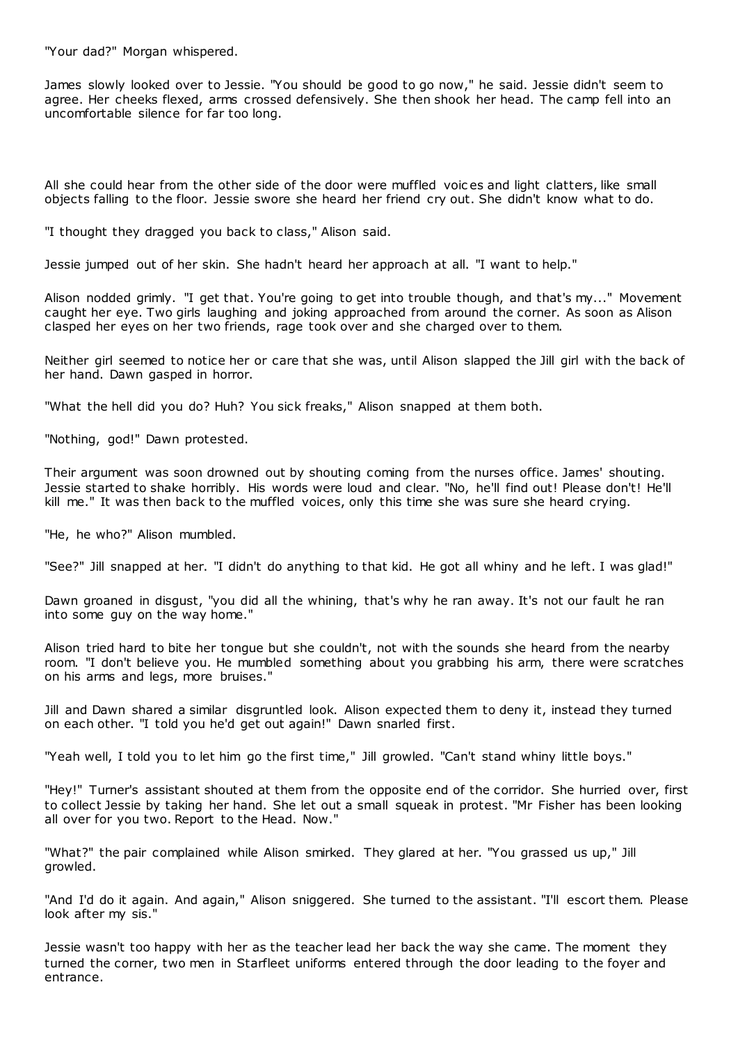"Your dad?" Morgan whispered.

James slowly looked over to Jessie. "You should be good to go now," he said. Jessie didn't seem to agree. Her cheeks flexed, arms crossed defensively. She then shook her head. The camp fell into an uncomfortable silence for far too long.

All she could hear from the other side of the door were muffled voices and light clatters, like small objects falling to the floor. Jessie swore she heard her friend cry out. She didn't know what to do.

"I thought they dragged you back to class," Alison said.

Jessie jumped out of her skin. She hadn't heard her approach at all. "I want to help."

Alison nodded grimly. "I get that. You're going to get into trouble though, and that's my..." Movement caught her eye. Two girls laughing and joking approached from around the corner. As soon as Alison clasped her eyes on her two friends, rage took over and she charged over to them.

Neither girl seemed to notice her or care that she was, until Alison slapped the Jill girl with the back of her hand. Dawn gasped in horror.

"What the hell did you do? Huh? You sick freaks," Alison snapped at them both.

"Nothing, god!" Dawn protested.

Their argument was soon drowned out by shouting coming from the nurses office. James' shouting. Jessie started to shake horribly. His words were loud and clear. "No, he'll find out! Please don't! He'll kill me." It was then back to the muffled voices, only this time she was sure she heard crying.

"He, he who?" Alison mumbled.

"See?" Jill snapped at her. "I didn't do anything to that kid. He got all whiny and he left. I was glad!"

Dawn groaned in disgust, "you did all the whining, that's why he ran away. It's not our fault he ran into some guy on the way home."

Alison tried hard to bite her tongue but she couldn't, not with the sounds she heard from the nearby room. "I don't believe you. He mumbled something about you grabbing his arm, there were scratches on his arms and legs, more bruises."

Jill and Dawn shared a similar disgruntled look. Alison expected them to deny it, instead they turned on each other. "I told you he'd get out again!" Dawn snarled first.

"Yeah well, I told you to let him go the first time," Jill growled. "Can't stand whiny little boys."

"Hey!" Turner's assistant shouted at them from the opposite end of the corridor. She hurried over, first to collect Jessie by taking her hand. She let out a small squeak in protest. "Mr Fisher has been looking all over for you two. Report to the Head. Now."

"What?" the pair complained while Alison smirked. They glared at her. "You grassed us up," Jill growled.

"And I'd do it again. And again," Alison sniggered. She turned to the assistant. "I'll escort them. Please look after my sis."

Jessie wasn't too happy with her as the teacher lead her back the way she came. The moment they turned the corner, two men in Starfleet uniforms entered through the door leading to the foyer and entrance.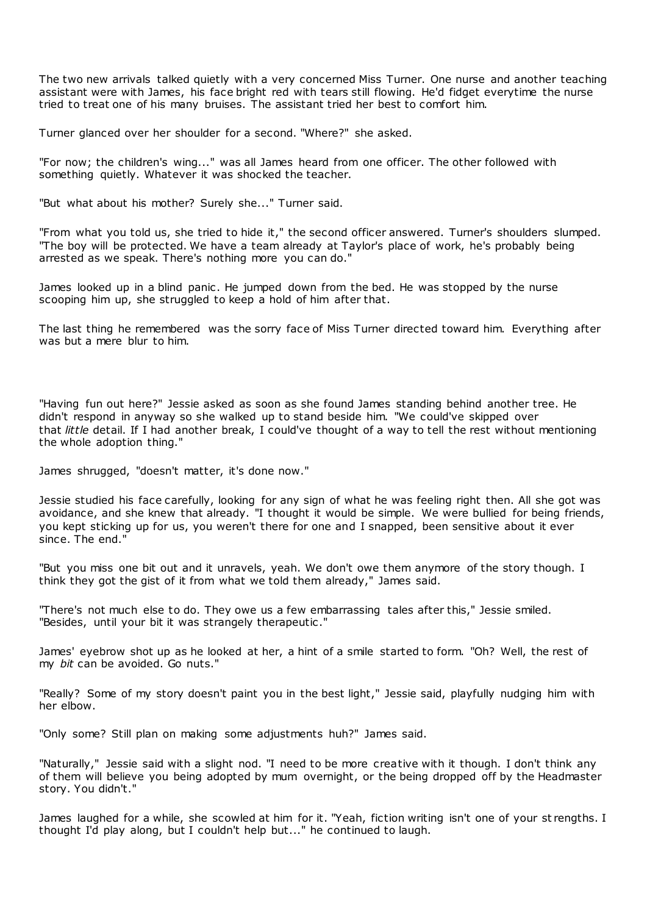The two new arrivals talked quietly with a very concerned Miss Turner. One nurse and another teaching assistant were with James, his face bright red with tears still flowing. He'd fidget everytime the nurse tried to treat one of his many bruises. The assistant tried her best to comfort him.

Turner glanced over her shoulder for a second. "Where?" she asked.

"For now; the children's wing..." was all James heard from one officer. The other followed with something quietly. Whatever it was shocked the teacher.

"But what about his mother? Surely she..." Turner said.

"From what you told us, she tried to hide it," the second officer answered. Turner's shoulders slumped. "The boy will be protected. We have a team already at Taylor's place of work, he's probably being arrested as we speak. There's nothing more you can do."

James looked up in a blind panic. He jumped down from the bed. He was stopped by the nurse scooping him up, she struggled to keep a hold of him after that.

The last thing he remembered was the sorry face of Miss Turner directed toward him. Everything after was but a mere blur to him.

"Having fun out here?" Jessie asked as soon as she found James standing behind another tree. He didn't respond in anyway so she walked up to stand beside him. "We could've skipped over that *little* detail. If I had another break, I could've thought of a way to tell the rest without mentioning the whole adoption thing."

James shrugged, "doesn't matter, it's done now."

Jessie studied his face carefully, looking for any sign of what he was feeling right then. All she got was avoidance, and she knew that already. "I thought it would be simple. We were bullied for being friends, you kept sticking up for us, you weren't there for one and I snapped, been sensitive about it ever since. The end."

"But you miss one bit out and it unravels, yeah. We don't owe them anymore of the story though. I think they got the gist of it from what we told them already," James said.

"There's not much else to do. They owe us a few embarrassing tales after this," Jessie smiled. "Besides, until your bit it was strangely therapeutic."

James' eyebrow shot up as he looked at her, a hint of a smile started to form. "Oh? Well, the rest of my *bit* can be avoided. Go nuts."

"Really? Some of my story doesn't paint you in the best light," Jessie said, playfully nudging him with her elbow.

"Only some? Still plan on making some adjustments huh?" James said.

"Naturally," Jessie said with a slight nod. "I need to be more creative with it though. I don't think any of them will believe you being adopted by mum overnight, or the being dropped off by the Headmaster story. You didn't."

James laughed for a while, she scowled at him for it. "Yeah, fiction writing isn't one of your strengths. I thought I'd play along, but I couldn't help but..." he continued to laugh.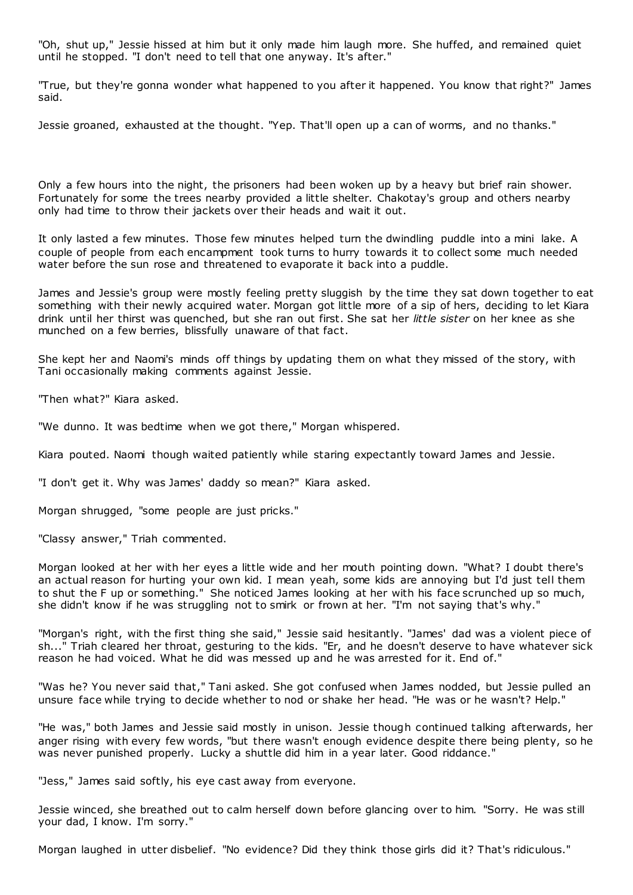"Oh, shut up," Jessie hissed at him but it only made him laugh more. She huffed, and remained quiet until he stopped. "I don't need to tell that one anyway. It's after."

"True, but they're gonna wonder what happened to you after it happened. You know that right?" James said.

Jessie groaned, exhausted at the thought. "Yep. That'll open up a can of worms, and no thanks."

Only a few hours into the night, the prisoners had been woken up by a heavy but brief rain shower. Fortunately for some the trees nearby provided a little shelter. Chakotay's group and others nearby only had time to throw their jackets over their heads and wait it out.

It only lasted a few minutes. Those few minutes helped turn the dwindling puddle into a mini lake. A couple of people from each encampment took turns to hurry towards it to collect some much needed water before the sun rose and threatened to evaporate it back into a puddle.

James and Jessie's group were mostly feeling pretty sluggish by the time they sat down together to eat something with their newly acquired water. Morgan got little more of a sip of hers, deciding to let Kiara drink until her thirst was quenched, but she ran out first. She sat her *little sister* on her knee as she munched on a few berries, blissfully unaware of that fact.

She kept her and Naomi's minds off things by updating them on what they missed of the story, with Tani occasionally making comments against Jessie.

"Then what?" Kiara asked.

"We dunno. It was bedtime when we got there," Morgan whispered.

Kiara pouted. Naomi though waited patiently while staring expectantly toward James and Jessie.

"I don't get it. Why was James' daddy so mean?" Kiara asked.

Morgan shrugged, "some people are just pricks."

"Classy answer," Triah commented.

Morgan looked at her with her eyes a little wide and her mouth pointing down. "What? I doubt there's an actual reason for hurting your own kid. I mean yeah, some kids are annoying but I'd just tell them to shut the F up or something." She noticed James looking at her with his face scrunched up so much, she didn't know if he was struggling not to smirk or frown at her. "I'm not saying that's why."

"Morgan's right, with the first thing she said," Jessie said hesitantly. "James' dad was a violent piece of sh..." Triah cleared her throat, gesturing to the kids. "Er, and he doesn't deserve to have whatever sick reason he had voiced. What he did was messed up and he was arrested for it. End of."

"Was he? You never said that," Tani asked. She got confused when James nodded, but Jessie pulled an unsure face while trying to decide whether to nod or shake her head. "He was or he wasn't? Help."

"He was," both James and Jessie said mostly in unison. Jessie though continued talking afterwards, her anger rising with every few words, "but there wasn't enough evidence despite there being plenty, so he was never punished properly. Lucky a shuttle did him in a year later. Good riddance."

"Jess," James said softly, his eye cast away from everyone.

Jessie winced, she breathed out to calm herself down before glancing over to him. "Sorry. He was still your dad, I know. I'm sorry."

Morgan laughed in utter disbelief. "No evidence? Did they think those girls did it? That's ridiculous."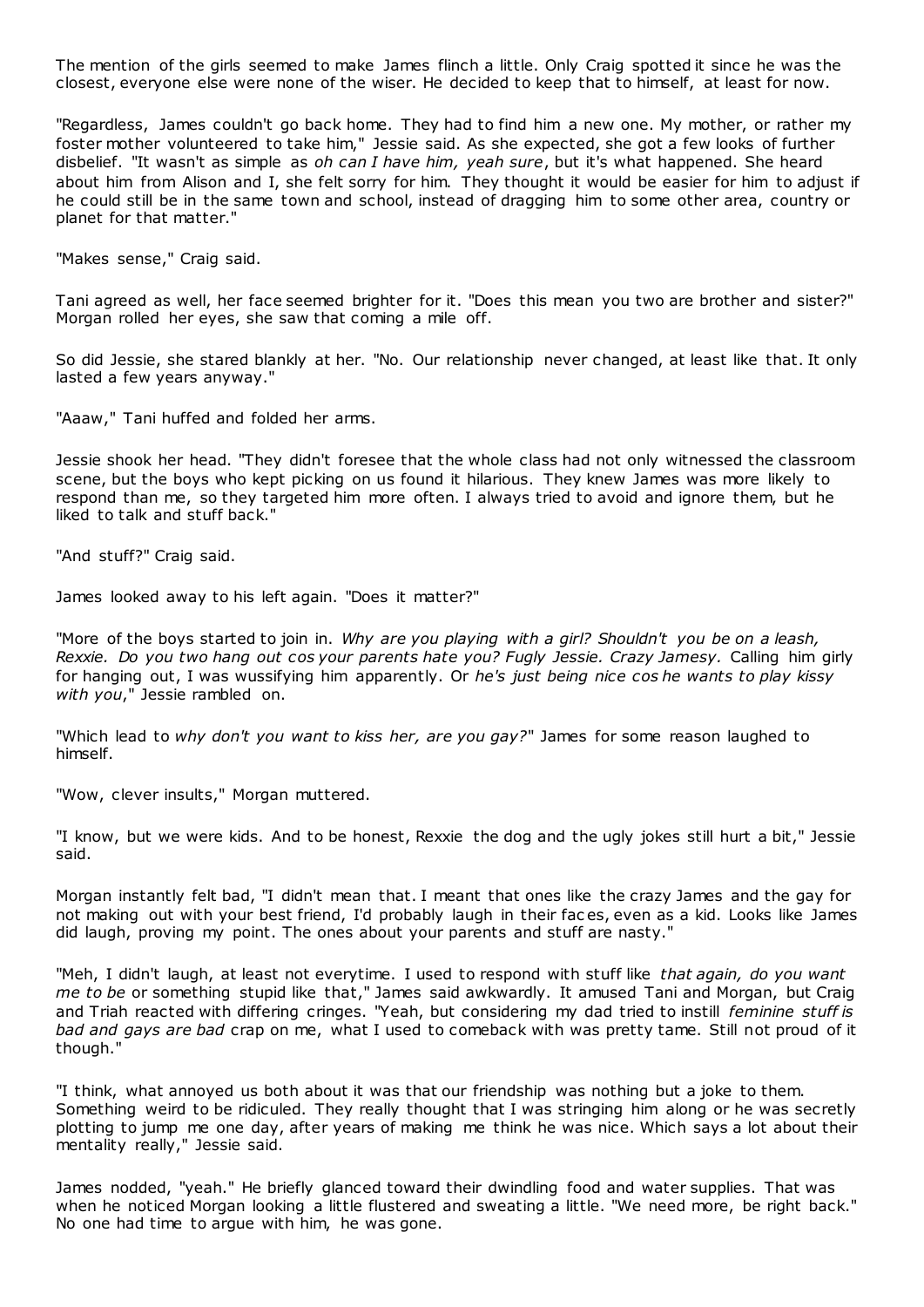The mention of the girls seemed to make James flinch a little. Only Craig spotted it since he was the closest, everyone else were none of the wiser. He decided to keep that to himself, at least for now.

"Regardless, James couldn't go back home. They had to find him a new one. My mother, or rather my foster mother volunteered to take him," Jessie said. As she expected, she got a few looks of further disbelief. "It wasn't as simple as *oh can I have him, yeah sure*, but it's what happened. She heard about him from Alison and I, she felt sorry for him. They thought it would be easier for him to adjust if he could still be in the same town and school, instead of dragging him to some other area, country or planet for that matter."

"Makes sense," Craig said.

Tani agreed as well, her face seemed brighter for it. "Does this mean you two are brother and sister?" Morgan rolled her eyes, she saw that coming a mile off.

So did Jessie, she stared blankly at her. "No. Our relationship never changed, at least like that. It only lasted a few years anyway."

"Aaaw," Tani huffed and folded her arms.

Jessie shook her head. "They didn't foresee that the whole class had not only witnessed the classroom scene, but the boys who kept picking on us found it hilarious. They knew James was more likely to respond than me, so they targeted him more often. I always tried to avoid and ignore them, but he liked to talk and stuff back."

"And stuff?" Craig said.

James looked away to his left again. "Does it matter?"

"More of the boys started to join in. *Why are you playing with a girl? Shouldn't you be on a leash, Rexxie. Do you two hang out cos your parents hate you? Fugly Jessie. Crazy Jamesy.* Calling him girly for hanging out, I was wussifying him apparently. Or *he's just being nice cos he wants to play kissy with you*," Jessie rambled on.

"Which lead to *why don't you want to kiss her, are you gay?*" James for some reason laughed to himself.

"Wow, clever insults," Morgan muttered.

"I know, but we were kids. And to be honest, Rexxie the dog and the ugly jokes still hurt a bit," Jessie said.

Morgan instantly felt bad, "I didn't mean that. I meant that ones like the crazy James and the gay for not making out with your best friend, I'd probably laugh in their faces, even as a kid. Looks like James did laugh, proving my point. The ones about your parents and stuff are nasty."

"Meh, I didn't laugh, at least not everytime. I used to respond with stuff like *that again, do you want me to be* or something stupid like that," James said awkwardly. It amused Tani and Morgan, but Craig and Triah reacted with differing cringes. "Yeah, but considering my dad tried to instill *feminine stuff is bad and gays are bad* crap on me, what I used to comeback with was pretty tame. Still not proud of it though."

"I think, what annoyed us both about it was that our friendship was nothing but a joke to them. Something weird to be ridiculed. They really thought that I was stringing him along or he was secretly plotting to jump me one day, after years of making me think he was nice. Which says a lot about their mentality really," Jessie said.

James nodded, "yeah." He briefly glanced toward their dwindling food and water supplies. That was when he noticed Morgan looking a little flustered and sweating a little. "We need more, be right back." No one had time to argue with him, he was gone.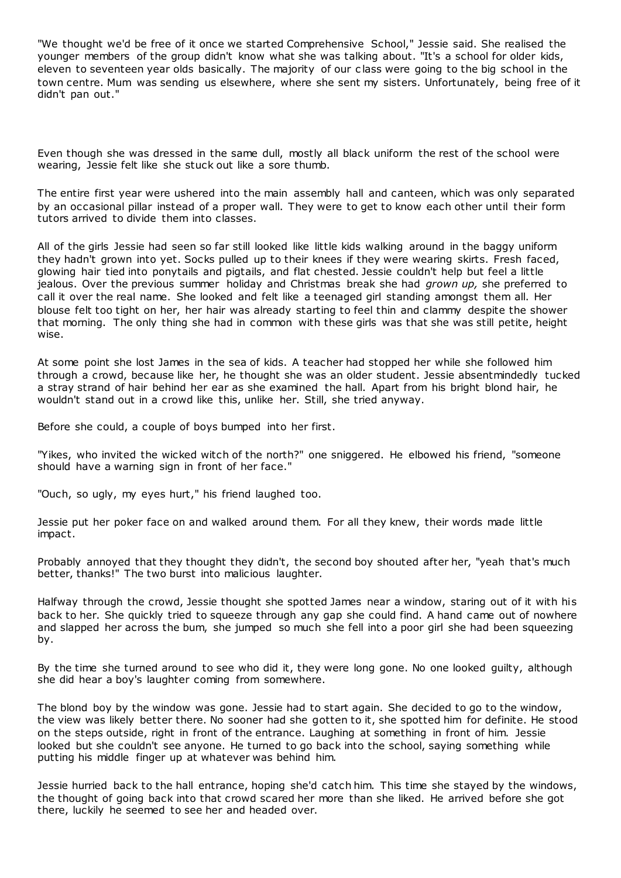"We thought we'd be free of it once we started Comprehensive School," Jessie said. She realised the younger members of the group didn't know what she was talking about. "It's a school for older kids, eleven to seventeen year olds basically. The majority of our class were going to the big school in the town centre. Mum was sending us elsewhere, where she sent my sisters. Unfortunately, being free of it didn't pan out."

Even though she was dressed in the same dull, mostly all black uniform the rest of the school were wearing, Jessie felt like she stuck out like a sore thumb.

The entire first year were ushered into the main assembly hall and canteen, which was only separated by an occasional pillar instead of a proper wall. They were to get to know each other until their form tutors arrived to divide them into classes.

All of the girls Jessie had seen so far still looked like little kids walking around in the baggy uniform they hadn't grown into yet. Socks pulled up to their knees if they were wearing skirts. Fresh faced, glowing hair tied into ponytails and pigtails, and flat chested. Jessie couldn't help but feel a little jealous. Over the previous summer holiday and Christmas break she had *grown up,* she preferred to call it over the real name. She looked and felt like a teenaged girl standing amongst them all. Her blouse felt too tight on her, her hair was already starting to feel thin and clammy despite the shower that morning. The only thing she had in common with these girls was that she was still petite, height wise.

At some point she lost James in the sea of kids. A teacher had stopped her while she followed him through a crowd, because like her, he thought she was an older student. Jessie absentmindedly tucked a stray strand of hair behind her ear as she examined the hall. Apart from his bright blond hair, he wouldn't stand out in a crowd like this, unlike her. Still, she tried anyway.

Before she could, a couple of boys bumped into her first.

"Yikes, who invited the wicked witch of the north?" one sniggered. He elbowed his friend, "someone should have a warning sign in front of her face."

"Ouch, so ugly, my eyes hurt," his friend laughed too.

Jessie put her poker face on and walked around them. For all they knew, their words made little impact.

Probably annoyed that they thought they didn't, the second boy shouted after her, "yeah that's much better, thanks!" The two burst into malicious laughter.

Halfway through the crowd, Jessie thought she spotted James near a window, staring out of it with his back to her. She quickly tried to squeeze through any gap she could find. A hand came out of nowhere and slapped her across the bum, she jumped so much she fell into a poor girl she had been squeezing by.

By the time she turned around to see who did it, they were long gone. No one looked guilty, although she did hear a boy's laughter coming from somewhere.

The blond boy by the window was gone. Jessie had to start again. She decided to go to the window, the view was likely better there. No sooner had she gotten to it, she spotted him for definite. He stood on the steps outside, right in front of the entrance. Laughing at something in front of him. Jessie looked but she couldn't see anyone. He turned to go back into the school, saying something while putting his middle finger up at whatever was behind him.

Jessie hurried back to the hall entrance, hoping she'd catch him. This time she stayed by the windows, the thought of going back into that crowd scared her more than she liked. He arrived before she got there, luckily he seemed to see her and headed over.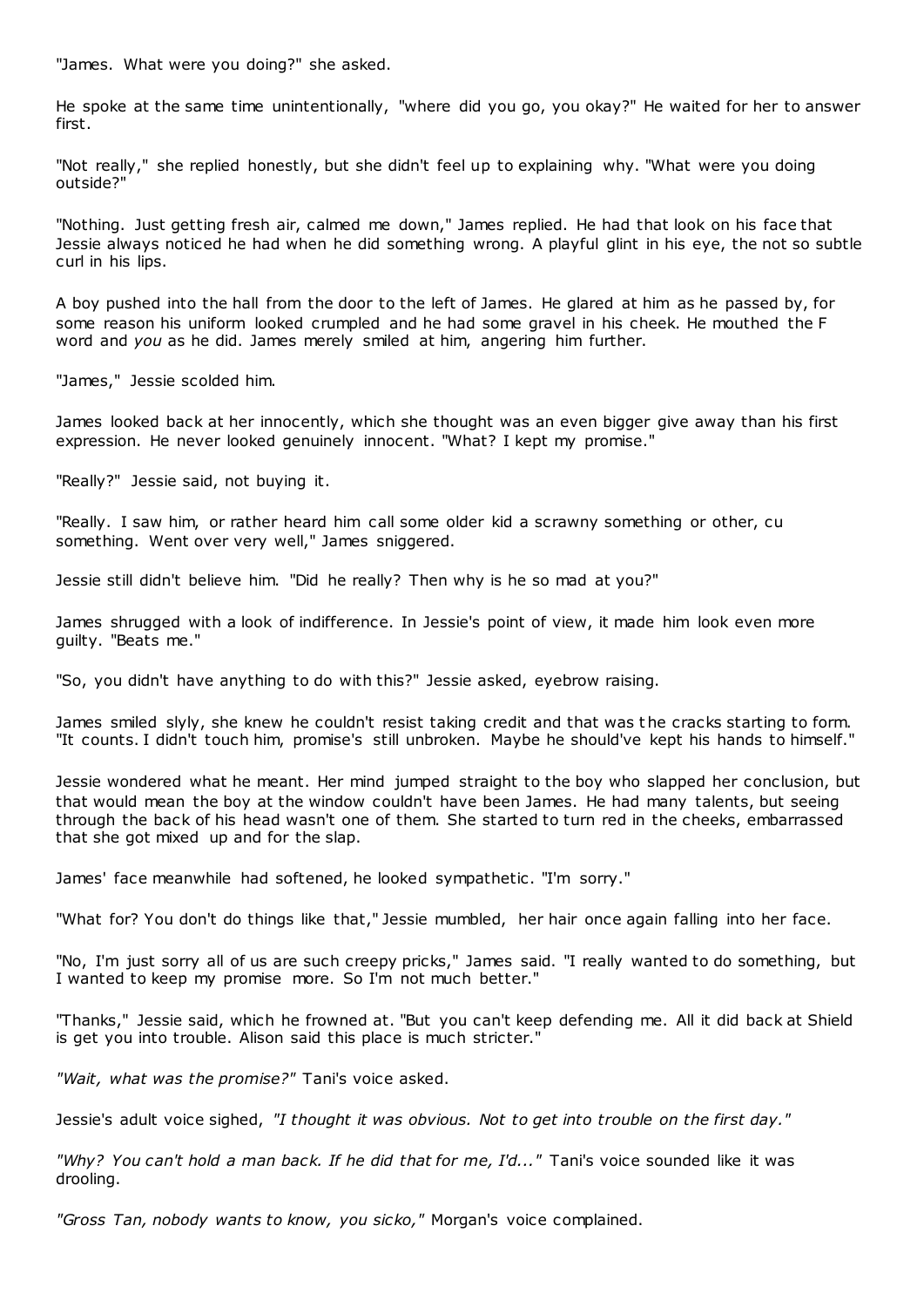"James. What were you doing?" she asked.

He spoke at the same time unintentionally, "where did you go, you okay?" He waited for her to answer first.

"Not really," she replied honestly, but she didn't feel up to explaining why. "What were you doing outside?"

"Nothing. Just getting fresh air, calmed me down," James replied. He had that look on his face that Jessie always noticed he had when he did something wrong. A playful glint in his eye, the not so subtle curl in his lips.

A boy pushed into the hall from the door to the left of James. He glared at him as he passed by, for some reason his uniform looked crumpled and he had some gravel in his cheek. He mouthed the F word and *you* as he did. James merely smiled at him, angering him further.

"James," Jessie scolded him.

James looked back at her innocently, which she thought was an even bigger give away than his first expression. He never looked genuinely innocent. "What? I kept my promise."

"Really?" Jessie said, not buying it.

"Really. I saw him, or rather heard him call some older kid a scrawny something or other, cu something. Went over very well," James sniggered.

Jessie still didn't believe him. "Did he really? Then why is he so mad at you?"

James shrugged with a look of indifference. In Jessie's point of view, it made him look even more guilty. "Beats me."

"So, you didn't have anything to do with this?" Jessie asked, eyebrow raising.

James smiled slyly, she knew he couldn't resist taking credit and that was the cracks starting to form. "It counts. I didn't touch him, promise's still unbroken. Maybe he should've kept his hands to himself."

Jessie wondered what he meant. Her mind jumped straight to the boy who slapped her conclusion, but that would mean the boy at the window couldn't have been James. He had many talents, but seeing through the back of his head wasn't one of them. She started to turn red in the cheeks, embarrassed that she got mixed up and for the slap.

James' face meanwhile had softened, he looked sympathetic. "I'm sorry."

"What for? You don't do things like that," Jessie mumbled, her hair once again falling into her face.

"No, I'm just sorry all of us are such creepy pricks," James said. "I really wanted to do something, but I wanted to keep my promise more. So I'm not much better."

"Thanks," Jessie said, which he frowned at. "But you can't keep defending me. All it did back at Shield is get you into trouble. Alison said this place is much stricter."

*"Wait, what was the promise?"* Tani's voice asked.

Jessie's adult voice sighed, *"I thought it was obvious. Not to get into trouble on the first day."*

*"Why? You can't hold a man back. If he did that for me, I'd..."* Tani's voice sounded like it was drooling.

*"Gross Tan, nobody wants to know, you sicko,"* Morgan's voice complained.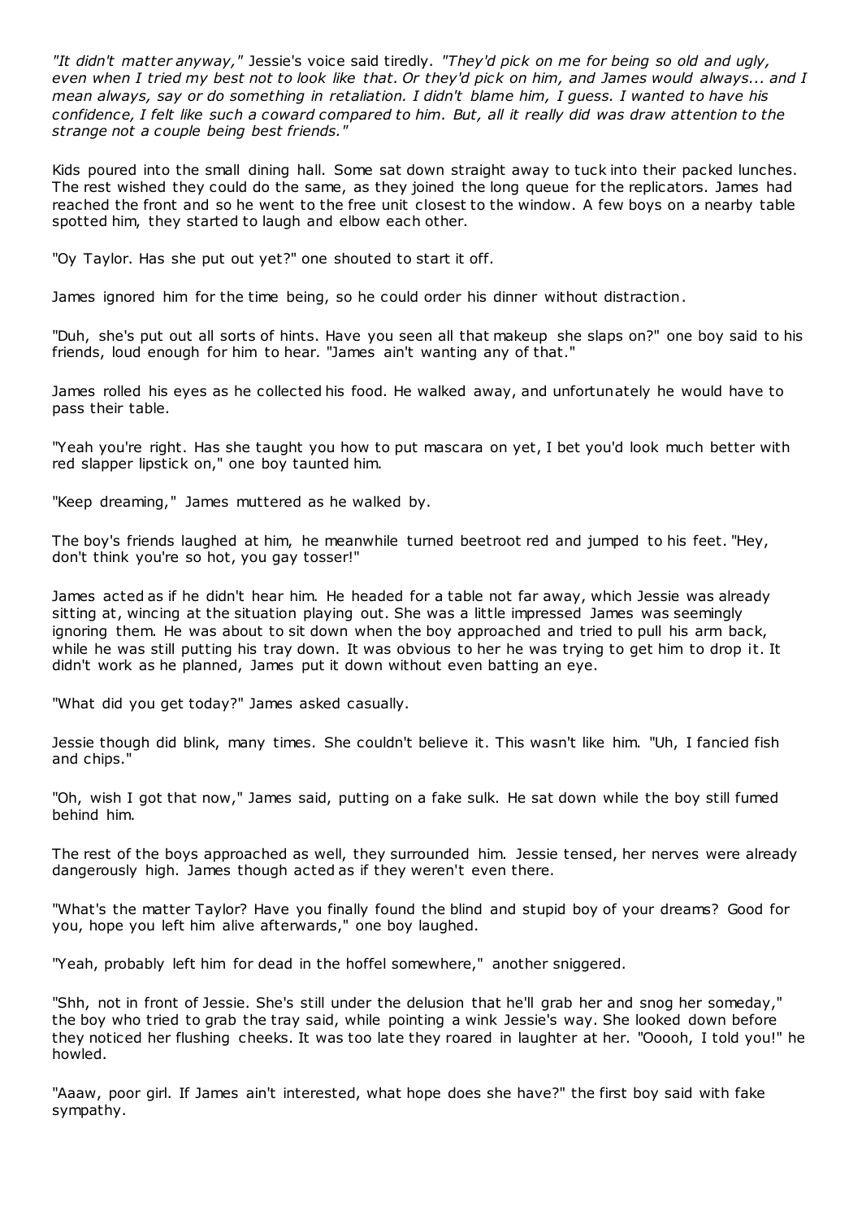*"It didn't matter anyway,"* Jessie's voice said tiredly. *"They'd pick on me for being so old and ugly, even when I tried my best not to look like that. Or they'd pick on him, and James would always... and I mean always, say or do something in retaliation. I didn't blame him, I guess. I wanted to have his confidence, I felt like such a coward compared to him. But, all it really did was draw attention to the strange not a couple being best friends."*

Kids poured into the small dining hall. Some sat down straight away to tuck into their packed lunches. The rest wished they could do the same, as they joined the long queue for the replicators. James had reached the front and so he went to the free unit closest to the window. A few boys on a nearby table spotted him, they started to laugh and elbow each other.

"Oy Taylor. Has she put out yet?" one shouted to start it off.

James ignored him for the time being, so he could order his dinner without distraction.

"Duh, she's put out all sorts of hints. Have you seen all that makeup she slaps on?" one boy said to his friends, loud enough for him to hear. "James ain't wanting any of that."

James rolled his eyes as he collected his food. He walked away, and unfortunately he would have to pass their table.

"Yeah you're right. Has she taught you how to put mascara on yet, I bet you'd look much better with red slapper lipstick on," one boy taunted him.

"Keep dreaming," James muttered as he walked by.

The boy's friends laughed at him, he meanwhile turned beetroot red and jumped to his feet. "Hey, don't think you're so hot, you gay tosser!"

James acted as if he didn't hear him. He headed for a table not far away, which Jessie was already sitting at, wincing at the situation playing out. She was a little impressed James was seemingly ignoring them. He was about to sit down when the boy approached and tried to pull his arm back, while he was still putting his tray down. It was obvious to her he was trying to get him to drop it. It didn't work as he planned, James put it down without even batting an eye.

"What did you get today?" James asked casually.

Jessie though did blink, many times. She couldn't believe it. This wasn't like him. "Uh, I fancied fish and chips."

"Oh, wish I got that now," James said, putting on a fake sulk. He sat down while the boy still fumed behind him.

The rest of the boys approached as well, they surrounded him. Jessie tensed, her nerves were already dangerously high. James though acted as if they weren't even there.

"What's the matter Taylor? Have you finally found the blind and stupid boy of your dreams? Good for you, hope you left him alive afterwards," one boy laughed.

"Yeah, probably left him for dead in the hoffel somewhere," another sniggered.

"Shh, not in front of Jessie. She's still under the delusion that he'll grab her and snog her someday," the boy who tried to grab the tray said, while pointing a wink Jessie's way. She looked down before they noticed her flushing cheeks. It was too late they roared in laughter at her. "Ooooh, I told you!" he howled.

"Aaaw, poor girl. If James ain't interested, what hope does she have?" the first boy said with fake sympathy.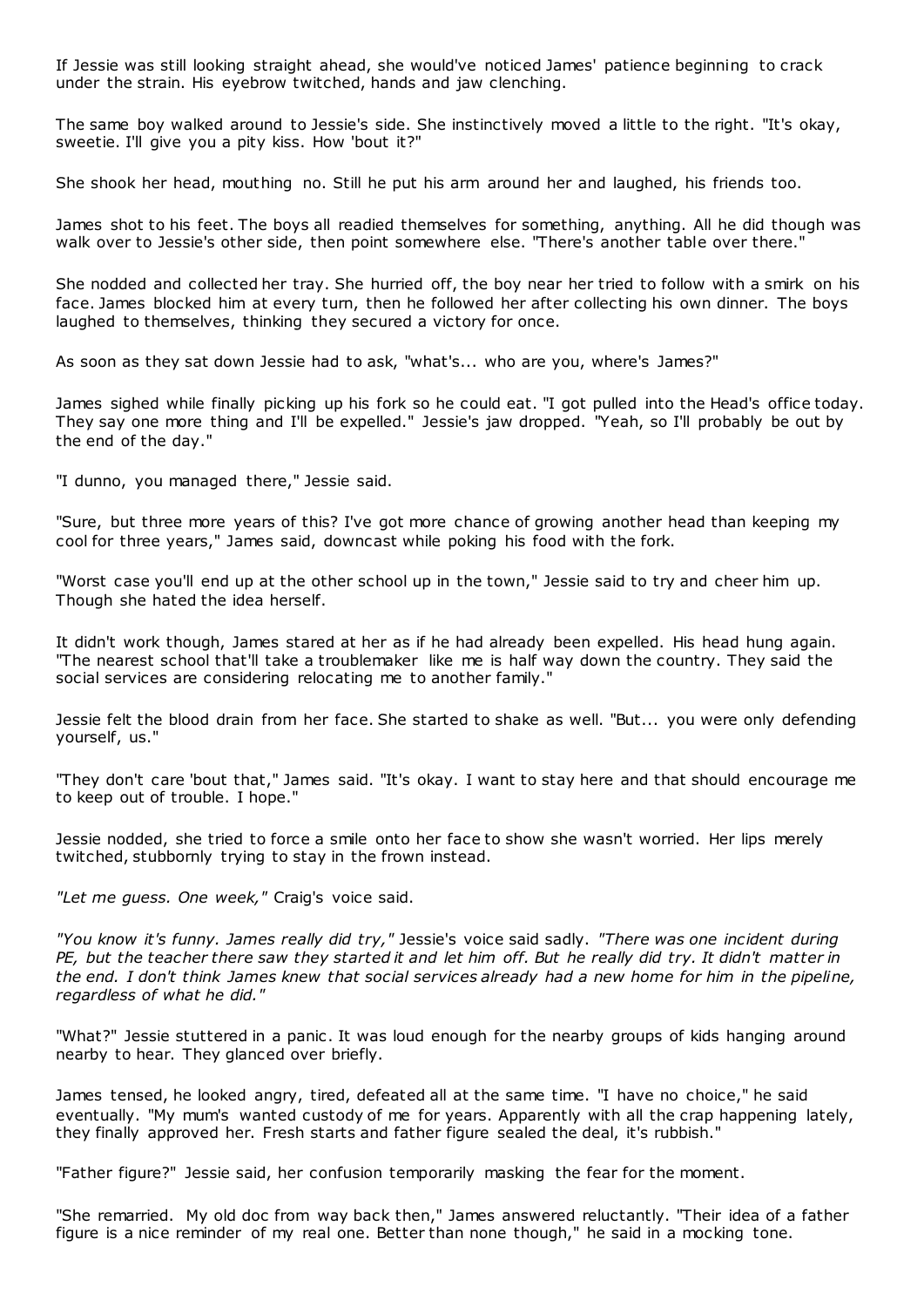If Jessie was still looking straight ahead, she would've noticed James' patience beginning to crack under the strain. His eyebrow twitched, hands and jaw clenching.

The same boy walked around to Jessie's side. She instinctively moved a little to the right. "It's okay, sweetie. I'll give you a pity kiss. How 'bout it?"

She shook her head, mouthing no. Still he put his arm around her and laughed, his friends too.

James shot to his feet. The boys all readied themselves for something, anything. All he did though was walk over to Jessie's other side, then point somewhere else. "There's another table over there."

She nodded and collected her tray. She hurried off, the boy near her tried to follow with a smirk on his face. James blocked him at every turn, then he followed her after collecting his own dinner. The boys laughed to themselves, thinking they secured a victory for once.

As soon as they sat down Jessie had to ask, "what's... who are you, where's James?"

James sighed while finally picking up his fork so he could eat. "I got pulled into the Head's office today. They say one more thing and I'll be expelled." Jessie's jaw dropped. "Yeah, so I'll probably be out by the end of the day."

"I dunno, you managed there," Jessie said.

"Sure, but three more years of this? I've got more chance of growing another head than keeping my cool for three years," James said, downcast while poking his food with the fork.

"Worst case you'll end up at the other school up in the town," Jessie said to try and cheer him up. Though she hated the idea herself.

It didn't work though, James stared at her as if he had already been expelled. His head hung again. "The nearest school that'll take a troublemaker like me is half way down the country. They said the social services are considering relocating me to another family."

Jessie felt the blood drain from her face. She started to shake as well. "But... you were only defending yourself, us."

"They don't care 'bout that," James said. "It's okay. I want to stay here and that should encourage me to keep out of trouble. I hope."

Jessie nodded, she tried to force a smile onto her face to show she wasn't worried. Her lips merely twitched, stubbornly trying to stay in the frown instead.

*"Let me guess. One week,"* Craig's voice said.

*"You know it's funny. James really did try,"* Jessie's voice said sadly. *"There was one incident during PE, but the teacher there saw they started it and let him off. But he really did try. It didn't matter in the end. I don't think James knew that social services already had a new home for him in the pipeline, regardless of what he did."*

"What?" Jessie stuttered in a panic. It was loud enough for the nearby groups of kids hanging around nearby to hear. They glanced over briefly.

James tensed, he looked angry, tired, defeated all at the same time. "I have no choice," he said eventually. "My mum's wanted custody of me for years. Apparently with all the crap happening lately, they finally approved her. Fresh starts and father figure sealed the deal, it's rubbish."

"Father figure?" Jessie said, her confusion temporarily masking the fear for the moment.

"She remarried. My old doc from way back then," James answered reluctantly. "Their idea of a father figure is a nice reminder of my real one. Better than none though," he said in a mocking tone.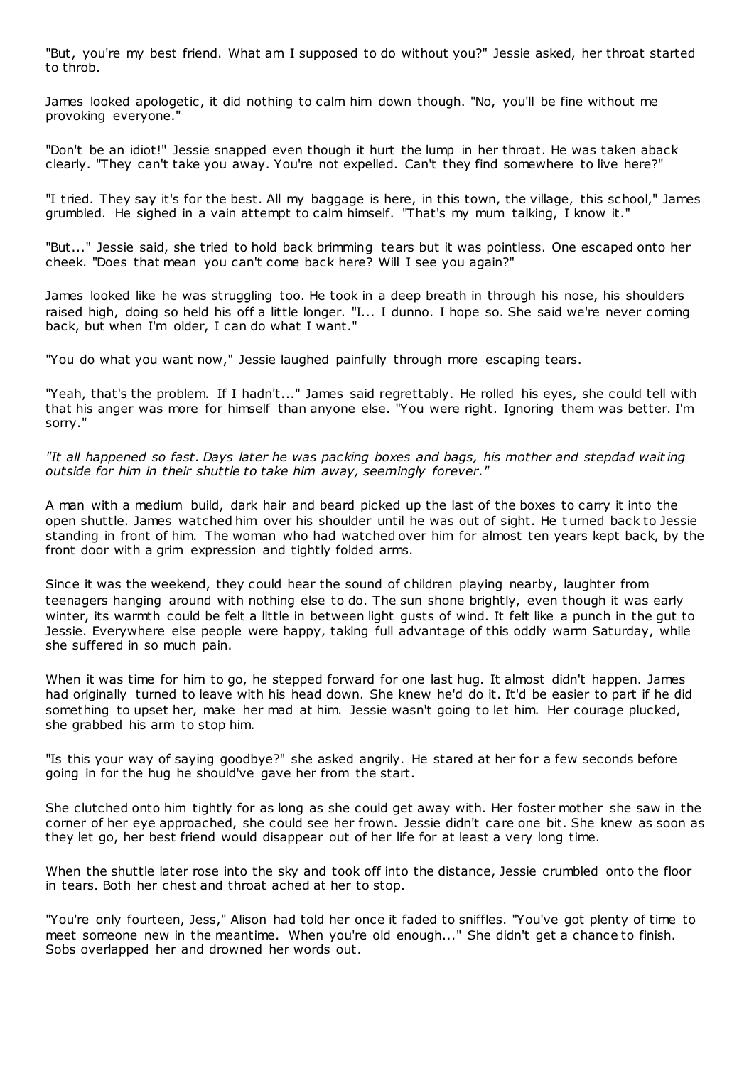"But, you're my best friend. What am I supposed to do without you?" Jessie asked, her throat started to throb.

James looked apologetic, it did nothing to calm him down though. "No, you'll be fine without me provoking everyone."

"Don't be an idiot!" Jessie snapped even though it hurt the lump in her throat. He was taken aback clearly. "They can't take you away. You're not expelled. Can't they find somewhere to live here?"

"I tried. They say it's for the best. All my baggage is here, in this town, the village, this school," James grumbled. He sighed in a vain attempt to calm himself. "That's my mum talking, I know it."

"But..." Jessie said, she tried to hold back brimming tears but it was pointless. One escaped onto her cheek. "Does that mean you can't come back here? Will I see you again?"

James looked like he was struggling too. He took in a deep breath in through his nose, his shoulders raised high, doing so held his off a little longer. "I... I dunno. I hope so. She said we're never coming back, but when I'm older, I can do what I want."

"You do what you want now," Jessie laughed painfully through more escaping tears.

"Yeah, that's the problem. If I hadn't..." James said regrettably. He rolled his eyes, she could tell with that his anger was more for himself than anyone else. "You were right. Ignoring them was better. I'm sorry."

*"It all happened so fast. Days later he was packing boxes and bags, his mother and stepdad waiting outside for him in their shuttle to take him away, seemingly forever."*

A man with a medium build, dark hair and beard picked up the last of the boxes to carry it into the open shuttle. James watched him over his shoulder until he was out of sight. He turned back to Jessie standing in front of him. The woman who had watched over him for almost ten years kept back, by the front door with a grim expression and tightly folded arms.

Since it was the weekend, they could hear the sound of children playing nearby, laughter from teenagers hanging around with nothing else to do. The sun shone brightly, even though it was early winter, its warmth could be felt a little in between light gusts of wind. It felt like a punch in the gut to Jessie. Everywhere else people were happy, taking full advantage of this oddly warm Saturday, while she suffered in so much pain.

When it was time for him to go, he stepped forward for one last hug. It almost didn't happen. James had originally turned to leave with his head down. She knew he'd do it. It'd be easier to part if he did something to upset her, make her mad at him. Jessie wasn't going to let him. Her courage plucked, she grabbed his arm to stop him.

"Is this your way of saying goodbye?" she asked angrily. He stared at her for a few seconds before going in for the hug he should've gave her from the start.

She clutched onto him tightly for as long as she could get away with. Her foster mother she saw in the corner of her eye approached, she could see her frown. Jessie didn't care one bit. She knew as soon as they let go, her best friend would disappear out of her life for at least a very long time.

When the shuttle later rose into the sky and took off into the distance, Jessie crumbled onto the floor in tears. Both her chest and throat ached at her to stop.

"You're only fourteen, Jess," Alison had told her once it faded to sniffles. "You've got plenty of time to meet someone new in the meantime. When you're old enough..." She didn't get a chance to finish. Sobs overlapped her and drowned her words out.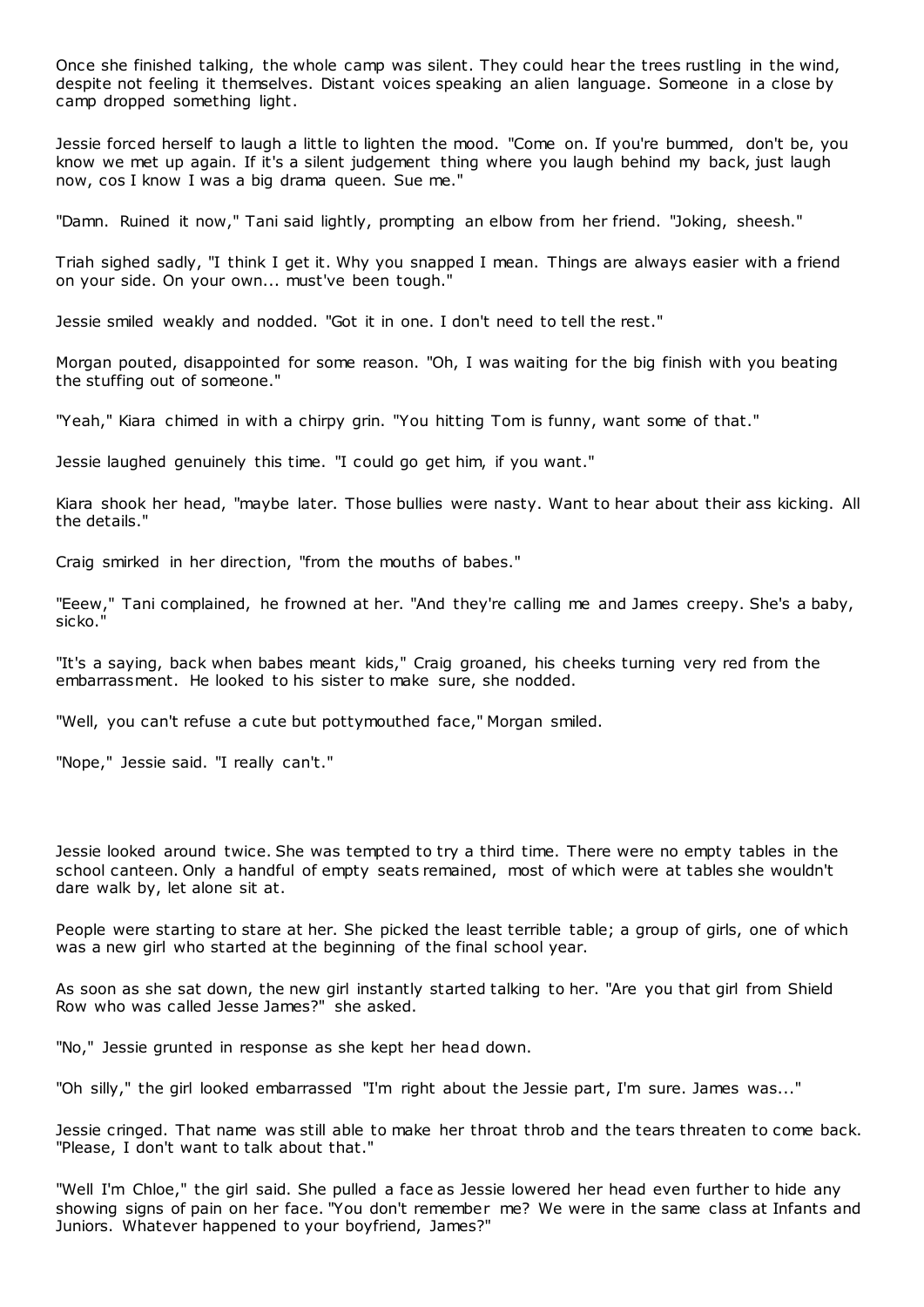Once she finished talking, the whole camp was silent. They could hear the trees rustling in the wind, despite not feeling it themselves. Distant voices speaking an alien language. Someone in a close by camp dropped something light.

Jessie forced herself to laugh a little to lighten the mood. "Come on. If you're bummed, don't be, you know we met up again. If it's a silent judgement thing where you laugh behind my back, just laugh now, cos I know I was a big drama queen. Sue me."

"Damn. Ruined it now," Tani said lightly, prompting an elbow from her friend. "Joking, sheesh."

Triah sighed sadly, "I think I get it. Why you snapped I mean. Things are always easier with a friend on your side. On your own... must've been tough."

Jessie smiled weakly and nodded. "Got it in one. I don't need to tell the rest."

Morgan pouted, disappointed for some reason. "Oh, I was waiting for the big finish with you beating the stuffing out of someone."

"Yeah," Kiara chimed in with a chirpy grin. "You hitting Tom is funny, want some of that."

Jessie laughed genuinely this time. "I could go get him, if you want."

Kiara shook her head, "maybe later. Those bullies were nasty. Want to hear about their ass kicking. All the details."

Craig smirked in her direction, "from the mouths of babes."

"Eeew," Tani complained, he frowned at her. "And they're calling me and James creepy. She's a baby, sicko."

"It's a saying, back when babes meant kids," Craig groaned, his cheeks turning very red from the embarrassment. He looked to his sister to make sure, she nodded.

"Well, you can't refuse a cute but pottymouthed face," Morgan smiled.

"Nope," Jessie said. "I really can't."

Jessie looked around twice. She was tempted to try a third time. There were no empty tables in the school canteen. Only a handful of empty seats remained, most of which were at tables she wouldn't dare walk by, let alone sit at.

People were starting to stare at her. She picked the least terrible table; a group of girls, one of which was a new girl who started at the beginning of the final school year.

As soon as she sat down, the new girl instantly started talking to her. "Are you that girl from Shield Row who was called Jesse James?" she asked.

"No," Jessie grunted in response as she kept her head down.

"Oh silly," the girl looked embarrassed "I'm right about the Jessie part, I'm sure. James was..."

Jessie cringed. That name was still able to make her throat throb and the tears threaten to come back. "Please, I don't want to talk about that."

"Well I'm Chloe," the girl said. She pulled a face as Jessie lowered her head even further to hide any showing signs of pain on her face. "You don't remember me? We were in the same class at Infants and Juniors. Whatever happened to your boyfriend, James?"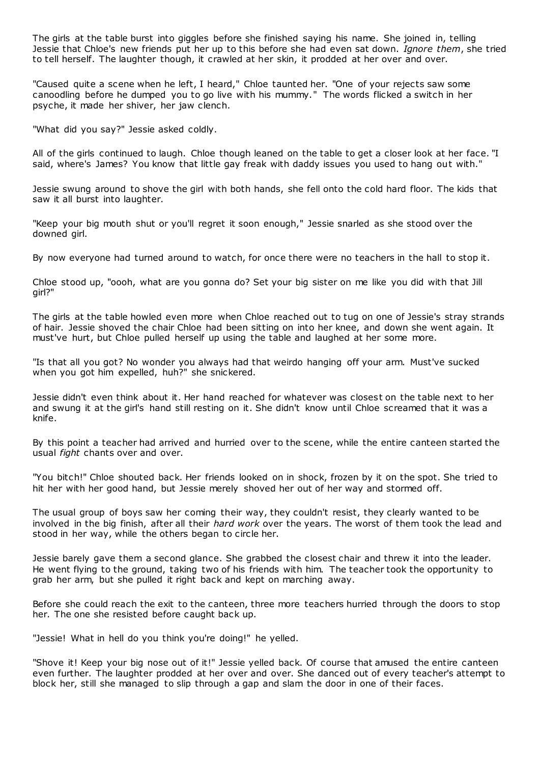The girls at the table burst into giggles before she finished saying his name. She joined in, telling Jessie that Chloe's new friends put her up to this before she had even sat down. *Ignore them*, she tried to tell herself. The laughter though, it crawled at her skin, it prodded at her over and over.

"Caused quite a scene when he left, I heard," Chloe taunted her. "One of your rejects saw some canoodling before he dumped you to go live with his mummy." The words flicked a switch in her psyche, it made her shiver, her jaw clench.

"What did you say?" Jessie asked coldly.

All of the girls continued to laugh. Chloe though leaned on the table to get a closer look at her face. "I said, where's James? You know that little gay freak with daddy issues you used to hang out with."

Jessie swung around to shove the girl with both hands, she fell onto the cold hard floor. The kids that saw it all burst into laughter.

"Keep your big mouth shut or you'll regret it soon enough," Jessie snarled as she stood over the downed girl.

By now everyone had turned around to watch, for once there were no teachers in the hall to stop it.

Chloe stood up, "oooh, what are you gonna do? Set your big sister on me like you did with that Jill girl?"

The girls at the table howled even more when Chloe reached out to tug on one of Jessie's stray strands of hair. Jessie shoved the chair Chloe had been sitting on into her knee, and down she went again. It must've hurt, but Chloe pulled herself up using the table and laughed at her some more.

"Is that all you got? No wonder you always had that weirdo hanging off your arm. Must've sucked when you got him expelled, huh?" she snickered.

Jessie didn't even think about it. Her hand reached for whatever was closest on the table next to her and swung it at the girl's hand still resting on it. She didn't know until Chloe screamed that it was a knife.

By this point a teacher had arrived and hurried over to the scene, while the entire canteen started the usual *fight* chants over and over.

"You bitch!" Chloe shouted back. Her friends looked on in shock, frozen by it on the spot. She tried to hit her with her good hand, but Jessie merely shoved her out of her way and stormed off.

The usual group of boys saw her coming their way, they couldn't resist, they clearly wanted to be involved in the big finish, after all their *hard work* over the years. The worst of them took the lead and stood in her way, while the others began to circle her.

Jessie barely gave them a second glance. She grabbed the closest chair and threw it into the leader. He went flying to the ground, taking two of his friends with him. The teacher took the opportunity to grab her arm, but she pulled it right back and kept on marching away.

Before she could reach the exit to the canteen, three more teachers hurried through the doors to stop her. The one she resisted before caught back up.

"Jessie! What in hell do you think you're doing!" he yelled.

"Shove it! Keep your big nose out of it!" Jessie yelled back. Of course that amused the entire canteen even further. The laughter prodded at her over and over. She danced out of every teacher's attempt to block her, still she managed to slip through a gap and slam the door in one of their faces.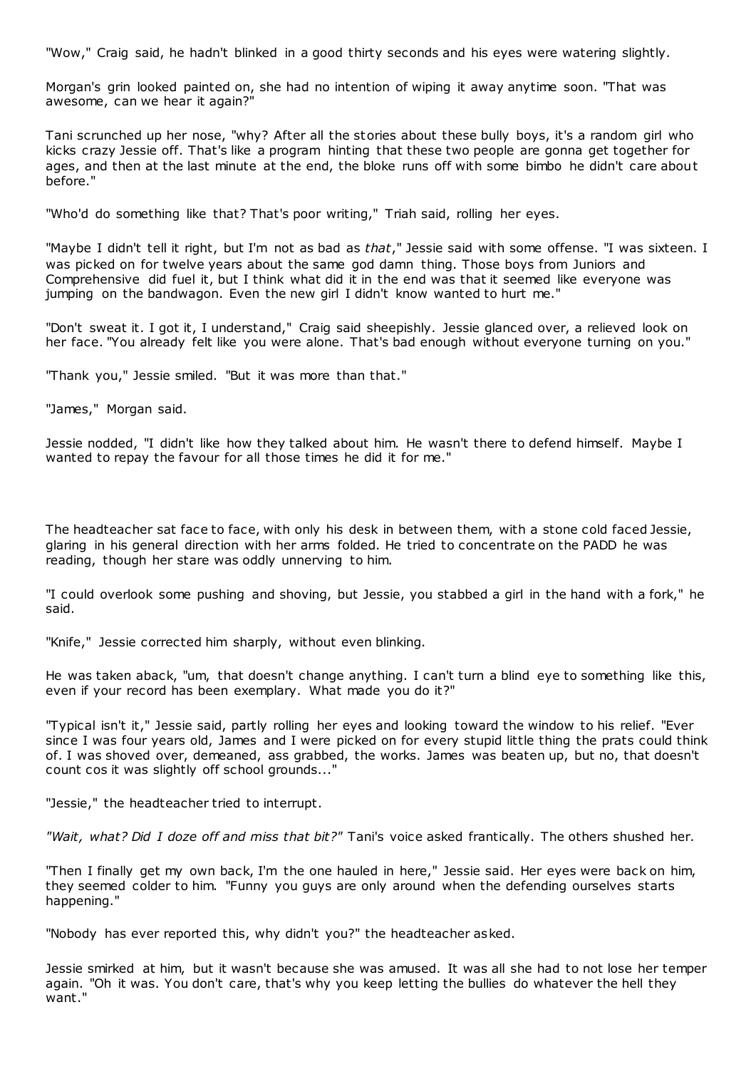"Wow," Craig said, he hadn't blinked in a good thirty seconds and his eyes were watering slightly.

Morgan's grin looked painted on, she had no intention of wiping it away anytime soon. "That was awesome, can we hear it again?"

Tani scrunched up her nose, "why? After all the stories about these bully boys, it's a random girl who kicks crazy Jessie off. That's like a program hinting that these two people are gonna get together for ages, and then at the last minute at the end, the bloke runs off with some bimbo he didn't care about before."

"Who'd do something like that? That's poor writing," Triah said, rolling her eyes.

"Maybe I didn't tell it right, but I'm not as bad as *that*," Jessie said with some offense. "I was sixteen. I was picked on for twelve years about the same god damn thing. Those boys from Juniors and Comprehensive did fuel it, but I think what did it in the end was that it seemed like everyone was jumping on the bandwagon. Even the new girl I didn't know wanted to hurt me."

"Don't sweat it. I got it, I understand," Craig said sheepishly. Jessie glanced over, a relieved look on her face. "You already felt like you were alone. That's bad enough without everyone turning on you."

"Thank you," Jessie smiled. "But it was more than that."

"James," Morgan said.

Jessie nodded, "I didn't like how they talked about him. He wasn't there to defend himself. Maybe I wanted to repay the favour for all those times he did it for me."

The headteacher sat face to face, with only his desk in between them, with a stone cold faced Jessie, glaring in his general direction with her arms folded. He tried to concentrate on the PADD he was reading, though her stare was oddly unnerving to him.

"I could overlook some pushing and shoving, but Jessie, you stabbed a girl in the hand with a fork," he said.

"Knife," Jessie corrected him sharply, without even blinking.

He was taken aback, "um, that doesn't change anything. I can't turn a blind eye to something like this, even if your record has been exemplary. What made you do it?"

"Typical isn't it," Jessie said, partly rolling her eyes and looking toward the window to his relief. "Ever since I was four years old, James and I were picked on for every stupid little thing the prats could think of. I was shoved over, demeaned, ass grabbed, the works. James was beaten up, but no, that doesn't count cos it was slightly off school grounds..."

"Jessie," the headteacher tried to interrupt.

*"Wait, what? Did I doze off and miss that bit?"* Tani's voice asked frantically. The others shushed her.

"Then I finally get my own back, I'm the one hauled in here," Jessie said. Her eyes were back on him, they seemed colder to him. "Funny you guys are only around when the defending ourselves starts happening."

"Nobody has ever reported this, why didn't you?" the headteacher asked.

Jessie smirked at him, but it wasn't because she was amused. It was all she had to not lose her temper again. "Oh it was. You don't care, that's why you keep letting the bullies do whatever the hell they want."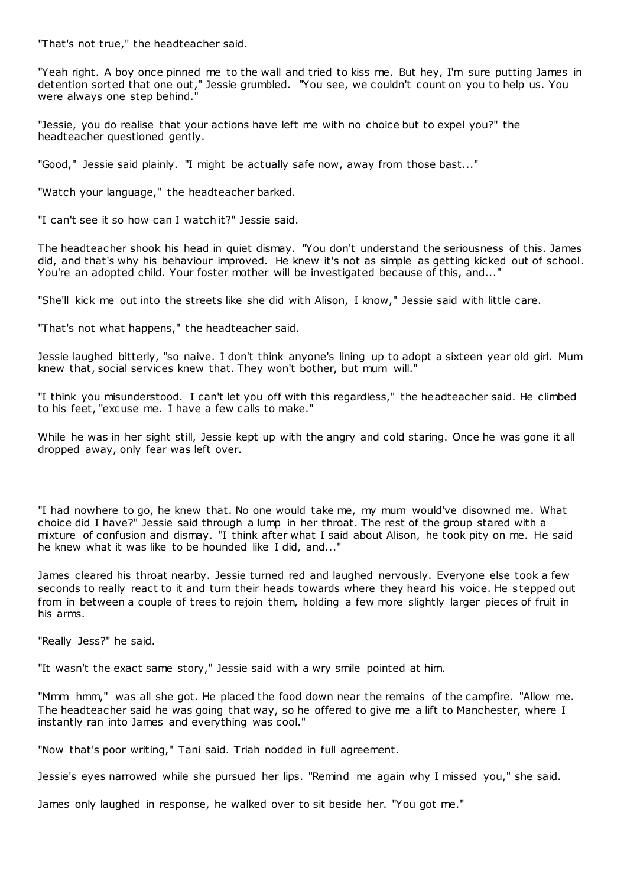"That's not true," the headteacher said.

"Yeah right. A boy once pinned me to the wall and tried to kiss me. But hey, I'm sure putting James in detention sorted that one out," Jessie grumbled. "You see, we couldn't count on you to help us. You were always one step behind."

"Jessie, you do realise that your actions have left me with no choice but to expel you?" the headteacher questioned gently.

"Good," Jessie said plainly. "I might be actually safe now, away from those bast..."

"Watch your language," the headteacher barked.

"I can't see it so how can I watch it?" Jessie said.

The headteacher shook his head in quiet dismay. "You don't understand the seriousness of this. James did, and that's why his behaviour improved. He knew it's not as simple as getting kicked out of school. You're an adopted child. Your foster mother will be investigated because of this, and..."

"She'll kick me out into the streets like she did with Alison, I know," Jessie said with little care.

"That's not what happens," the headteacher said.

Jessie laughed bitterly, "so naive. I don't think anyone's lining up to adopt a sixteen year old girl. Mum knew that, social services knew that. They won't bother, but mum will."

"I think you misunderstood. I can't let you off with this regardless," the headteacher said. He climbed to his feet, "excuse me. I have a few calls to make."

While he was in her sight still, Jessie kept up with the angry and cold staring. Once he was gone it all dropped away, only fear was left over.

"I had nowhere to go, he knew that. No one would take me, my mum would've disowned me. What choice did I have?" Jessie said through a lump in her throat. The rest of the group stared with a mixture of confusion and dismay. "I think after what I said about Alison, he took pity on me. He said he knew what it was like to be hounded like I did, and..."

James cleared his throat nearby. Jessie turned red and laughed nervously. Everyone else took a few seconds to really react to it and turn their heads towards where they heard his voice. He stepped out from in between a couple of trees to rejoin them, holding a few more slightly larger pieces of fruit in his arms.

"Really Jess?" he said.

"It wasn't the exact same story," Jessie said with a wry smile pointed at him.

"Mmm hmm," was all she got. He placed the food down near the remains of the campfire. "Allow me. The headteacher said he was going that way, so he offered to give me a lift to Manchester, where I instantly ran into James and everything was cool."

"Now that's poor writing," Tani said. Triah nodded in full agreement.

Jessie's eyes narrowed while she pursued her lips. "Remind me again why I missed you," she said.

James only laughed in response, he walked over to sit beside her. "You got me."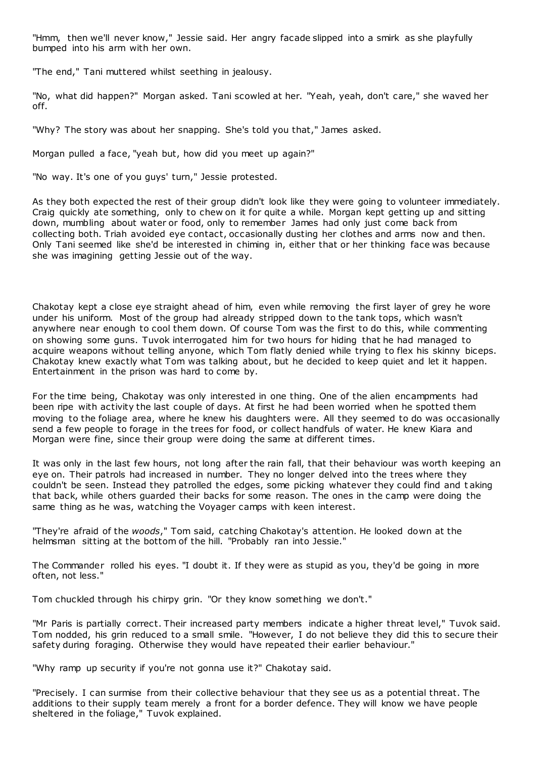"Hmm, then we'll never know," Jessie said. Her angry facade slipped into a smirk as she playfully bumped into his arm with her own.

"The end," Tani muttered whilst seething in jealousy.

"No, what did happen?" Morgan asked. Tani scowled at her. "Yeah, yeah, don't care," she waved her off.

"Why? The story was about her snapping. She's told you that," James asked.

Morgan pulled a face, "yeah but, how did you meet up again?"

"No way. It's one of you guys' turn," Jessie protested.

As they both expected the rest of their group didn't look like they were going to volunteer immediately. Craig quickly ate something, only to chew on it for quite a while. Morgan kept getting up and sitting down, mumbling about water or food, only to remember James had only just come back from collecting both. Triah avoided eye contact, occasionally dusting her clothes and arms now and then. Only Tani seemed like she'd be interested in chiming in, either that or her thinking face was because she was imagining getting Jessie out of the way.

Chakotay kept a close eye straight ahead of him, even while removing the first layer of grey he wore under his uniform. Most of the group had already stripped down to the tank tops, which wasn't anywhere near enough to cool them down. Of course Tom was the first to do this, while commenting on showing some guns. Tuvok interrogated him for two hours for hiding that he had managed to acquire weapons without telling anyone, which Tom flatly denied while trying to flex his skinny biceps. Chakotay knew exactly what Tom was talking about, but he decided to keep quiet and let it happen. Entertainment in the prison was hard to come by.

For the time being, Chakotay was only interested in one thing. One of the alien encampments had been ripe with activity the last couple of days. At first he had been worried when he spotted them moving to the foliage area, where he knew his daughters were. All they seemed to do was occasionally send a few people to forage in the trees for food, or collect handfuls of water. He knew Kiara and Morgan were fine, since their group were doing the same at different times.

It was only in the last few hours, not long after the rain fall, that their behaviour was worth keeping an eye on. Their patrols had increased in number. They no longer delved into the trees where they couldn't be seen. Instead they patrolled the edges, some picking whatever they could find and taking that back, while others guarded their backs for some reason. The ones in the camp were doing the same thing as he was, watching the Voyager camps with keen interest.

"They're afraid of the *woods*," Tom said, catching Chakotay's attention. He looked down at the helmsman sitting at the bottom of the hill. "Probably ran into Jessie."

The Commander rolled his eyes. "I doubt it. If they were as stupid as you, they'd be going in more often, not less."

Tom chuckled through his chirpy grin. "Or they know something we don't."

"Mr Paris is partially correct. Their increased party members indicate a higher threat level," Tuvok said. Tom nodded, his grin reduced to a small smile. "However, I do not believe they did this to secure their safety during foraging. Otherwise they would have repeated their earlier behaviour."

"Why ramp up security if you're not gonna use it?" Chakotay said.

"Precisely. I can surmise from their collective behaviour that they see us as a potential threat. The additions to their supply team merely a front for a border defence. They will know we have people sheltered in the foliage," Tuvok explained.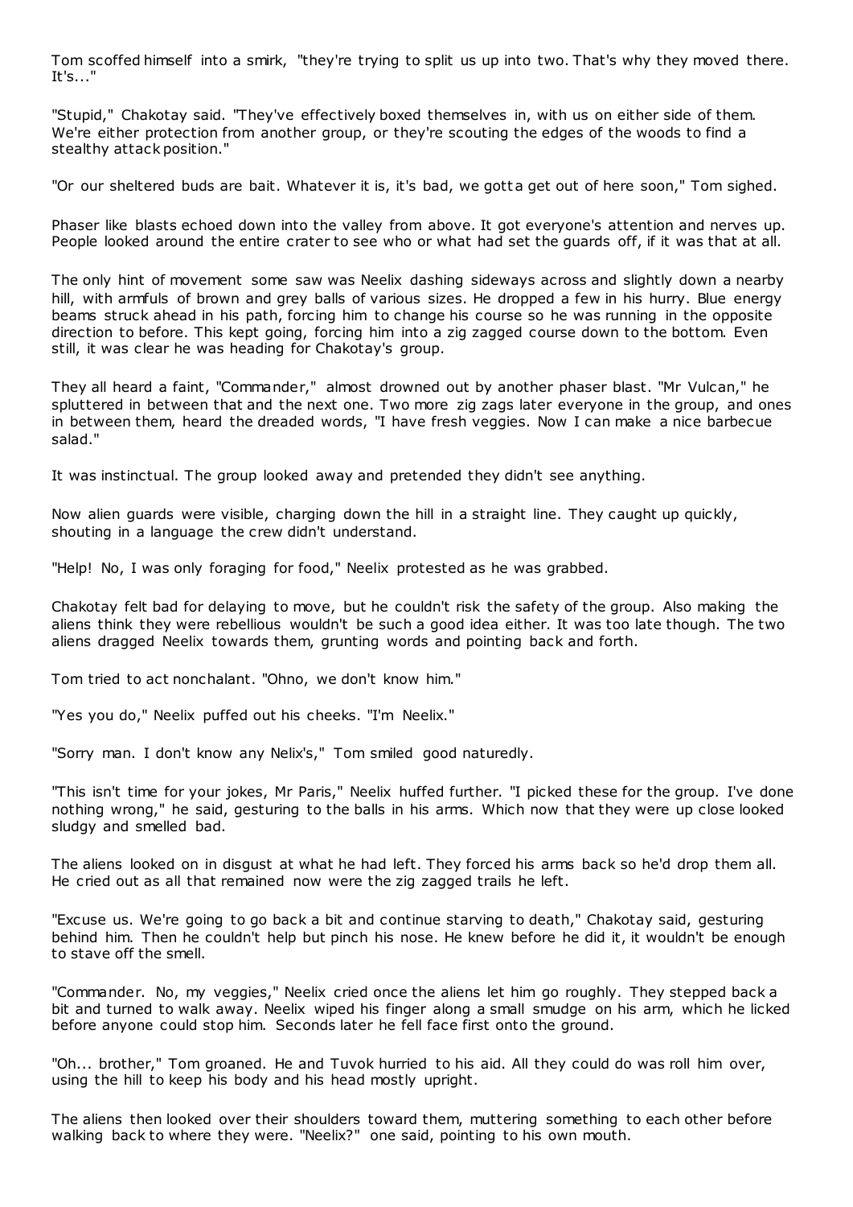Tom scoffed himself into a smirk, "they're trying to split us up into two. That's why they moved there. It's..."

"Stupid," Chakotay said. "They've effectively boxed themselves in, with us on either side of them. We're either protection from another group, or they're scouting the edges of the woods to find a stealthy attack position."

"Or our sheltered buds are bait. Whatever it is, it's bad, we gotta get out of here soon," Tom sighed.

Phaser like blasts echoed down into the valley from above. It got everyone's attention and nerves up. People looked around the entire crater to see who or what had set the guards off, if it was that at all.

The only hint of movement some saw was Neelix dashing sideways across and slightly down a nearby hill, with armfuls of brown and grey balls of various sizes. He dropped a few in his hurry. Blue energy beams struck ahead in his path, forcing him to change his course so he was running in the opposite direction to before. This kept going, forcing him into a zig zagged course down to the bottom. Even still, it was clear he was heading for Chakotay's group.

They all heard a faint, "Commander," almost drowned out by another phaser blast. "Mr Vulcan," he spluttered in between that and the next one. Two more zig zags later everyone in the group, and ones in between them, heard the dreaded words, "I have fresh veggies. Now I can make a nice barbecue salad."

It was instinctual. The group looked away and pretended they didn't see anything.

Now alien guards were visible, charging down the hill in a straight line. They caught up quickly, shouting in a language the crew didn't understand.

"Help! No, I was only foraging for food," Neelix protested as he was grabbed.

Chakotay felt bad for delaying to move, but he couldn't risk the safety of the group. Also making the aliens think they were rebellious wouldn't be such a good idea either. It was too late though. The two aliens dragged Neelix towards them, grunting words and pointing back and forth.

Tom tried to act nonchalant. "Ohno, we don't know him."

"Yes you do," Neelix puffed out his cheeks. "I'm Neelix."

"Sorry man. I don't know any Nelix's," Tom smiled good naturedly.

"This isn't time for your jokes, Mr Paris," Neelix huffed further. "I picked these for the group. I've done nothing wrong," he said, gesturing to the balls in his arms. Which now that they were up close looked sludgy and smelled bad.

The aliens looked on in disgust at what he had left. They forced his arms back so he'd drop them all. He cried out as all that remained now were the zig zagged trails he left.

"Excuse us. We're going to go back a bit and continue starving to death," Chakotay said, gesturing behind him. Then he couldn't help but pinch his nose. He knew before he did it, it wouldn't be enough to stave off the smell.

"Commander. No, my veggies," Neelix cried once the aliens let him go roughly. They stepped back a bit and turned to walk away. Neelix wiped his finger along a small smudge on his arm, which he licked before anyone could stop him. Seconds later he fell face first onto the ground.

"Oh... brother," Tom groaned. He and Tuvok hurried to his aid. All they could do was roll him over, using the hill to keep his body and his head mostly upright.

The aliens then looked over their shoulders toward them, muttering something to each other before walking back to where they were. "Neelix?" one said, pointing to his own mouth.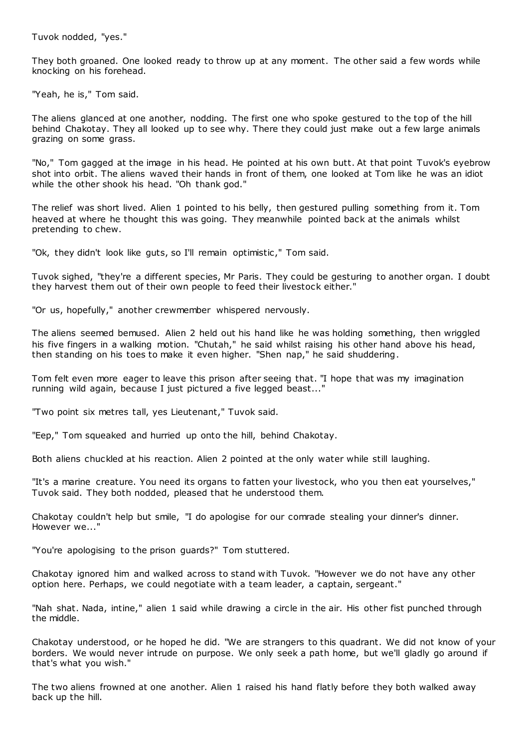Tuvok nodded, "yes."

They both groaned. One looked ready to throw up at any moment. The other said a few words while knocking on his forehead.

"Yeah, he is," Tom said.

The aliens glanced at one another, nodding. The first one who spoke gestured to the top of the hill behind Chakotay. They all looked up to see why. There they could just make out a few large animals grazing on some grass.

"No," Tom gagged at the image in his head. He pointed at his own butt. At that point Tuvok's eyebrow shot into orbit. The aliens waved their hands in front of them, one looked at Tom like he was an idiot while the other shook his head. "Oh thank god."

The relief was short lived. Alien 1 pointed to his belly, then gestured pulling something from it. Tom heaved at where he thought this was going. They meanwhile pointed back at the animals whilst pretending to chew.

"Ok, they didn't look like guts, so I'll remain optimistic," Tom said.

Tuvok sighed, "they're a different species, Mr Paris. They could be gesturing to another organ. I doubt they harvest them out of their own people to feed their livestock either."

"Or us, hopefully," another crewmember whispered nervously.

The aliens seemed bemused. Alien 2 held out his hand like he was holding something, then wriggled his five fingers in a walking motion. "Chutah," he said whilst raising his other hand above his head, then standing on his toes to make it even higher. "Shen nap," he said shuddering.

Tom felt even more eager to leave this prison after seeing that. "I hope that was my imagination running wild again, because I just pictured a five legged beast..."

"Two point six metres tall, yes Lieutenant," Tuvok said.

"Eep," Tom squeaked and hurried up onto the hill, behind Chakotay.

Both aliens chuckled at his reaction. Alien 2 pointed at the only water while still laughing.

"It's a marine creature. You need its organs to fatten your livestock, who you then eat yourselves," Tuvok said. They both nodded, pleased that he understood them.

Chakotay couldn't help but smile, "I do apologise for our comrade stealing your dinner's dinner. However we..."

"You're apologising to the prison guards?" Tom stuttered.

Chakotay ignored him and walked across to stand with Tuvok. "However we do not have any other option here. Perhaps, we could negotiate with a team leader, a captain, sergeant."

"Nah shat. Nada, intine," alien 1 said while drawing a circle in the air. His other fist punched through the middle.

Chakotay understood, or he hoped he did. "We are strangers to this quadrant. We did not know of your borders. We would never intrude on purpose. We only seek a path home, but we'll gladly go around if that's what you wish."

The two aliens frowned at one another. Alien 1 raised his hand flatly before they both walked away back up the hill.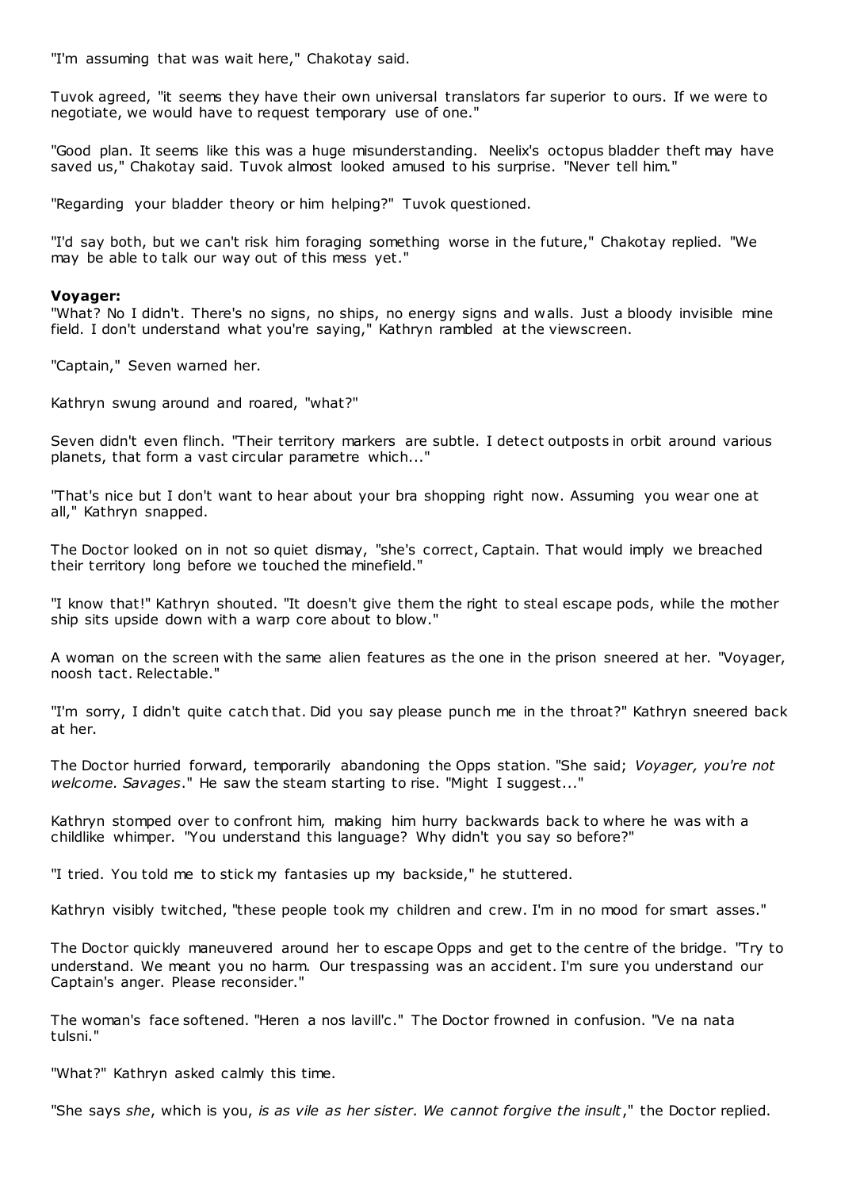"I'm assuming that was wait here," Chakotay said.

Tuvok agreed, "it seems they have their own universal translators far superior to ours. If we were to negotiate, we would have to request temporary use of one."

"Good plan. It seems like this was a huge misunderstanding. Neelix's octopus bladder theft may have saved us," Chakotay said. Tuvok almost looked amused to his surprise. "Never tell him."

"Regarding your bladder theory or him helping?" Tuvok questioned.

"I'd say both, but we can't risk him foraging something worse in the future," Chakotay replied. "We may be able to talk our way out of this mess yet."

**Voyager:**

"What? No I didn't. There's no signs, no ships, no energy signs and walls. Just a bloody invisible mine field. I don't understand what you're saying," Kathryn rambled at the viewscreen.

"Captain," Seven warned her.

Kathryn swung around and roared, "what?"

Seven didn't even flinch. "Their territory markers are subtle. I detect outposts in orbit around various planets, that form a vast circular parametre which..."

"That's nice but I don't want to hear about your bra shopping right now. Assuming you wear one at all," Kathryn snapped.

The Doctor looked on in not so quiet dismay, "she's correct, Captain. That would imply we breached their territory long before we touched the minefield."

"I know that!" Kathryn shouted. "It doesn't give them the right to steal escape pods, while the mother ship sits upside down with a warp core about to blow."

A woman on the screen with the same alien features as the one in the prison sneered at her. "Voyager, noosh tact. Relectable."

"I'm sorry, I didn't quite catch that. Did you say please punch me in the throat?" Kathryn sneered back at her.

The Doctor hurried forward, temporarily abandoning the Opps station. "She said; *Voyager, you're not welcome. Savages*." He saw the steam starting to rise. "Might I suggest..."

Kathryn stomped over to confront him, making him hurry backwards back to where he was with a childlike whimper. "You understand this language? Why didn't you say so before?"

"I tried. You told me to stick my fantasies up my backside," he stuttered.

Kathryn visibly twitched, "these people took my children and crew. I'm in no mood for smart asses."

The Doctor quickly maneuvered around her to escape Opps and get to the centre of the bridge. "Try to understand. We meant you no harm. Our trespassing was an accident. I'm sure you understand our Captain's anger. Please reconsider."

The woman's face softened. "Heren a nos lavill'c." The Doctor frowned in confusion. "Ve na nata tulsni."

"What?" Kathryn asked calmly this time.

"She says *she*, which is you, *is as vile as her sister. We cannot forgive the insult*," the Doctor replied.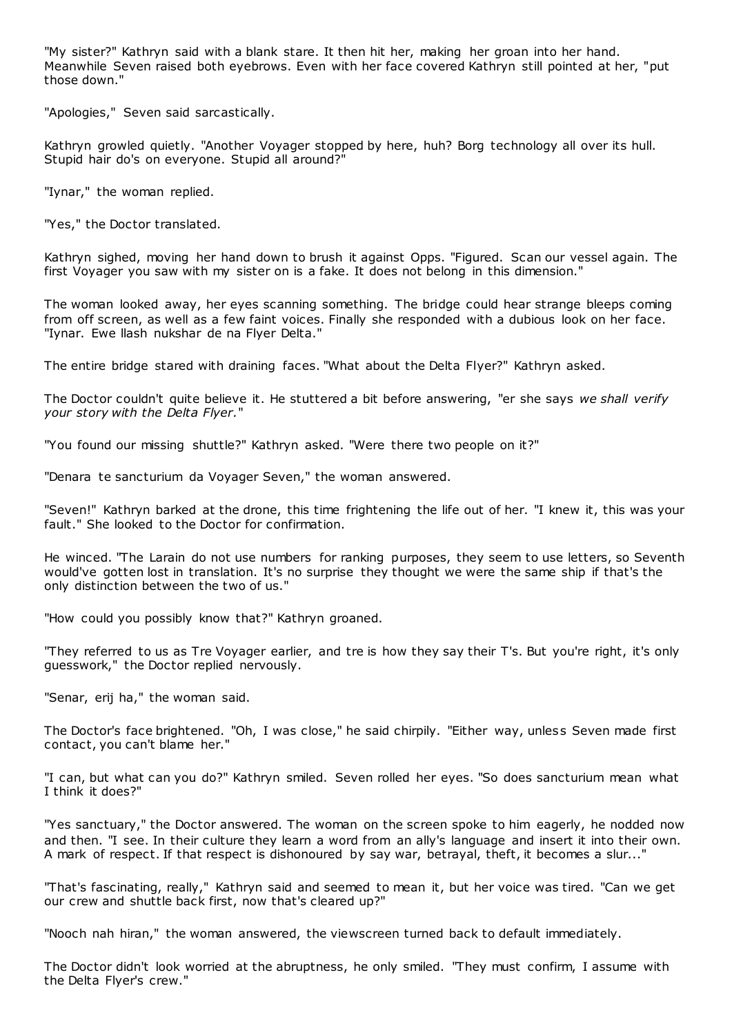"My sister?" Kathryn said with a blank stare. It then hit her, making her groan into her hand. Meanwhile Seven raised both eyebrows. Even with her face covered Kathryn still pointed at her, "put those down."

"Apologies," Seven said sarcastically.

Kathryn growled quietly. "Another Voyager stopped by here, huh? Borg technology all over its hull. Stupid hair do's on everyone. Stupid all around?"

"Iynar," the woman replied.

"Yes," the Doctor translated.

Kathryn sighed, moving her hand down to brush it against Opps. "Figured. Scan our vessel again. The first Voyager you saw with my sister on is a fake. It does not belong in this dimension."

The woman looked away, her eyes scanning something. The bridge could hear strange bleeps coming from off screen, as well as a few faint voices. Finally she responded with a dubious look on her face. "Iynar. Ewe llash nukshar de na Flyer Delta."

The entire bridge stared with draining faces. "What about the Delta Flyer?" Kathryn asked.

The Doctor couldn't quite believe it. He stuttered a bit before answering, "er she says *we shall verify your story with the Delta Flyer.*"

"You found our missing shuttle?" Kathryn asked. "Were there two people on it?"

"Denara te sancturium da Voyager Seven," the woman answered.

"Seven!" Kathryn barked at the drone, this time frightening the life out of her. "I knew it, this was your fault." She looked to the Doctor for confirmation.

He winced. "The Larain do not use numbers for ranking purposes, they seem to use letters, so Seventh would've gotten lost in translation. It's no surprise they thought we were the same ship if that's the only distinction between the two of us."

"How could you possibly know that?" Kathryn groaned.

"They referred to us as Tre Voyager earlier, and tre is how they say their T's. But you're right, it's only guesswork," the Doctor replied nervously.

"Senar, erij ha," the woman said.

The Doctor's face brightened. "Oh, I was close," he said chirpily. "Either way, unless Seven made first contact, you can't blame her."

"I can, but what can you do?" Kathryn smiled. Seven rolled her eyes. "So does sancturium mean what I think it does?"

"Yes sanctuary," the Doctor answered. The woman on the screen spoke to him eagerly, he nodded now and then. "I see. In their culture they learn a word from an ally's language and insert it into their own. A mark of respect. If that respect is dishonoured by say war, betrayal, theft, it becomes a slur..."

"That's fascinating, really," Kathryn said and seemed to mean it, but her voice was tired. "Can we get our crew and shuttle back first, now that's cleared up?"

"Nooch nah hiran," the woman answered, the viewscreen turned back to default immediately.

The Doctor didn't look worried at the abruptness, he only smiled. "They must confirm, I assume with the Delta Flyer's crew."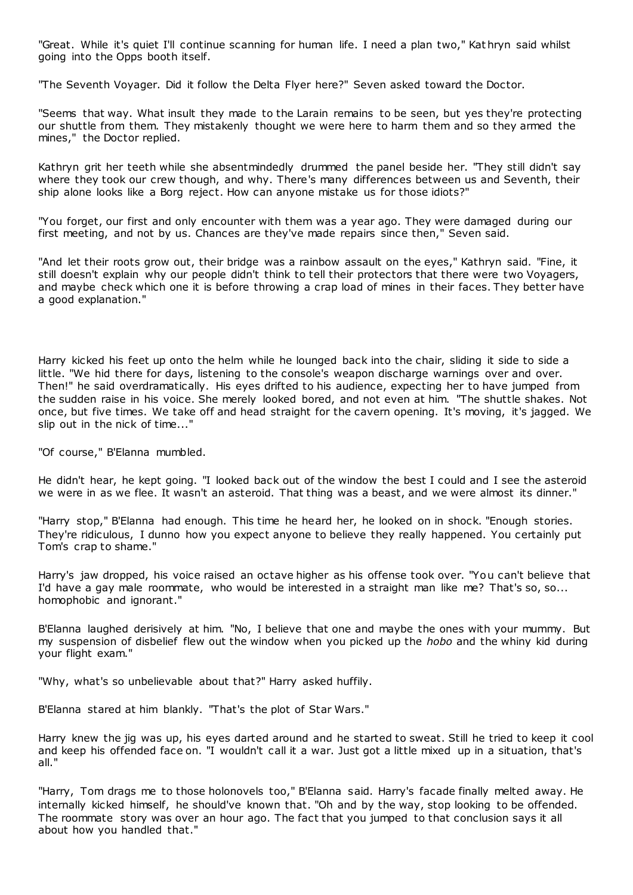"Great. While it's quiet I'll continue scanning for human life. I need a plan two," Kathryn said whilst going into the Opps booth itself.

"The Seventh Voyager. Did it follow the Delta Flyer here?" Seven asked toward the Doctor.

"Seems that way. What insult they made to the Larain remains to be seen, but yes they're protecting our shuttle from them. They mistakenly thought we were here to harm them and so they armed the mines," the Doctor replied.

Kathryn grit her teeth while she absentmindedly drummed the panel beside her. "They still didn't say where they took our crew though, and why. There's many differences between us and Seventh, their ship alone looks like a Borg reject. How can anyone mistake us for those idiots?"

"You forget, our first and only encounter with them was a year ago. They were damaged during our first meeting, and not by us. Chances are they've made repairs since then," Seven said.

"And let their roots grow out, their bridge was a rainbow assault on the eyes," Kathryn said. "Fine, it still doesn't explain why our people didn't think to tell their protectors that there were two Voyagers, and maybe check which one it is before throwing a crap load of mines in their faces. They better have a good explanation."

Harry kicked his feet up onto the helm while he lounged back into the chair, sliding it side to side a little. "We hid there for days, listening to the console's weapon discharge warnings over and over. Then!" he said overdramatically. His eyes drifted to his audience, expecting her to have jumped from the sudden raise in his voice. She merely looked bored, and not even at him. "The shuttle shakes. Not once, but five times. We take off and head straight for the cavern opening. It's moving, it's jagged. We slip out in the nick of time..."

"Of course," B'Elanna mumbled.

He didn't hear, he kept going. "I looked back out of the window the best I could and I see the asteroid we were in as we flee. It wasn't an asteroid. That thing was a beast, and we were almost its dinner."

"Harry stop," B'Elanna had enough. This time he heard her, he looked on in shock. "Enough stories. They're ridiculous, I dunno how you expect anyone to believe they really happened. You certainly put Tom's crap to shame."

Harry's jaw dropped, his voice raised an octave higher as his offense took over. "You can't believe that I'd have a gay male roommate, who would be interested in a straight man like me? That's so, so... homophobic and ignorant."

B'Elanna laughed derisively at him. "No, I believe that one and maybe the ones with your mummy. But my suspension of disbelief flew out the window when you picked up the *hobo* and the whiny kid during your flight exam."

"Why, what's so unbelievable about that?" Harry asked huffily.

B'Elanna stared at him blankly. "That's the plot of Star Wars."

Harry knew the jig was up, his eyes darted around and he started to sweat. Still he tried to keep it cool and keep his offended face on. "I wouldn't call it a war. Just got a little mixed up in a situation, that's all."

"Harry, Tom drags me to those holonovels too," B'Elanna said. Harry's facade finally melted away. He internally kicked himself, he should've known that. "Oh and by the way, stop looking to be offended. The roommate story was over an hour ago. The fact that you jumped to that conclusion says it all about how you handled that."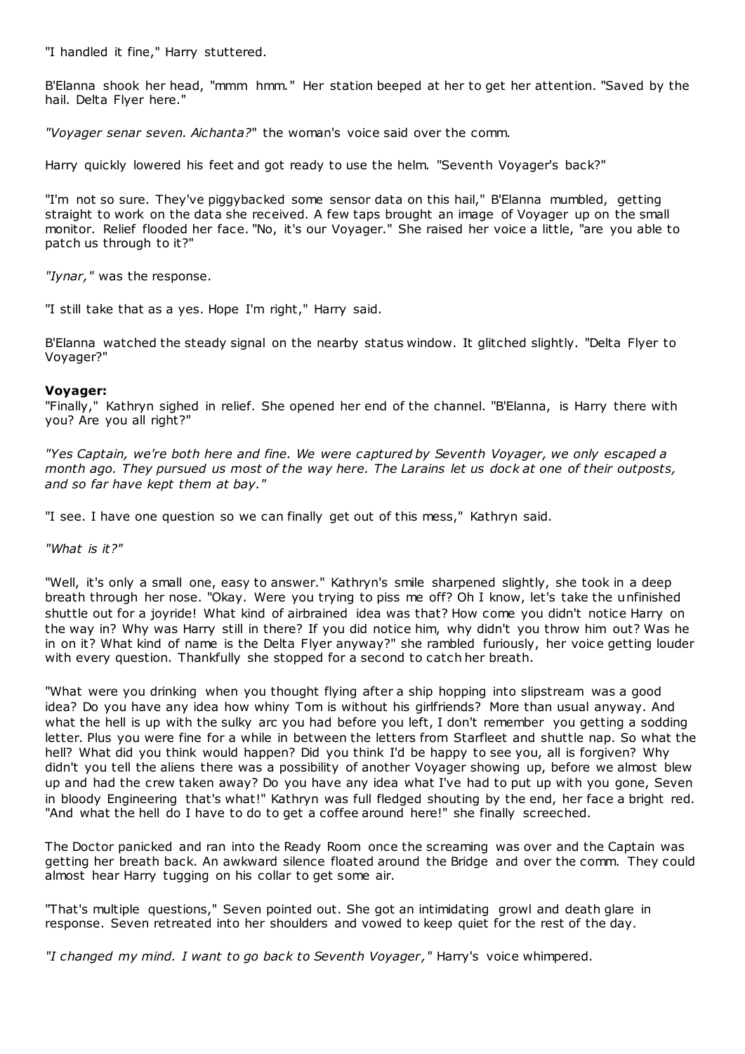"I handled it fine," Harry stuttered.

B'Elanna shook her head, "mmm hmm." Her station beeped at her to get her attention. "Saved by the hail. Delta Flyer here."

*"Voyager senar seven. Aichanta?"* the woman's voice said over the comm.

Harry quickly lowered his feet and got ready to use the helm. "Seventh Voyager's back?"

"I'm not so sure. They've piggybacked some sensor data on this hail," B'Elanna mumbled, getting straight to work on the data she received. A few taps brought an image of Voyager up on the small monitor. Relief flooded her face. "No, it's our Voyager." She raised her voice a little, "are you able to patch us through to it?"

*"Iynar,"* was the response.

"I still take that as a yes. Hope I'm right," Harry said.

B'Elanna watched the steady signal on the nearby status window. It glitched slightly. "Delta Flyer to Voyager?"

**Voyager:**

"Finally," Kathryn sighed in relief. She opened her end of the channel. "B'Elanna, is Harry there with you? Are you all right?"

*"Yes Captain, we're both here and fine. We were captured by Seventh Voyager, we only escaped a month ago. They pursued us most of the way here. The Larains let us dock at one of their outposts, and so far have kept them at bay."*

"I see. I have one question so we can finally get out of this mess," Kathryn said.

*"What is it?"*

"Well, it's only a small one, easy to answer." Kathryn's smile sharpened slightly, she took in a deep breath through her nose. "Okay. Were you trying to piss me off? Oh I know, let's take the unfinished shuttle out for a joyride! What kind of airbrained idea was that? How come you didn't notice Harry on the way in? Why was Harry still in there? If you did notice him, why didn't you throw him out? Was he in on it? What kind of name is the Delta Flyer anyway?" she rambled furiously, her voice getting louder with every question. Thankfully she stopped for a second to catch her breath.

"What were you drinking when you thought flying after a ship hopping into slipstream was a good idea? Do you have any idea how whiny Tom is without his girlfriends? More than usual anyway. And what the hell is up with the sulky arc you had before you left, I don't remember you getting a sodding letter. Plus you were fine for a while in between the letters from Starfleet and shuttle nap. So what the hell? What did you think would happen? Did you think I'd be happy to see you, all is forgiven? Why didn't you tell the aliens there was a possibility of another Voyager showing up, before we almost blew up and had the crew taken away? Do you have any idea what I've had to put up with you gone, Seven in bloody Engineering that's what!" Kathryn was full fledged shouting by the end, her face a bright red. "And what the hell do I have to do to get a coffee around here!" she finally screeched.

The Doctor panicked and ran into the Ready Room once the screaming was over and the Captain was getting her breath back. An awkward silence floated around the Bridge and over the comm. They could almost hear Harry tugging on his collar to get some air.

"That's multiple questions," Seven pointed out. She got an intimidating growl and death glare in response. Seven retreated into her shoulders and vowed to keep quiet for the rest of the day.

*"I changed my mind. I want to go back to Seventh Voyager,"* Harry's voice whimpered.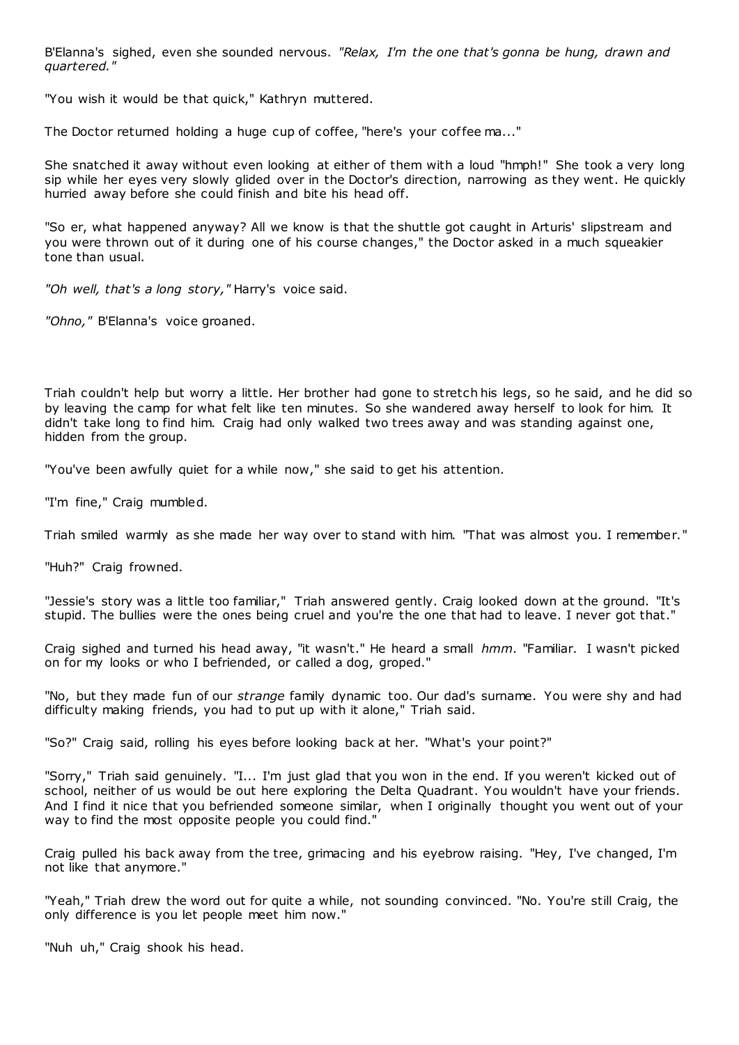B'Elanna's sighed, even she sounded nervous. *"Relax, I'm the one that's gonna be hung, drawn and quartered."*

"You wish it would be that quick," Kathryn muttered.

The Doctor returned holding a huge cup of coffee, "here's your coffee ma..."

She snatched it away without even looking at either of them with a loud "hmph!" She took a very long sip while her eyes very slowly glided over in the Doctor's direction, narrowing as they went. He quickly hurried away before she could finish and bite his head off.

"So er, what happened anyway? All we know is that the shuttle got caught in Arturis' slipstream and you were thrown out of it during one of his course changes," the Doctor asked in a much squeakier tone than usual.

*"Oh well, that's a long story,"* Harry's voice said.

*"Ohno,"* B'Elanna's voice groaned.

Triah couldn't help but worry a little. Her brother had gone to stretch his legs, so he said, and he did so by leaving the camp for what felt like ten minutes. So she wandered away herself to look for him. It didn't take long to find him. Craig had only walked two trees away and was standing against one, hidden from the group.

"You've been awfully quiet for a while now," she said to get his attention.

"I'm fine," Craig mumbled.

Triah smiled warmly as she made her way over to stand with him. "That was almost you. I remember."

"Huh?" Craig frowned.

"Jessie's story was a little too familiar," Triah answered gently. Craig looked down at the ground. "It's stupid. The bullies were the ones being cruel and you're the one that had to leave. I never got that."

Craig sighed and turned his head away, "it wasn't." He heard a small *hmm*. "Familiar. I wasn't picked on for my looks or who I befriended, or called a dog, groped."

"No, but they made fun of our *strange* family dynamic too. Our dad's surname. You were shy and had difficulty making friends, you had to put up with it alone," Triah said.

"So?" Craig said, rolling his eyes before looking back at her. "What's your point?"

"Sorry," Triah said genuinely. "I... I'm just glad that you won in the end. If you weren't kicked out of school, neither of us would be out here exploring the Delta Quadrant. You wouldn't have your friends. And I find it nice that you befriended someone similar, when I originally thought you went out of your way to find the most opposite people you could find."

Craig pulled his back away from the tree, grimacing and his eyebrow raising. "Hey, I've changed, I'm not like that anymore."

"Yeah," Triah drew the word out for quite a while, not sounding convinced. "No. You're still Craig, the only difference is you let people meet him now."

"Nuh uh," Craig shook his head.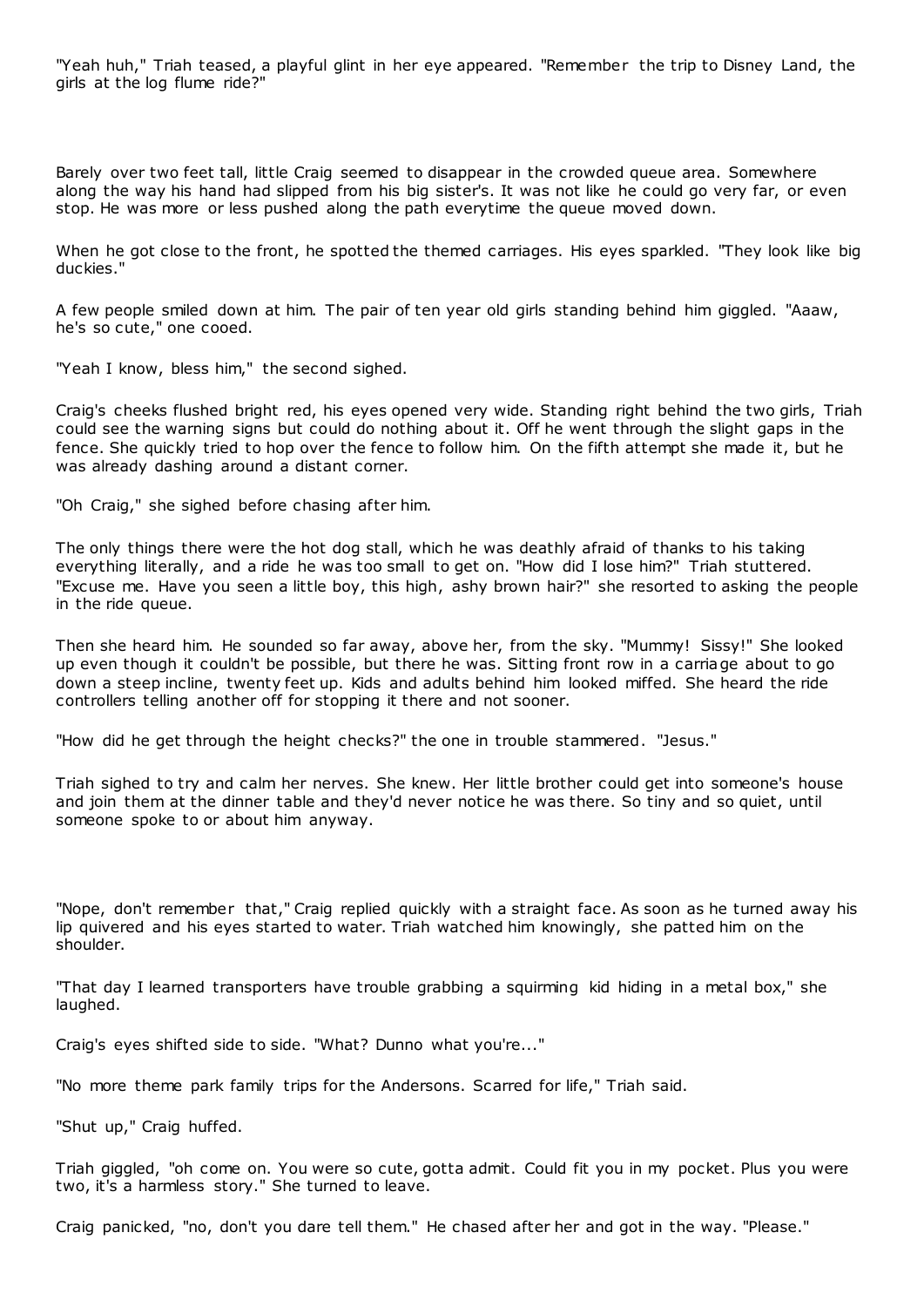"Yeah huh," Triah teased, a playful glint in her eye appeared. "Remember the trip to Disney Land, the girls at the log flume ride?"

Barely over two feet tall, little Craig seemed to disappear in the crowded queue area. Somewhere along the way his hand had slipped from his big sister's. It was not like he could go very far, or even stop. He was more or less pushed along the path everytime the queue moved down.

When he got close to the front, he spotted the themed carriages. His eyes sparkled. "They look like big duckies."

A few people smiled down at him. The pair of ten year old girls standing behind him giggled. "Aaaw, he's so cute," one cooed.

"Yeah I know, bless him," the second sighed.

Craig's cheeks flushed bright red, his eyes opened very wide. Standing right behind the two girls, Triah could see the warning signs but could do nothing about it. Off he went through the slight gaps in the fence. She quickly tried to hop over the fence to follow him. On the fifth attempt she made it, but he was already dashing around a distant corner.

"Oh Craig," she sighed before chasing after him.

The only things there were the hot dog stall, which he was deathly afraid of thanks to his taking everything literally, and a ride he was too small to get on. "How did I lose him?" Triah stuttered. "Excuse me. Have you seen a little boy, this high, ashy brown hair?" she resorted to asking the people in the ride queue.

Then she heard him. He sounded so far away, above her, from the sky. "Mummy! Sissy!" She looked up even though it couldn't be possible, but there he was. Sitting front row in a carriage about to go down a steep incline, twenty feet up. Kids and adults behind him looked miffed. She heard the ride controllers telling another off for stopping it there and not sooner.

"How did he get through the height checks?" the one in trouble stammered. "Jesus."

Triah sighed to try and calm her nerves. She knew. Her little brother could get into someone's house and join them at the dinner table and they'd never notice he was there. So tiny and so quiet, until someone spoke to or about him anyway.

"Nope, don't remember that," Craig replied quickly with a straight face. As soon as he turned away his lip quivered and his eyes started to water. Triah watched him knowingly, she patted him on the shoulder.

"That day I learned transporters have trouble grabbing a squirming kid hiding in a metal box," she laughed.

Craig's eyes shifted side to side. "What? Dunno what you're..."

"No more theme park family trips for the Andersons. Scarred for life," Triah said.

"Shut up," Craig huffed.

Triah giggled, "oh come on. You were so cute, gotta admit. Could fit you in my pocket. Plus you were two, it's a harmless story." She turned to leave.

Craig panicked, "no, don't you dare tell them." He chased after her and got in the way. "Please."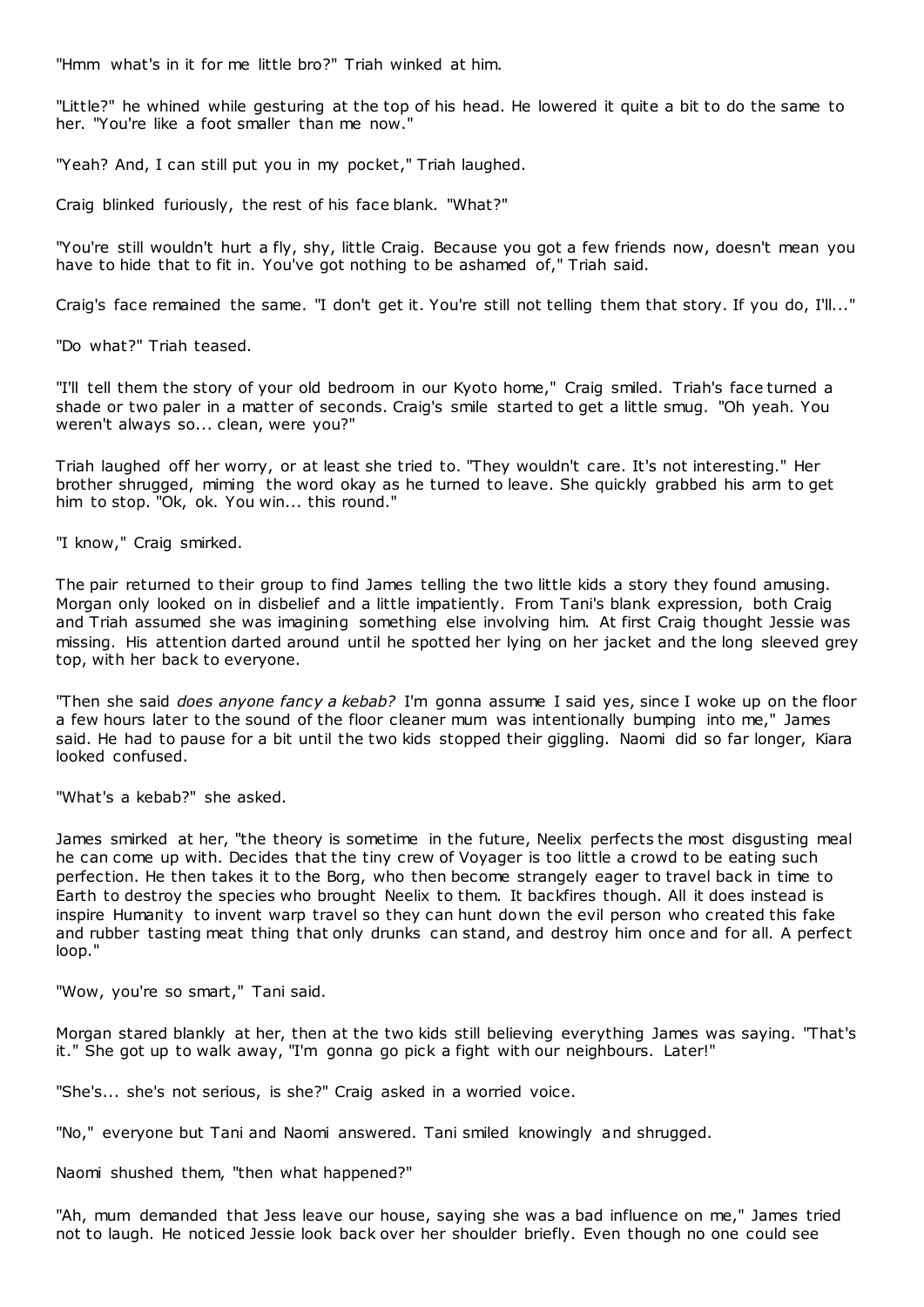"Hmm what's in it for me little bro?" Triah winked at him.

"Little?" he whined while gesturing at the top of his head. He lowered it quite a bit to do the same to her. "You're like a foot smaller than me now."

"Yeah? And, I can still put you in my pocket," Triah laughed.

Craig blinked furiously, the rest of his face blank. "What?"

"You're still wouldn't hurt a fly, shy, little Craig. Because you got a few friends now, doesn't mean you have to hide that to fit in. You've got nothing to be ashamed of," Triah said.

Craig's face remained the same. "I don't get it. You're still not telling them that story. If you do, I'll..."

"Do what?" Triah teased.

"I'll tell them the story of your old bedroom in our Kyoto home," Craig smiled. Triah's face turned a shade or two paler in a matter of seconds. Craig's smile started to get a little smug. "Oh yeah. You weren't always so... clean, were you?"

Triah laughed off her worry, or at least she tried to. "They wouldn't care. It's not interesting." Her brother shrugged, miming the word okay as he turned to leave. She quickly grabbed his arm to get him to stop. "Ok, ok. You win... this round."

"I know," Craig smirked.

The pair returned to their group to find James telling the two little kids a story they found amusing. Morgan only looked on in disbelief and a little impatiently. From Tani's blank expression, both Craig and Triah assumed she was imagining something else involving him. At first Craig thought Jessie was missing. His attention darted around until he spotted her lying on her jacket and the long sleeved grey top, with her back to everyone.

"Then she said *does anyone fancy a kebab?* I'm gonna assume I said yes, since I woke up on the floor a few hours later to the sound of the floor cleaner mum was intentionally bumping into me," James said. He had to pause for a bit until the two kids stopped their giggling. Naomi did so far longer, Kiara looked confused.

"What's a kebab?" she asked.

James smirked at her, "the theory is sometime in the future, Neelix perfects the most disgusting meal he can come up with. Decides that the tiny crew of Voyager is too little a crowd to be eating such perfection. He then takes it to the Borg, who then become strangely eager to travel back in time to Earth to destroy the species who brought Neelix to them. It backfires though. All it does instead is inspire Humanity to invent warp travel so they can hunt down the evil person who created this fake and rubber tasting meat thing that only drunks can stand, and destroy him once and for all. A perfect loop."

"Wow, you're so smart," Tani said.

Morgan stared blankly at her, then at the two kids still believing everything James was saying. "That's it." She got up to walk away, "I'm gonna go pick a fight with our neighbours. Later!"

"She's... she's not serious, is she?" Craig asked in a worried voice.

"No," everyone but Tani and Naomi answered. Tani smiled knowingly and shrugged.

Naomi shushed them, "then what happened?"

"Ah, mum demanded that Jess leave our house, saying she was a bad influence on me," James tried not to laugh. He noticed Jessie look back over her shoulder briefly. Even though no one could see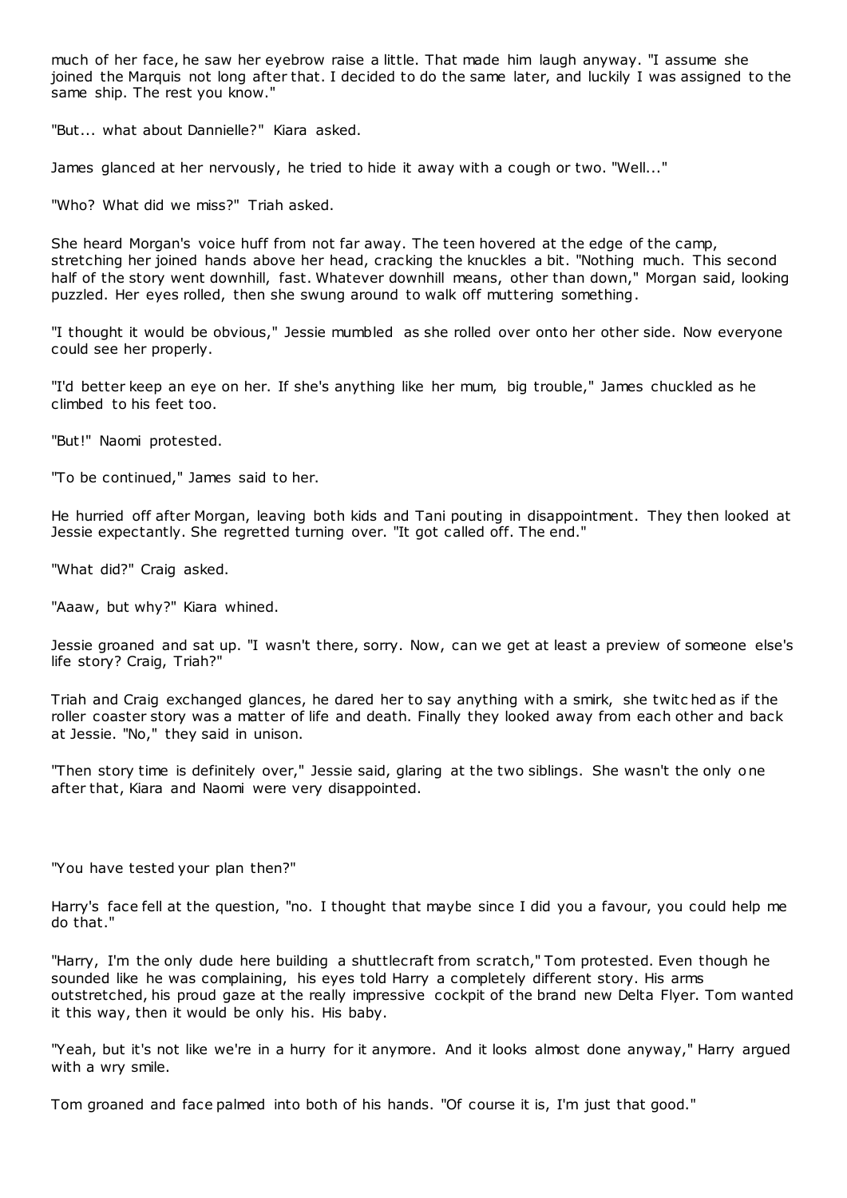much of her face, he saw her eyebrow raise a little. That made him laugh anyway. "I assume she joined the Marquis not long after that. I decided to do the same later, and luckily I was assigned to the same ship. The rest you know."

"But... what about Dannielle?" Kiara asked.

James glanced at her nervously, he tried to hide it away with a cough or two. "Well..."

"Who? What did we miss?" Triah asked.

She heard Morgan's voice huff from not far away. The teen hovered at the edge of the camp, stretching her joined hands above her head, cracking the knuckles a bit. "Nothing much. This second half of the story went downhill, fast. Whatever downhill means, other than down," Morgan said, looking puzzled. Her eyes rolled, then she swung around to walk off muttering something.

"I thought it would be obvious," Jessie mumbled as she rolled over onto her other side. Now everyone could see her properly.

"I'd better keep an eye on her. If she's anything like her mum, big trouble," James chuckled as he climbed to his feet too.

"But!" Naomi protested.

"To be continued," James said to her.

He hurried off after Morgan, leaving both kids and Tani pouting in disappointment. They then looked at Jessie expectantly. She regretted turning over. "It got called off. The end."

"What did?" Craig asked.

"Aaaw, but why?" Kiara whined.

Jessie groaned and sat up. "I wasn't there, sorry. Now, can we get at least a preview of someone else's life story? Craig, Triah?"

Triah and Craig exchanged glances, he dared her to say anything with a smirk, she twitched as if the roller coaster story was a matter of life and death. Finally they looked away from each other and back at Jessie. "No," they said in unison.

"Then story time is definitely over," Jessie said, glaring at the two siblings. She wasn't the only one after that, Kiara and Naomi were very disappointed.

"You have tested your plan then?"

Harry's face fell at the question, "no. I thought that maybe since I did you a favour, you could help me do that."

"Harry, I'm the only dude here building a shuttlecraft from scratch," Tom protested. Even though he sounded like he was complaining, his eyes told Harry a completely different story. His arms outstretched, his proud gaze at the really impressive cockpit of the brand new Delta Flyer. Tom wanted it this way, then it would be only his. His baby.

"Yeah, but it's not like we're in a hurry for it anymore. And it looks almost done anyway," Harry argued with a wry smile.

Tom groaned and face palmed into both of his hands. "Of course it is, I'm just that good."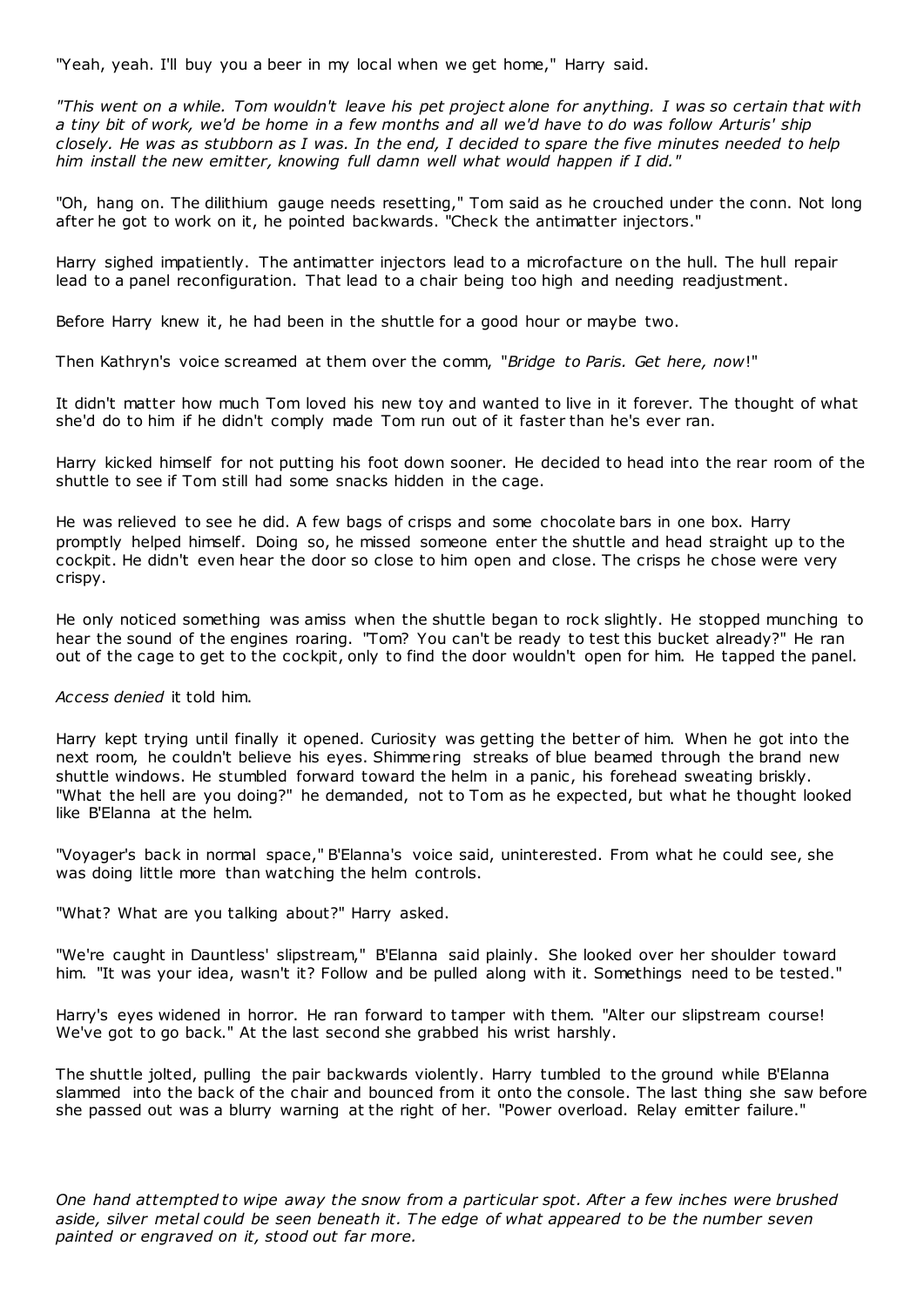"Yeah, yeah. I'll buy you a beer in my local when we get home," Harry said.

*"This went on a while. Tom wouldn't leave his pet project alone for anything. I was so certain that with a tiny bit of work, we'd be home in a few months and all we'd have to do was follow Arturis' ship closely. He was as stubborn as I was. In the end, I decided to spare the five minutes needed to help him install the new emitter, knowing full damn well what would happen if I did."*

"Oh, hang on. The dilithium gauge needs resetting," Tom said as he crouched under the conn. Not long after he got to work on it, he pointed backwards. "Check the antimatter injectors."

Harry sighed impatiently. The antimatter injectors lead to a microfacture on the hull. The hull repair lead to a panel reconfiguration. That lead to a chair being too high and needing readjustment.

Before Harry knew it, he had been in the shuttle for a good hour or maybe two.

Then Kathryn's voice screamed at them over the comm, "*Bridge to Paris. Get here, now*!"

It didn't matter how much Tom loved his new toy and wanted to live in it forever. The thought of what she'd do to him if he didn't comply made Tom run out of it faster than he's ever ran.

Harry kicked himself for not putting his foot down sooner. He decided to head into the rear room of the shuttle to see if Tom still had some snacks hidden in the cage.

He was relieved to see he did. A few bags of crisps and some chocolate bars in one box. Harry promptly helped himself. Doing so, he missed someone enter the shuttle and head straight up to the cockpit. He didn't even hear the door so close to him open and close. The crisps he chose were very crispy.

He only noticed something was amiss when the shuttle began to rock slightly. He stopped munching to hear the sound of the engines roaring. "Tom? You can't be ready to test this bucket already?" He ran out of the cage to get to the cockpit, only to find the door wouldn't open for him. He tapped the panel.

*Access denied* it told him.

Harry kept trying until finally it opened. Curiosity was getting the better of him. When he got into the next room, he couldn't believe his eyes. Shimmering streaks of blue beamed through the brand new shuttle windows. He stumbled forward toward the helm in a panic, his forehead sweating briskly. "What the hell are you doing?" he demanded, not to Tom as he expected, but what he thought looked like B'Elanna at the helm.

"Voyager's back in normal space," B'Elanna's voice said, uninterested. From what he could see, she was doing little more than watching the helm controls.

"What? What are you talking about?" Harry asked.

"We're caught in Dauntless' slipstream," B'Elanna said plainly. She looked over her shoulder toward him. "It was your idea, wasn't it? Follow and be pulled along with it. Somethings need to be tested."

Harry's eyes widened in horror. He ran forward to tamper with them. "Alter our slipstream course! We've got to go back." At the last second she grabbed his wrist harshly.

The shuttle jolted, pulling the pair backwards violently. Harry tumbled to the ground while B'Elanna slammed into the back of the chair and bounced from it onto the console. The last thing she saw before she passed out was a blurry warning at the right of her. "Power overload. Relay emitter failure."

*One hand attempted to wipe away the snow from a particular spot. After a few inches were brushed aside, silver metal could be seen beneath it. The edge of what appeared to be the number seven painted or engraved on it, stood out far more.*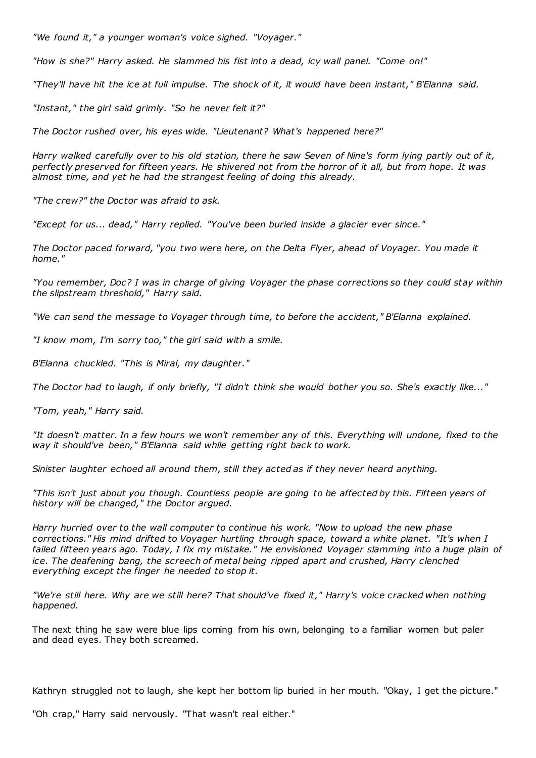*"We found it," a younger woman's voice sighed. "Voyager."*

*"How is she?" Harry asked. He slammed his fist into a dead, icy wall panel. "Come on!"*

*"They'll have hit the ice at full impulse. The shock of it, it would have been instant," B'Elanna said.*

*"Instant," the girl said grimly. "So he never felt it?"*

*The Doctor rushed over, his eyes wide. "Lieutenant? What's happened here?"*

*Harry walked carefully over to his old station, there he saw Seven of Nine's form lying partly out of it, perfectly preserved for fifteen years. He shivered not from the horror of it all, but from hope. It was almost time, and yet he had the strangest feeling of doing this already.*

*"The crew?" the Doctor was afraid to ask.*

*"Except for us... dead," Harry replied. "You've been buried inside a glacier ever since."*

*The Doctor paced forward, "you two were here, on the Delta Flyer, ahead of Voyager. You made it home."*

*"You remember, Doc? I was in charge of giving Voyager the phase corrections so they could stay within the slipstream threshold," Harry said.*

*"We can send the message to Voyager through time, to before the accident," B'Elanna explained.*

*"I know mom, I'm sorry too," the girl said with a smile.*

*B'Elanna chuckled. "This is Miral, my daughter."*

*The Doctor had to laugh, if only briefly, "I didn't think she would bother you so. She's exactly like..."*

*"Tom, yeah," Harry said.*

*"It doesn't matter. In a few hours we won't remember any of this. Everything will undone, fixed to the way it should've been," B'Elanna said while getting right back to work.*

*Sinister laughter echoed all around them, still they acted as if they never heard anything.*

*"This isn't just about you though. Countless people are going to be affected by this. Fifteen years of history will be changed," the Doctor argued.*

*Harry hurried over to the wall computer to continue his work. "Now to upload the new phase corrections." His mind drifted to Voyager hurtling through space, toward a white planet. "It's when I failed fifteen years ago. Today, I fix my mistake." He envisioned Voyager slamming into a huge plain of ice. The deafening bang, the screech of metal being ripped apart and crushed, Harry clenched everything except the finger he needed to stop it.*

*"We're still here. Why are we still here? That should've fixed it," Harry's voice cracked when nothing happened.*

The next thing he saw were blue lips coming from his own, belonging to a familiar women but paler and dead eyes. They both screamed.

Kathryn struggled not to laugh, she kept her bottom lip buried in her mouth. "Okay, I get the picture."

"Oh crap," Harry said nervously. "That wasn't real either."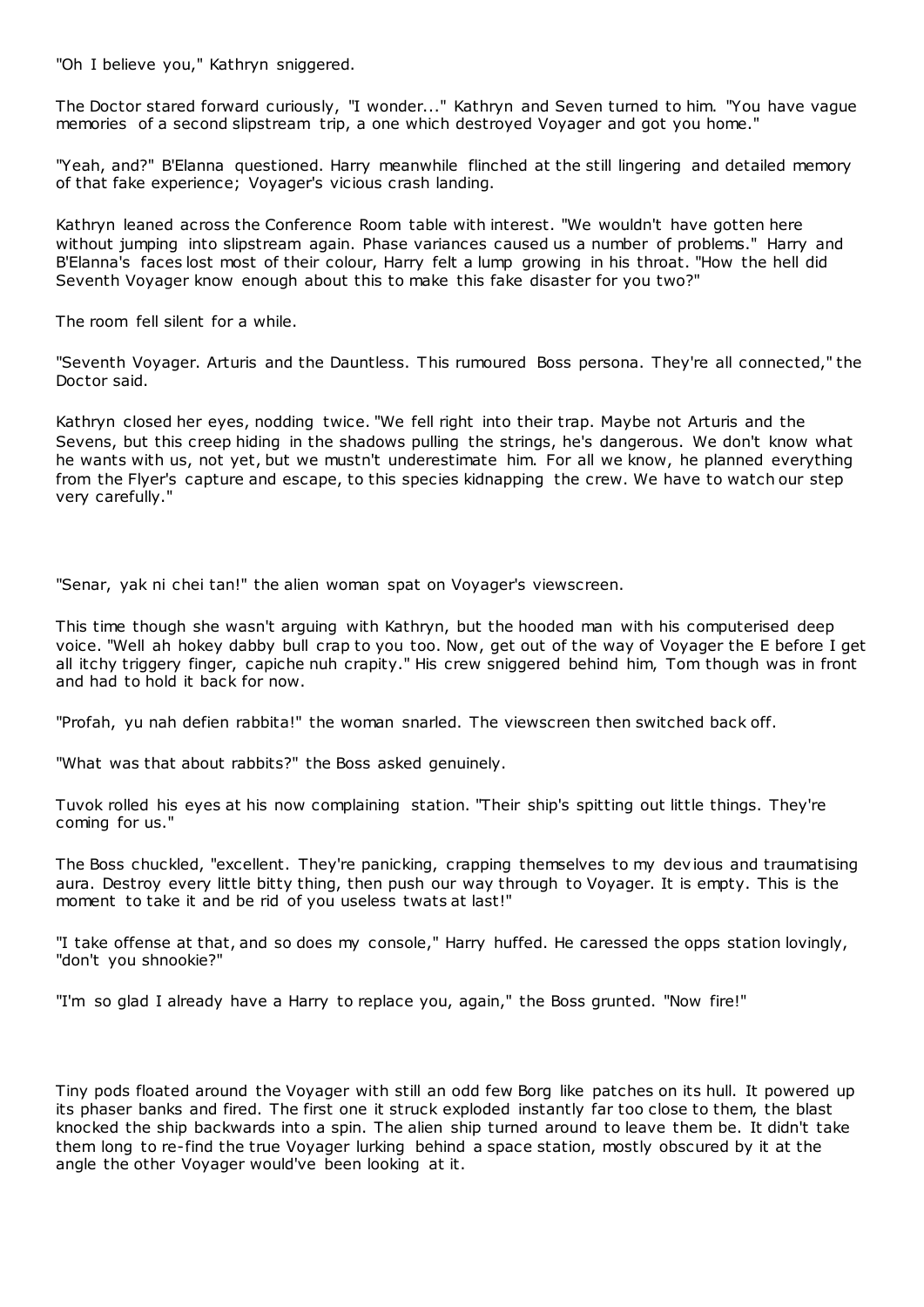"Oh I believe you," Kathryn sniggered.

The Doctor stared forward curiously, "I wonder..." Kathryn and Seven turned to him. "You have vague memories of a second slipstream trip, a one which destroyed Voyager and got you home."

"Yeah, and?" B'Elanna questioned. Harry meanwhile flinched at the still lingering and detailed memory of that fake experience; Voyager's vicious crash landing.

Kathryn leaned across the Conference Room table with interest. "We wouldn't have gotten here without jumping into slipstream again. Phase variances caused us a number of problems." Harry and B'Elanna's faces lost most of their colour, Harry felt a lump growing in his throat. "How the hell did Seventh Voyager know enough about this to make this fake disaster for you two?"

The room fell silent for a while.

"Seventh Voyager. Arturis and the Dauntless. This rumoured Boss persona. They're all connected," the Doctor said.

Kathryn closed her eyes, nodding twice. "We fell right into their trap. Maybe not Arturis and the Sevens, but this creep hiding in the shadows pulling the strings, he's dangerous. We don't know what he wants with us, not yet, but we mustn't underestimate him. For all we know, he planned everything from the Flyer's capture and escape, to this species kidnapping the crew. We have to watch our step very carefully."

"Senar, yak ni chei tan!" the alien woman spat on Voyager's viewscreen.

This time though she wasn't arguing with Kathryn, but the hooded man with his computerised deep voice. "Well ah hokey dabby bull crap to you too. Now, get out of the way of Voyager the E before I get all itchy triggery finger, capiche nuh crapity." His crew sniggered behind him, Tom though was in front and had to hold it back for now.

"Profah, yu nah defien rabbita!" the woman snarled. The viewscreen then switched back off.

"What was that about rabbits?" the Boss asked genuinely.

Tuvok rolled his eyes at his now complaining station. "Their ship's spitting out little things. They're coming for us."

The Boss chuckled, "excellent. They're panicking, crapping themselves to my devious and traumatising aura. Destroy every little bitty thing, then push our way through to Voyager. It is empty. This is the moment to take it and be rid of you useless twats at last!"

"I take offense at that, and so does my console," Harry huffed. He caressed the opps station lovingly, "don't you shnookie?"

"I'm so glad I already have a Harry to replace you, again," the Boss grunted. "Now fire!"

Tiny pods floated around the Voyager with still an odd few Borg like patches on its hull. It powered up its phaser banks and fired. The first one it struck exploded instantly far too close to them, the blast knocked the ship backwards into a spin. The alien ship turned around to leave them be. It didn't take them long to re-find the true Voyager lurking behind a space station, mostly obscured by it at the angle the other Voyager would've been looking at it.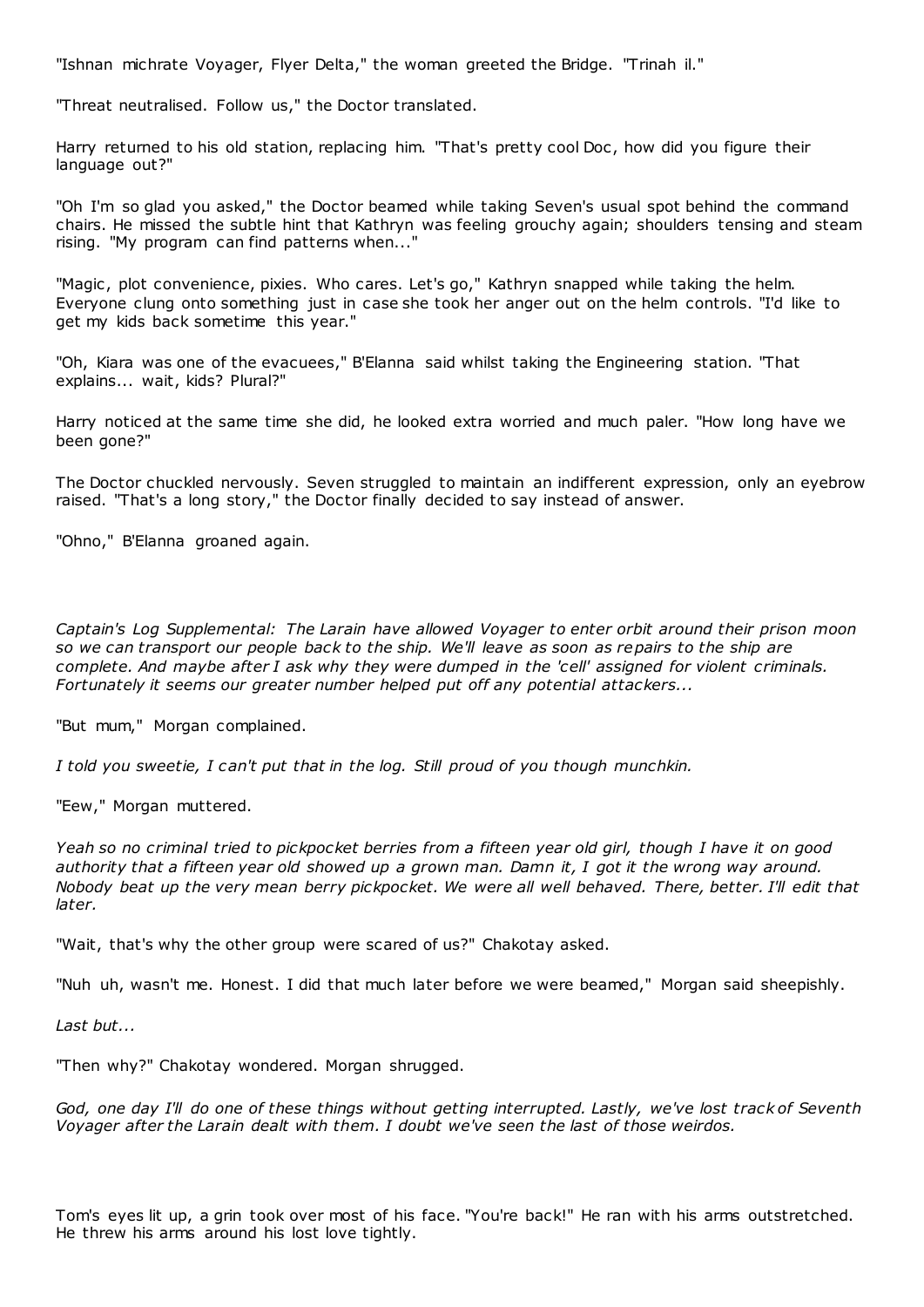"Ishnan michrate Voyager, Flyer Delta," the woman greeted the Bridge. "Trinah il."

"Threat neutralised. Follow us," the Doctor translated.

Harry returned to his old station, replacing him. "That's pretty cool Doc, how did you figure their language out?"

"Oh I'm so glad you asked," the Doctor beamed while taking Seven's usual spot behind the command chairs. He missed the subtle hint that Kathryn was feeling grouchy again; shoulders tensing and steam rising. "My program can find patterns when..."

"Magic, plot convenience, pixies. Who cares. Let's go," Kathryn snapped while taking the helm. Everyone clung onto something just in case she took her anger out on the helm controls. "I'd like to get my kids back sometime this year."

"Oh, Kiara was one of the evacuees," B'Elanna said whilst taking the Engineering station. "That explains... wait, kids? Plural?"

Harry noticed at the same time she did, he looked extra worried and much paler. "How long have we been gone?"

The Doctor chuckled nervously. Seven struggled to maintain an indifferent expression, only an eyebrow raised. "That's a long story," the Doctor finally decided to say instead of answer.

"Ohno," B'Elanna groaned again.

*Captain's Log Supplemental: The Larain have allowed Voyager to enter orbit around their prison moon so we can transport our people back to the ship. We'll leave as soon as repairs to the ship are complete. And maybe after I ask why they were dumped in the 'cell' assigned for violent criminals. Fortunately it seems our greater number helped put off any potential attackers...*

"But mum," Morgan complained.

*I told you sweetie, I can't put that in the log. Still proud of you though munchkin.*

"Eew," Morgan muttered.

*Yeah so no criminal tried to pickpocket berries from a fifteen year old girl, though I have it on good authority that a fifteen year old showed up a grown man. Damn it, I got it the wrong way around. Nobody beat up the very mean berry pickpocket. We were all well behaved. There, better. I'll edit that later.*

"Wait, that's why the other group were scared of us?" Chakotay asked.

"Nuh uh, wasn't me. Honest. I did that much later before we were beamed," Morgan said sheepishly.

*Last but...*

"Then why?" Chakotay wondered. Morgan shrugged.

*God, one day I'll do one of these things without getting interrupted. Lastly, we've lost track of Seventh Voyager after the Larain dealt with them. I doubt we've seen the last of those weirdos.*

Tom's eyes lit up, a grin took over most of his face. "You're back!" He ran with his arms outstretched. He threw his arms around his lost love tightly.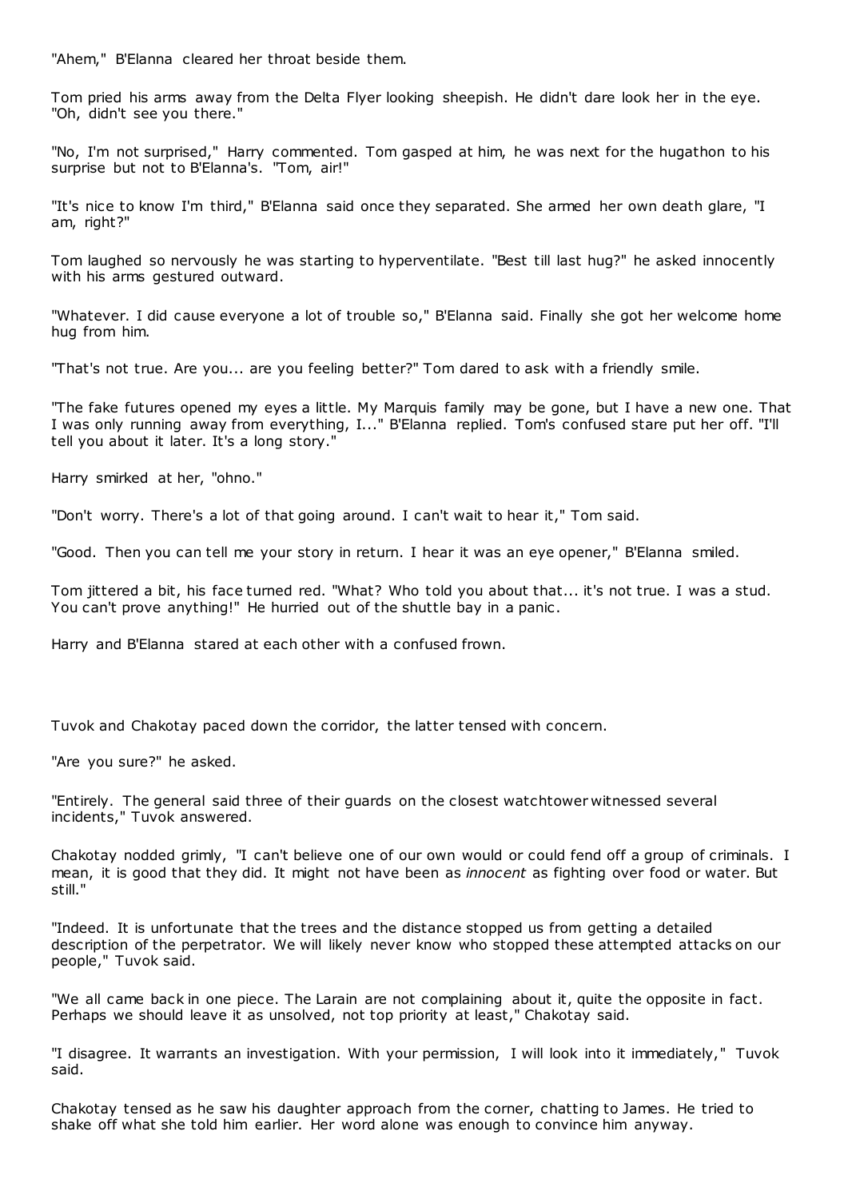"Ahem," B'Elanna cleared her throat beside them.

Tom pried his arms away from the Delta Flyer looking sheepish. He didn't dare look her in the eye. "Oh, didn't see you there."

"No, I'm not surprised," Harry commented. Tom gasped at him, he was next for the hugathon to his surprise but not to B'Elanna's. "Tom, air!"

"It's nice to know I'm third," B'Elanna said once they separated. She armed her own death glare, "I am, right?"

Tom laughed so nervously he was starting to hyperventilate. "Best till last hug?" he asked innocently with his arms gestured outward.

"Whatever. I did cause everyone a lot of trouble so," B'Elanna said. Finally she got her welcome home hug from him.

"That's not true. Are you... are you feeling better?" Tom dared to ask with a friendly smile.

"The fake futures opened my eyes a little. My Marquis family may be gone, but I have a new one. That I was only running away from everything, I..." B'Elanna replied. Tom's confused stare put her off. "I'll tell you about it later. It's a long story."

Harry smirked at her, "ohno."

"Don't worry. There's a lot of that going around. I can't wait to hear it," Tom said.

"Good. Then you can tell me your story in return. I hear it was an eye opener," B'Elanna smiled.

Tom jittered a bit, his face turned red. "What? Who told you about that... it's not true. I was a stud. You can't prove anything!" He hurried out of the shuttle bay in a panic.

Harry and B'Elanna stared at each other with a confused frown.

Tuvok and Chakotay paced down the corridor, the latter tensed with concern.

"Are you sure?" he asked.

"Entirely. The general said three of their guards on the closest watchtower witnessed several incidents," Tuvok answered.

Chakotay nodded grimly, "I can't believe one of our own would or could fend off a group of criminals. I mean, it is good that they did. It might not have been as *innocent* as fighting over food or water. But still."

"Indeed. It is unfortunate that the trees and the distance stopped us from getting a detailed description of the perpetrator. We will likely never know who stopped these attempted attacks on our people," Tuvok said.

"We all came back in one piece. The Larain are not complaining about it, quite the opposite in fact. Perhaps we should leave it as unsolved, not top priority at least," Chakotay said.

"I disagree. It warrants an investigation. With your permission, I will look into it immediately," Tuvok said.

Chakotay tensed as he saw his daughter approach from the corner, chatting to James. He tried to shake off what she told him earlier. Her word alone was enough to convince him anyway.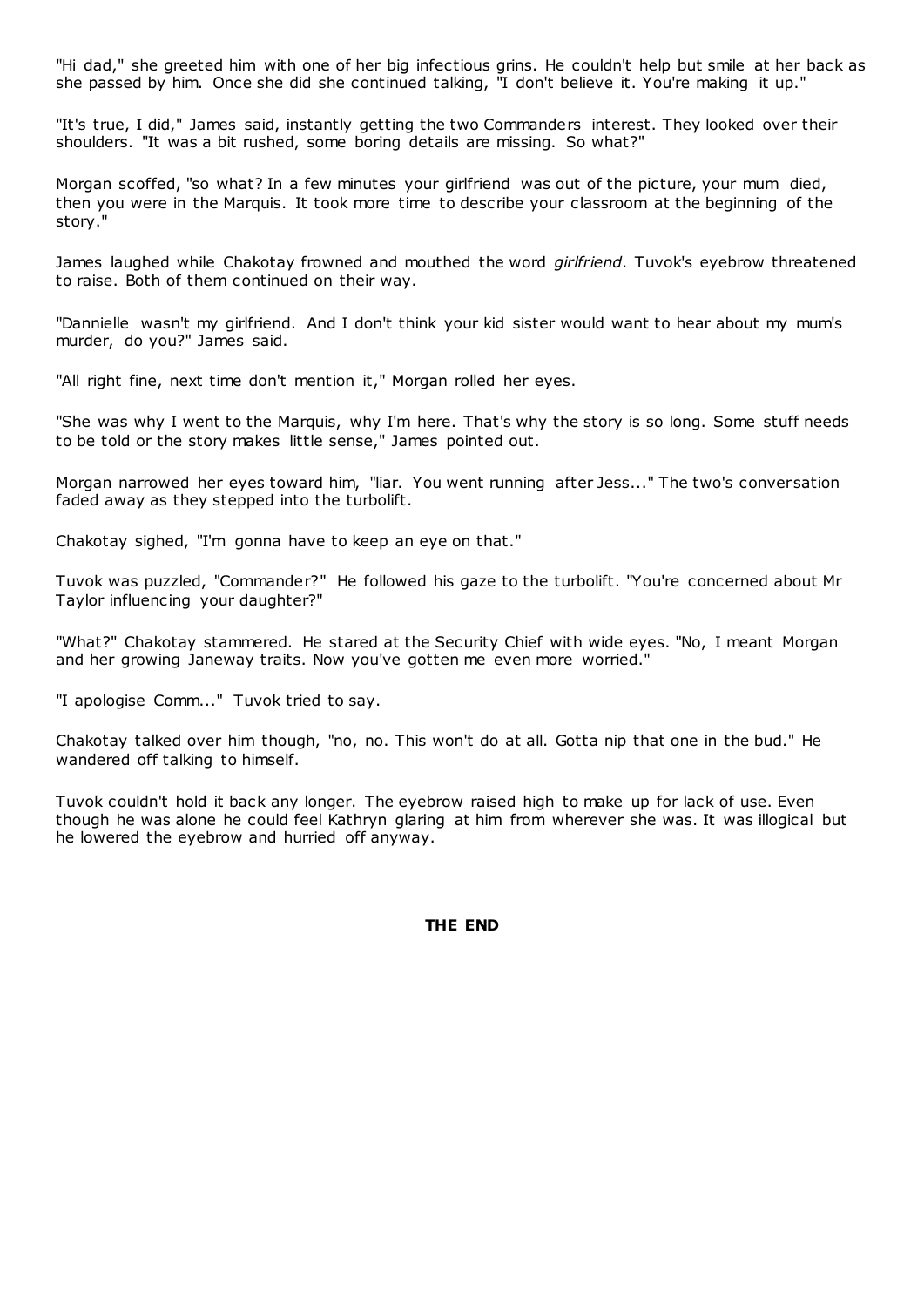"Hi dad," she greeted him with one of her big infectious grins. He couldn't help but smile at her back as she passed by him. Once she did she continued talking, "I don't believe it. You're making it up."

"It's true, I did," James said, instantly getting the two Commanders interest. They looked over their shoulders. "It was a bit rushed, some boring details are missing. So what?"

Morgan scoffed, "so what? In a few minutes your girlfriend was out of the picture, your mum died, then you were in the Marquis. It took more time to describe your classroom at the beginning of the story."

James laughed while Chakotay frowned and mouthed the word *girlfriend*. Tuvok's eyebrow threatened to raise. Both of them continued on their way.

"Dannielle wasn't my girlfriend. And I don't think your kid sister would want to hear about my mum's murder, do you?" James said.

"All right fine, next time don't mention it," Morgan rolled her eyes.

"She was why I went to the Marquis, why I'm here. That's why the story is so long. Some stuff needs to be told or the story makes little sense," James pointed out.

Morgan narrowed her eyes toward him, "liar. You went running after Jess..." The two's conversation faded away as they stepped into the turbolift.

Chakotay sighed, "I'm gonna have to keep an eye on that."

Tuvok was puzzled, "Commander?" He followed his gaze to the turbolift. "You're concerned about Mr Taylor influencing your daughter?"

"What?" Chakotay stammered. He stared at the Security Chief with wide eyes. "No, I meant Morgan and her growing Janeway traits. Now you've gotten me even more worried."

"I apologise Comm..." Tuvok tried to say.

Chakotay talked over him though, "no, no. This won't do at all. Gotta nip that one in the bud." He wandered off talking to himself.

Tuvok couldn't hold it back any longer. The eyebrow raised high to make up for lack of use. Even though he was alone he could feel Kathryn glaring at him from wherever she was. It was illogical but he lowered the eyebrow and hurried off anyway.

**THE END**